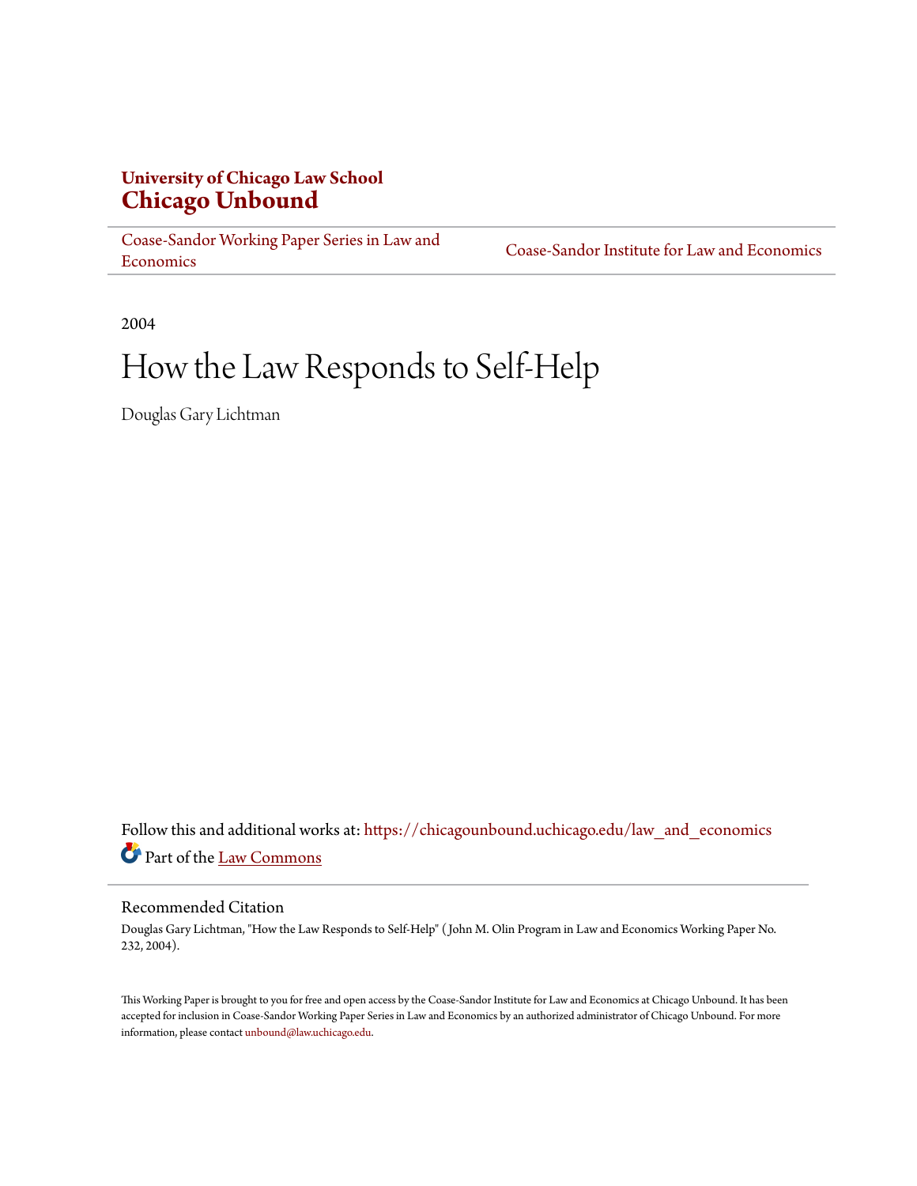**University of Chicago Law School**
**Chicago Unbound**

Coase-Sandor Working Paper Series in Law and Economics

Coase-Sandor Institute for Law and Economics

2004

# How the Law Responds to Self-Help

Douglas Gary Lichtman

Follow this and additional works at: https://chicagounbound.uchicago.edu/law_and_economics

Part of the Law Commons

## Recommended Citation

Douglas Gary Lichtman, "How the Law Responds to Self-Help" ( John M. Olin Program in Law and Economics Working Paper No. 232, 2004).

This Working Paper is brought to you for free and open access by the Coase-Sandor Institute for Law and Economics at Chicago Unbound. It has been accepted for inclusion in Coase-Sandor Working Paper Series in Law and Economics by an authorized administrator of Chicago Unbound. For more information, please contact unbound@law.uchicago.edu.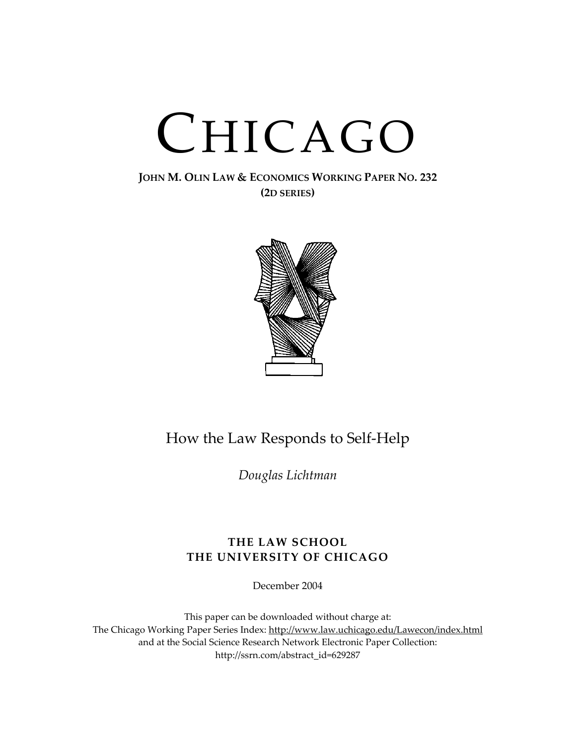# CHICAGO

**JOHN M. OLIN LAW & ECONOMICS WORKING PAPER NO. 232**
**(2D SERIES)**

## How the Law Responds to Self-Help

*Douglas Lichtman*

**THE LAW SCHOOL**
**THE UNIVERSITY OF CHICAGO**

December 2004

This paper can be downloaded without charge at:
The Chicago Working Paper Series Index: http://www.law.uchicago.edu/Lawecon/index.html
and at the Social Science Research Network Electronic Paper Collection:
http://ssrn.com/abstract_id=629287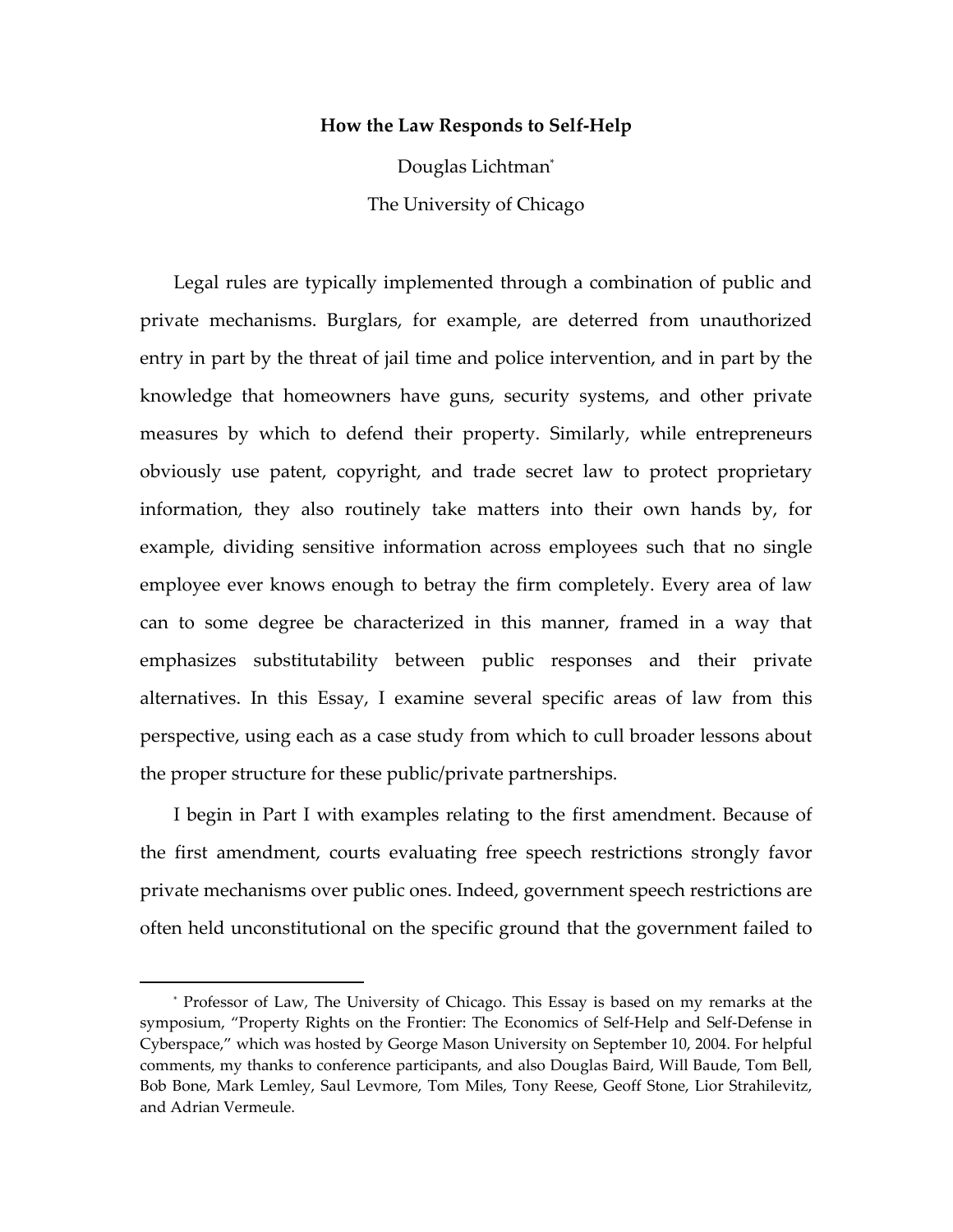**How the Law Responds to Self-Help**

Douglas Lichtman[*]

The University of Chicago

Legal rules are typically implemented through a combination of public and private mechanisms. Burglars, for example, are deterred from unauthorized entry in part by the threat of jail time and police intervention, and in part by the knowledge that homeowners have guns, security systems, and other private measures by which to defend their property. Similarly, while entrepreneurs obviously use patent, copyright, and trade secret law to protect proprietary information, they also routinely take matters into their own hands by, for example, dividing sensitive information across employees such that no single employee ever knows enough to betray the firm completely. Every area of law can to some degree be characterized in this manner, framed in a way that emphasizes substitutability between public responses and their private alternatives. In this Essay, I examine several specific areas of law from this perspective, using each as a case study from which to cull broader lessons about the proper structure for these public/private partnerships.

I begin in Part I with examples relating to the first amendment. Because of the first amendment, courts evaluating free speech restrictions strongly favor private mechanisms over public ones. Indeed, government speech restrictions are often held unconstitutional on the specific ground that the government failed to

[*] Professor of Law, The University of Chicago. This Essay is based on my remarks at the symposium, "Property Rights on the Frontier: The Economics of Self-Help and Self-Defense in Cyberspace," which was hosted by George Mason University on September 10, 2004. For helpful comments, my thanks to conference participants, and also Douglas Baird, Will Baude, Tom Bell, Bob Bone, Mark Lemley, Saul Levmore, Tom Miles, Tony Reese, Geoff Stone, Lior Strahilevitz, and Adrian Vermeule.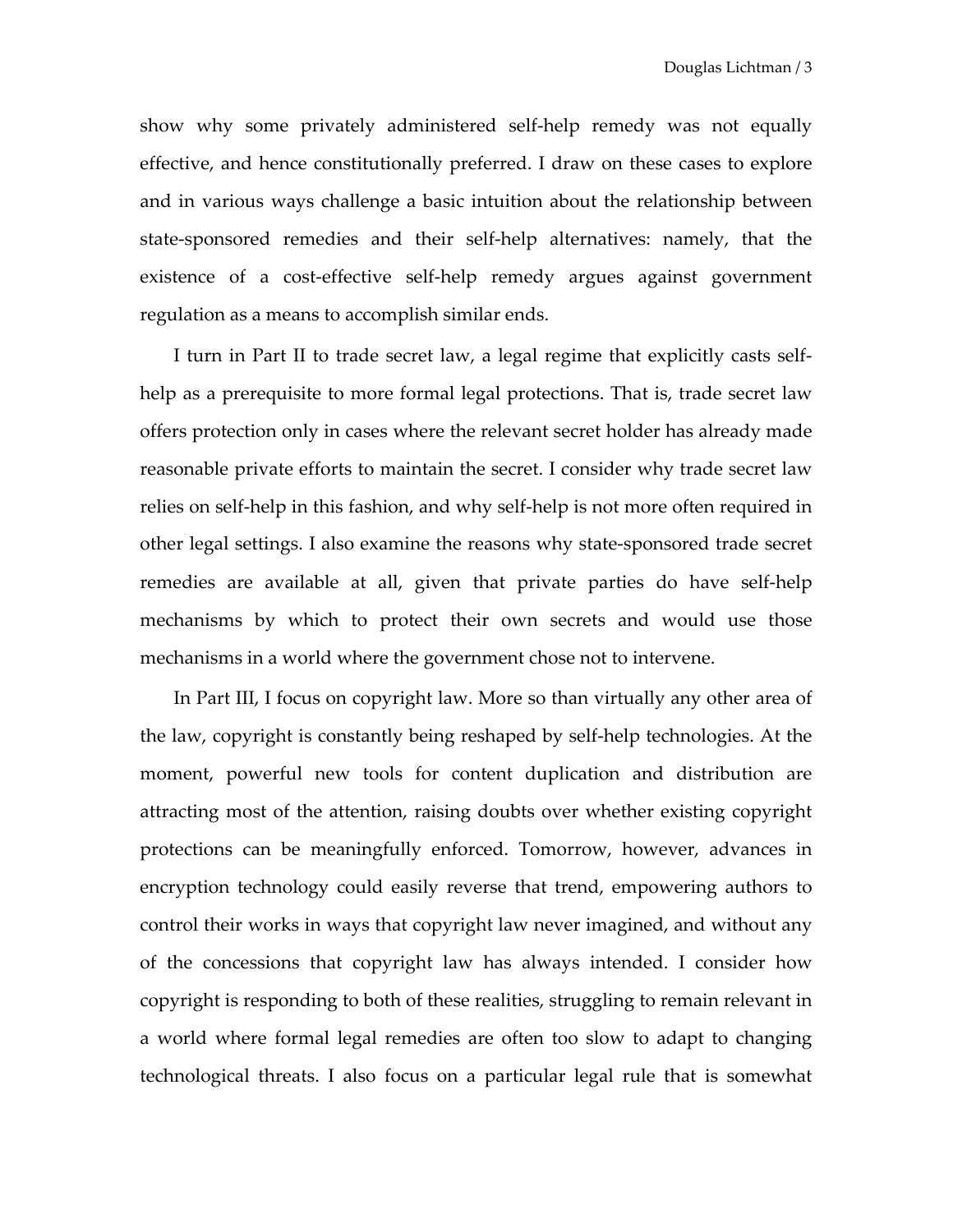show why some privately administered self-help remedy was not equally effective, and hence constitutionally preferred. I draw on these cases to explore and in various ways challenge a basic intuition about the relationship between state-sponsored remedies and their self-help alternatives: namely, that the existence of a cost-effective self-help remedy argues against government regulation as a means to accomplish similar ends.

I turn in Part II to trade secret law, a legal regime that explicitly casts self-help as a prerequisite to more formal legal protections. That is, trade secret law offers protection only in cases where the relevant secret holder has already made reasonable private efforts to maintain the secret. I consider why trade secret law relies on self-help in this fashion, and why self-help is not more often required in other legal settings. I also examine the reasons why state-sponsored trade secret remedies are available at all, given that private parties do have self-help mechanisms by which to protect their own secrets and would use those mechanisms in a world where the government chose not to intervene.

In Part III, I focus on copyright law. More so than virtually any other area of the law, copyright is constantly being reshaped by self-help technologies. At the moment, powerful new tools for content duplication and distribution are attracting most of the attention, raising doubts over whether existing copyright protections can be meaningfully enforced. Tomorrow, however, advances in encryption technology could easily reverse that trend, empowering authors to control their works in ways that copyright law never imagined, and without any of the concessions that copyright law has always intended. I consider how copyright is responding to both of these realities, struggling to remain relevant in a world where formal legal remedies are often too slow to adapt to changing technological threats. I also focus on a particular legal rule that is somewhat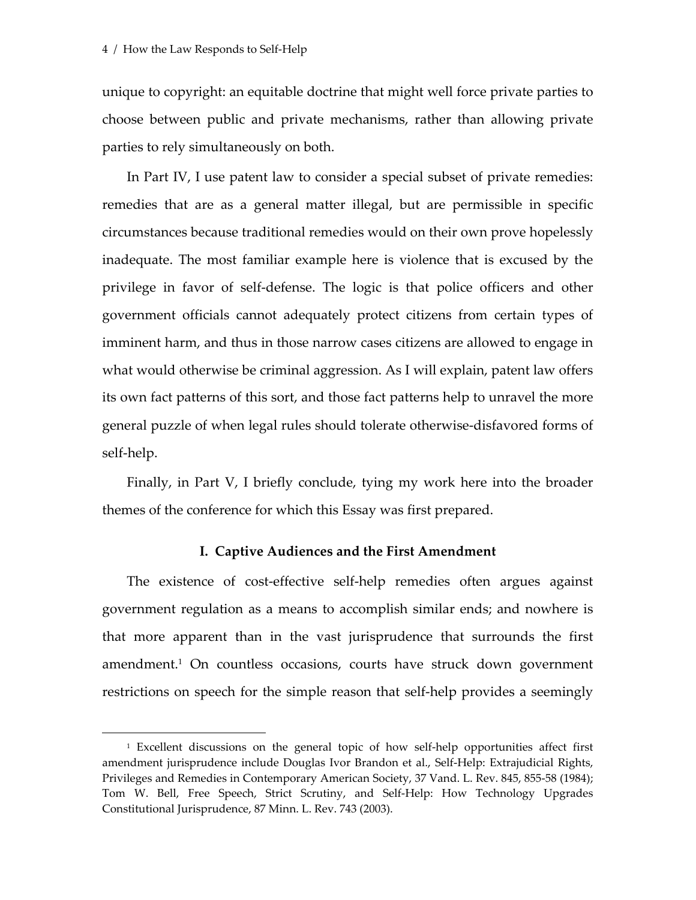unique to copyright: an equitable doctrine that might well force private parties to choose between public and private mechanisms, rather than allowing private parties to rely simultaneously on both.

In Part IV, I use patent law to consider a special subset of private remedies: remedies that are as a general matter illegal, but are permissible in specific circumstances because traditional remedies would on their own prove hopelessly inadequate. The most familiar example here is violence that is excused by the privilege in favor of self-defense. The logic is that police officers and other government officials cannot adequately protect citizens from certain types of imminent harm, and thus in those narrow cases citizens are allowed to engage in what would otherwise be criminal aggression. As I will explain, patent law offers its own fact patterns of this sort, and those fact patterns help to unravel the more general puzzle of when legal rules should tolerate otherwise-disfavored forms of self-help.

Finally, in Part V, I briefly conclude, tying my work here into the broader themes of the conference for which this Essay was first prepared.

## I. Captive Audiences and the First Amendment

The existence of cost-effective self-help remedies often argues against government regulation as a means to accomplish similar ends; and nowhere is that more apparent than in the vast jurisprudence that surrounds the first amendment.[1] On countless occasions, courts have struck down government restrictions on speech for the simple reason that self-help provides a seemingly

[1] Excellent discussions on the general topic of how self-help opportunities affect first amendment jurisprudence include Douglas Ivor Brandon et al., Self-Help: Extrajudicial Rights, Privileges and Remedies in Contemporary American Society, 37 Vand. L. Rev. 845, 855-58 (1984); Tom W. Bell, Free Speech, Strict Scrutiny, and Self-Help: How Technology Upgrades Constitutional Jurisprudence, 87 Minn. L. Rev. 743 (2003).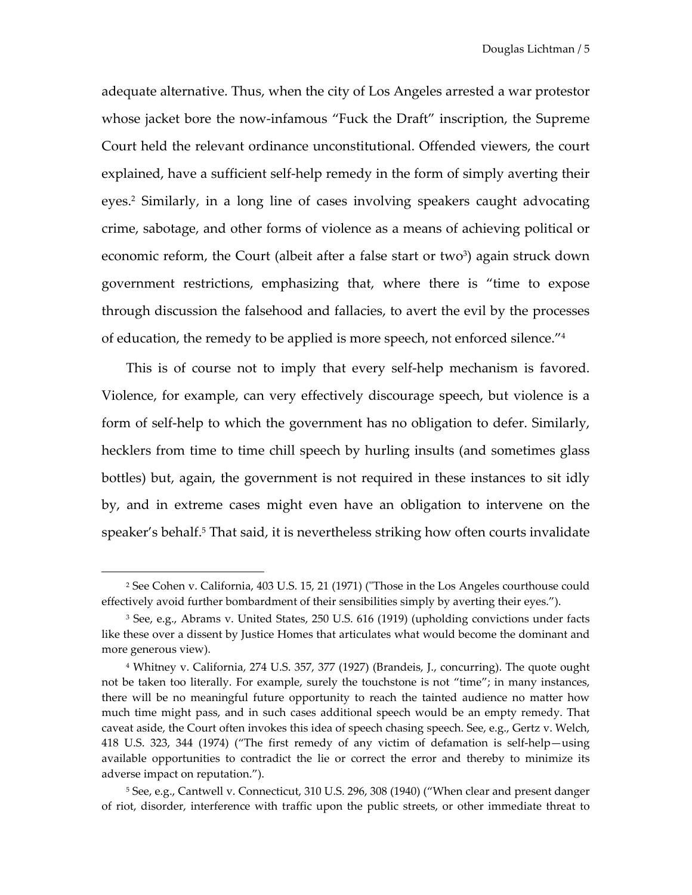adequate alternative. Thus, when the city of Los Angeles arrested a war protestor whose jacket bore the now-infamous "Fuck the Draft" inscription, the Supreme Court held the relevant ordinance unconstitutional. Offended viewers, the court explained, have a sufficient self-help remedy in the form of simply averting their eyes.[2] Similarly, in a long line of cases involving speakers caught advocating crime, sabotage, and other forms of violence as a means of achieving political or economic reform, the Court (albeit after a false start or two[3]) again struck down government restrictions, emphasizing that, where there is "time to expose through discussion the falsehood and fallacies, to avert the evil by the processes of education, the remedy to be applied is more speech, not enforced silence."[4]

This is of course not to imply that every self-help mechanism is favored. Violence, for example, can very effectively discourage speech, but violence is a form of self-help to which the government has no obligation to defer. Similarly, hecklers from time to time chill speech by hurling insults (and sometimes glass bottles) but, again, the government is not required in these instances to sit idly by, and in extreme cases might even have an obligation to intervene on the speaker's behalf.[5] That said, it is nevertheless striking how often courts invalidate

---

[2] See Cohen v. California, 403 U.S. 15, 21 (1971) ("Those in the Los Angeles courthouse could effectively avoid further bombardment of their sensibilities simply by averting their eyes.").

[3] See, e.g., Abrams v. United States, 250 U.S. 616 (1919) (upholding convictions under facts like these over a dissent by Justice Homes that articulates what would become the dominant and more generous view).

[4] Whitney v. California, 274 U.S. 357, 377 (1927) (Brandeis, J., concurring). The quote ought not be taken too literally. For example, surely the touchstone is not "time"; in many instances, there will be no meaningful future opportunity to reach the tainted audience no matter how much time might pass, and in such cases additional speech would be an empty remedy. That caveat aside, the Court often invokes this idea of speech chasing speech. See, e.g., Gertz v. Welch, 418 U.S. 323, 344 (1974) ("The first remedy of any victim of defamation is self-help—using available opportunities to contradict the lie or correct the error and thereby to minimize its adverse impact on reputation.").

[5] See, e.g., Cantwell v. Connecticut, 310 U.S. 296, 308 (1940) ("When clear and present danger of riot, disorder, interference with traffic upon the public streets, or other immediate threat to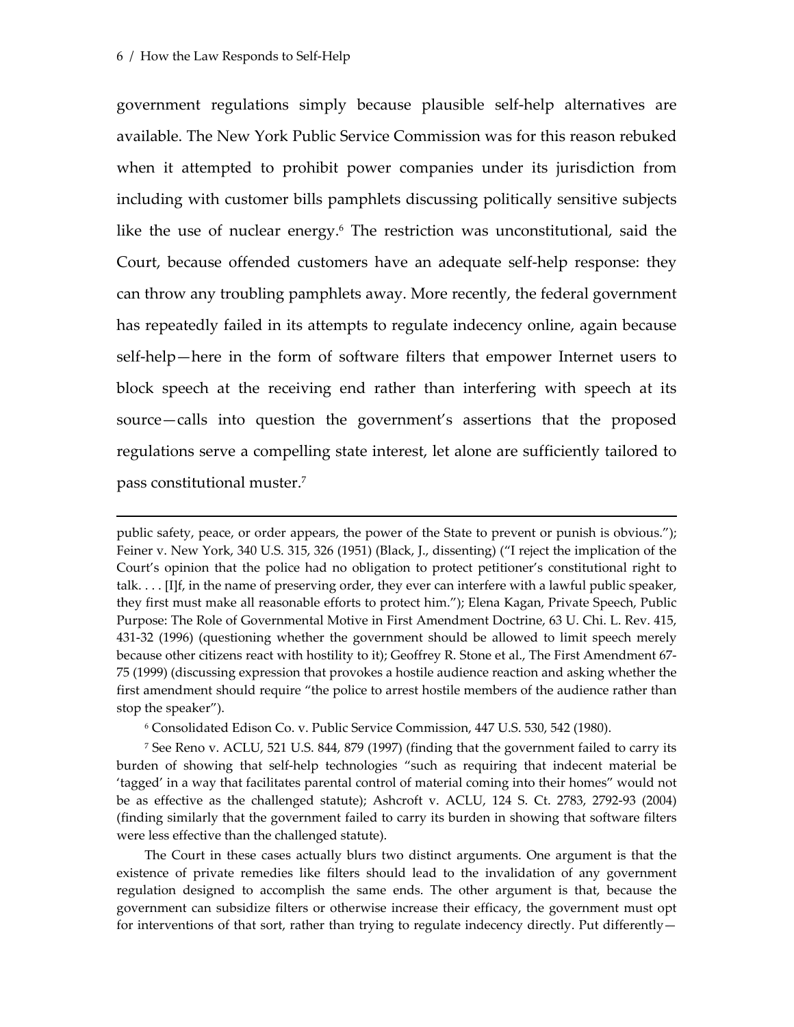government regulations simply because plausible self-help alternatives are available. The New York Public Service Commission was for this reason rebuked when it attempted to prohibit power companies under its jurisdiction from including with customer bills pamphlets discussing politically sensitive subjects like the use of nuclear energy.[6] The restriction was unconstitutional, said the Court, because offended customers have an adequate self-help response: they can throw any troubling pamphlets away. More recently, the federal government has repeatedly failed in its attempts to regulate indecency online, again because self-help—here in the form of software filters that empower Internet users to block speech at the receiving end rather than interfering with speech at its source—calls into question the government's assertions that the proposed regulations serve a compelling state interest, let alone are sufficiently tailored to pass constitutional muster.[7]

---

public safety, peace, or order appears, the power of the State to prevent or punish is obvious."); Feiner v. New York, 340 U.S. 315, 326 (1951) (Black, J., dissenting) ("I reject the implication of the Court's opinion that the police had no obligation to protect petitioner's constitutional right to talk. . . . [I]f, in the name of preserving order, they ever can interfere with a lawful public speaker, they first must make all reasonable efforts to protect him."); Elena Kagan, Private Speech, Public Purpose: The Role of Governmental Motive in First Amendment Doctrine, 63 U. Chi. L. Rev. 415, 431-32 (1996) (questioning whether the government should be allowed to limit speech merely because other citizens react with hostility to it); Geoffrey R. Stone et al., The First Amendment 67-75 (1999) (discussing expression that provokes a hostile audience reaction and asking whether the first amendment should require "the police to arrest hostile members of the audience rather than stop the speaker").

[6] Consolidated Edison Co. v. Public Service Commission, 447 U.S. 530, 542 (1980).

[7] See Reno v. ACLU, 521 U.S. 844, 879 (1997) (finding that the government failed to carry its burden of showing that self-help technologies "such as requiring that indecent material be 'tagged' in a way that facilitates parental control of material coming into their homes" would not be as effective as the challenged statute); Ashcroft v. ACLU, 124 S. Ct. 2783, 2792-93 (2004) (finding similarly that the government failed to carry its burden in showing that software filters were less effective than the challenged statute).

The Court in these cases actually blurs two distinct arguments. One argument is that the existence of private remedies like filters should lead to the invalidation of any government regulation designed to accomplish the same ends. The other argument is that, because the government can subsidize filters or otherwise increase their efficacy, the government must opt for interventions of that sort, rather than trying to regulate indecency directly. Put differently—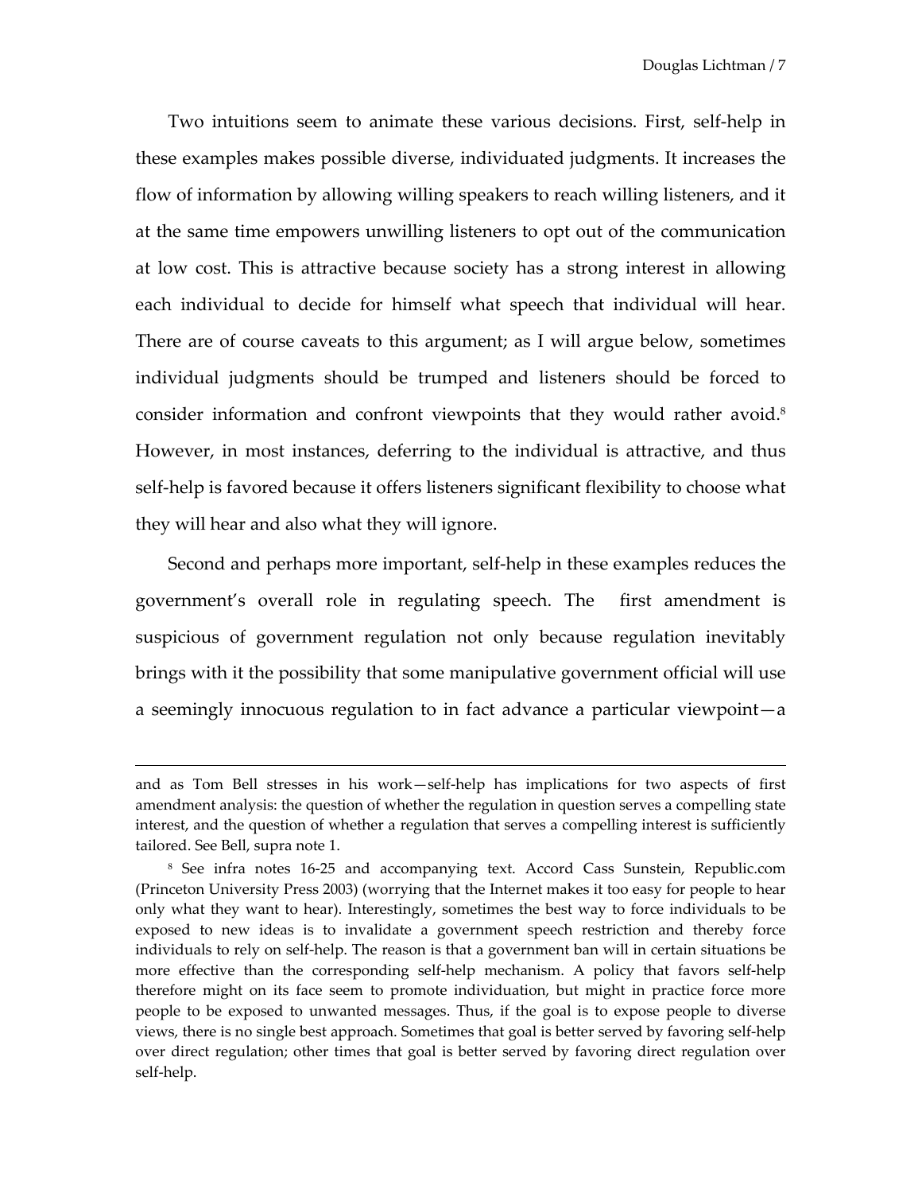Two intuitions seem to animate these various decisions. First, self-help in these examples makes possible diverse, individuated judgments. It increases the flow of information by allowing willing speakers to reach willing listeners, and it at the same time empowers unwilling listeners to opt out of the communication at low cost. This is attractive because society has a strong interest in allowing each individual to decide for himself what speech that individual will hear. There are of course caveats to this argument; as I will argue below, sometimes individual judgments should be trumped and listeners should be forced to consider information and confront viewpoints that they would rather avoid.[8] However, in most instances, deferring to the individual is attractive, and thus self-help is favored because it offers listeners significant flexibility to choose what they will hear and also what they will ignore.

Second and perhaps more important, self-help in these examples reduces the government's overall role in regulating speech. The first amendment is suspicious of government regulation not only because regulation inevitably brings with it the possibility that some manipulative government official will use a seemingly innocuous regulation to in fact advance a particular viewpoint—a

---

and as Tom Bell stresses in his work—self-help has implications for two aspects of first amendment analysis: the question of whether the regulation in question serves a compelling state interest, and the question of whether a regulation that serves a compelling interest is sufficiently tailored. See Bell, supra note 1.

[8] See infra notes 16-25 and accompanying text. Accord Cass Sunstein, Republic.com (Princeton University Press 2003) (worrying that the Internet makes it too easy for people to hear only what they want to hear). Interestingly, sometimes the best way to force individuals to be exposed to new ideas is to invalidate a government speech restriction and thereby force individuals to rely on self-help. The reason is that a government ban will in certain situations be more effective than the corresponding self-help mechanism. A policy that favors self-help therefore might on its face seem to promote individuation, but might in practice force more people to be exposed to unwanted messages. Thus, if the goal is to expose people to diverse views, there is no single best approach. Sometimes that goal is better served by favoring self-help over direct regulation; other times that goal is better served by favoring direct regulation over self-help.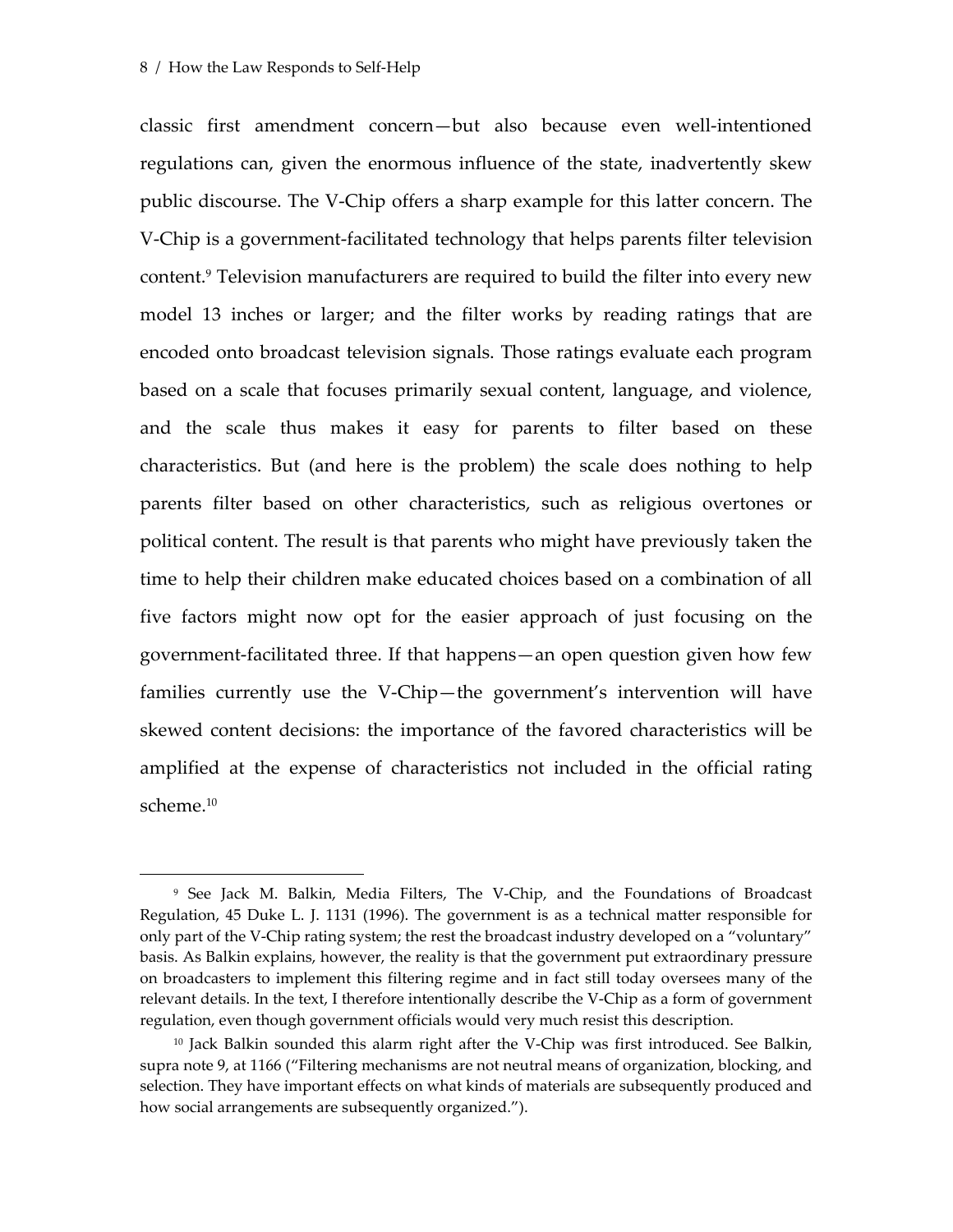classic first amendment concern—but also because even well-intentioned regulations can, given the enormous influence of the state, inadvertently skew public discourse. The V-Chip offers a sharp example for this latter concern. The V-Chip is a government-facilitated technology that helps parents filter television content.[9] Television manufacturers are required to build the filter into every new model 13 inches or larger; and the filter works by reading ratings that are encoded onto broadcast television signals. Those ratings evaluate each program based on a scale that focuses primarily sexual content, language, and violence, and the scale thus makes it easy for parents to filter based on these characteristics. But (and here is the problem) the scale does nothing to help parents filter based on other characteristics, such as religious overtones or political content. The result is that parents who might have previously taken the time to help their children make educated choices based on a combination of all five factors might now opt for the easier approach of just focusing on the government-facilitated three. If that happens—an open question given how few families currently use the V-Chip—the government's intervention will have skewed content decisions: the importance of the favored characteristics will be amplified at the expense of characteristics not included in the official rating scheme.[10]

[9] See Jack M. Balkin, Media Filters, The V-Chip, and the Foundations of Broadcast Regulation, 45 Duke L. J. 1131 (1996). The government is as a technical matter responsible for only part of the V-Chip rating system; the rest the broadcast industry developed on a "voluntary" basis. As Balkin explains, however, the reality is that the government put extraordinary pressure on broadcasters to implement this filtering regime and in fact still today oversees many of the relevant details. In the text, I therefore intentionally describe the V-Chip as a form of government regulation, even though government officials would very much resist this description.

[10] Jack Balkin sounded this alarm right after the V-Chip was first introduced. See Balkin, supra note 9, at 1166 ("Filtering mechanisms are not neutral means of organization, blocking, and selection. They have important effects on what kinds of materials are subsequently produced and how social arrangements are subsequently organized.").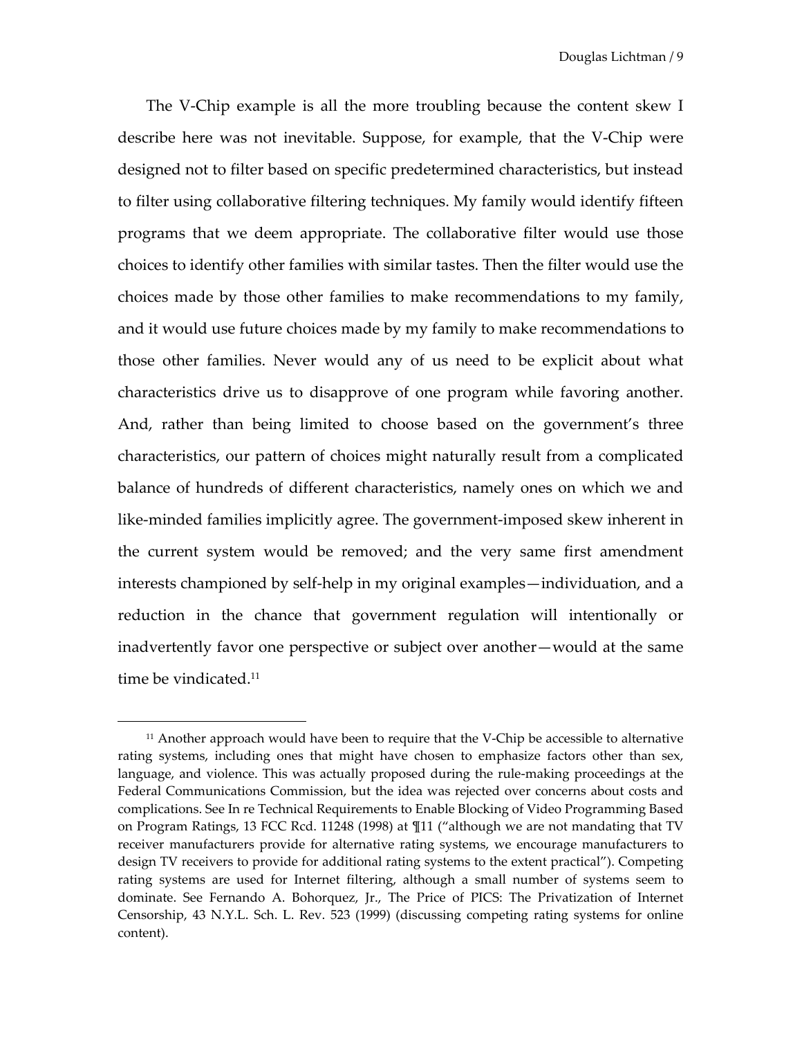The V-Chip example is all the more troubling because the content skew I describe here was not inevitable. Suppose, for example, that the V-Chip were designed not to filter based on specific predetermined characteristics, but instead to filter using collaborative filtering techniques. My family would identify fifteen programs that we deem appropriate. The collaborative filter would use those choices to identify other families with similar tastes. Then the filter would use the choices made by those other families to make recommendations to my family, and it would use future choices made by my family to make recommendations to those other families. Never would any of us need to be explicit about what characteristics drive us to disapprove of one program while favoring another. And, rather than being limited to choose based on the government's three characteristics, our pattern of choices might naturally result from a complicated balance of hundreds of different characteristics, namely ones on which we and like-minded families implicitly agree. The government-imposed skew inherent in the current system would be removed; and the very same first amendment interests championed by self-help in my original examples—individuation, and a reduction in the chance that government regulation will intentionally or inadvertently favor one perspective or subject over another—would at the same time be vindicated.[11]

[11] Another approach would have been to require that the V-Chip be accessible to alternative rating systems, including ones that might have chosen to emphasize factors other than sex, language, and violence. This was actually proposed during the rule-making proceedings at the Federal Communications Commission, but the idea was rejected over concerns about costs and complications. See In re Technical Requirements to Enable Blocking of Video Programming Based on Program Ratings, 13 FCC Rcd. 11248 (1998) at ¶11 ("although we are not mandating that TV receiver manufacturers provide for alternative rating systems, we encourage manufacturers to design TV receivers to provide for additional rating systems to the extent practical"). Competing rating systems are used for Internet filtering, although a small number of systems seem to dominate. See Fernando A. Bohorquez, Jr., The Price of PICS: The Privatization of Internet Censorship, 43 N.Y.L. Sch. L. Rev. 523 (1999) (discussing competing rating systems for online content).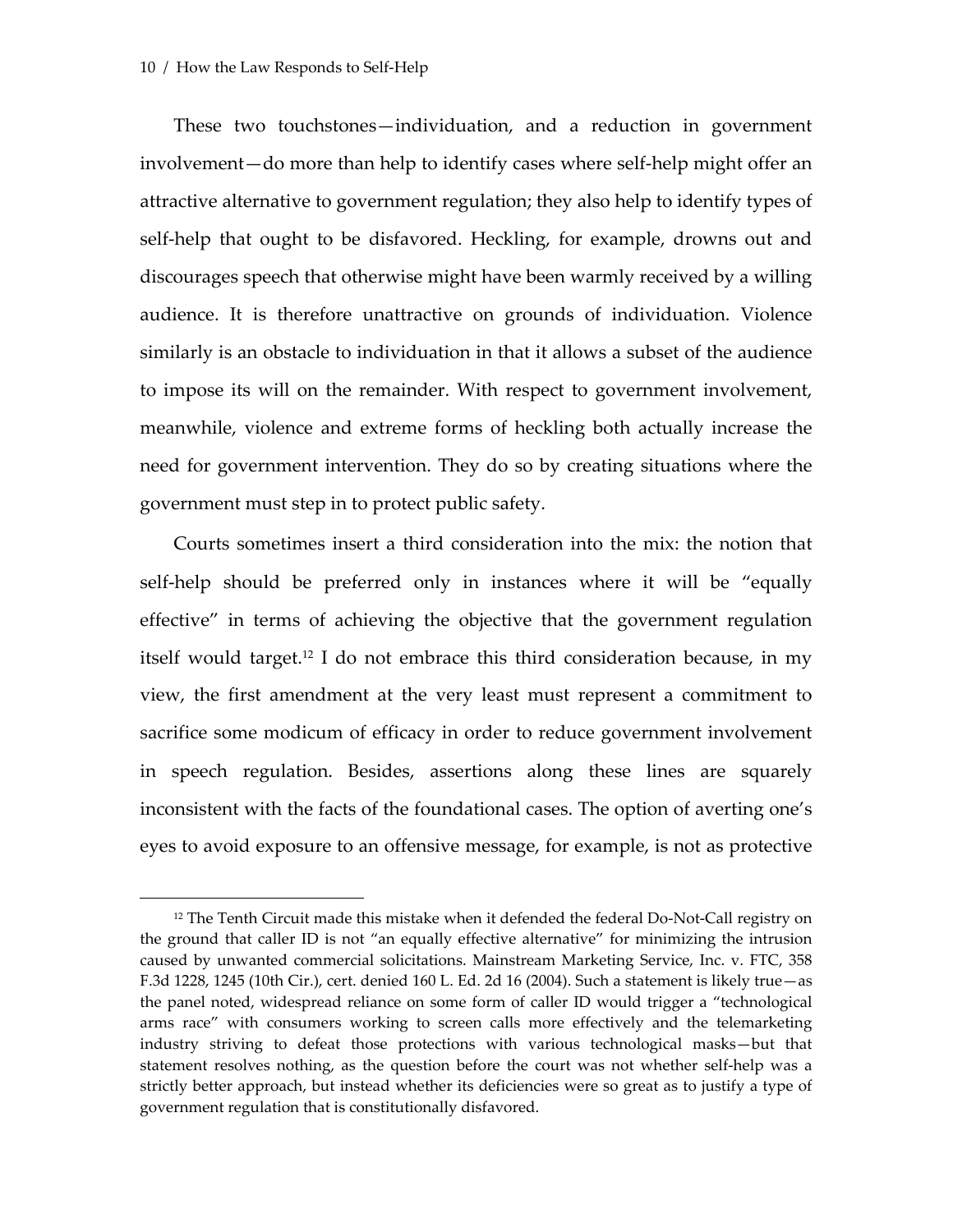These two touchstones—individuation, and a reduction in government involvement—do more than help to identify cases where self-help might offer an attractive alternative to government regulation; they also help to identify types of self-help that ought to be disfavored. Heckling, for example, drowns out and discourages speech that otherwise might have been warmly received by a willing audience. It is therefore unattractive on grounds of individuation. Violence similarly is an obstacle to individuation in that it allows a subset of the audience to impose its will on the remainder. With respect to government involvement, meanwhile, violence and extreme forms of heckling both actually increase the need for government intervention. They do so by creating situations where the government must step in to protect public safety.

Courts sometimes insert a third consideration into the mix: the notion that self-help should be preferred only in instances where it will be "equally effective" in terms of achieving the objective that the government regulation itself would target.[12] I do not embrace this third consideration because, in my view, the first amendment at the very least must represent a commitment to sacrifice some modicum of efficacy in order to reduce government involvement in speech regulation. Besides, assertions along these lines are squarely inconsistent with the facts of the foundational cases. The option of averting one's eyes to avoid exposure to an offensive message, for example, is not as protective

[12] The Tenth Circuit made this mistake when it defended the federal Do-Not-Call registry on the ground that caller ID is not "an equally effective alternative" for minimizing the intrusion caused by unwanted commercial solicitations. Mainstream Marketing Service, Inc. v. FTC, 358 F.3d 1228, 1245 (10th Cir.), cert. denied 160 L. Ed. 2d 16 (2004). Such a statement is likely true—as the panel noted, widespread reliance on some form of caller ID would trigger a "technological arms race" with consumers working to screen calls more effectively and the telemarketing industry striving to defeat those protections with various technological masks—but that statement resolves nothing, as the question before the court was not whether self-help was a strictly better approach, but instead whether its deficiencies were so great as to justify a type of government regulation that is constitutionally disfavored.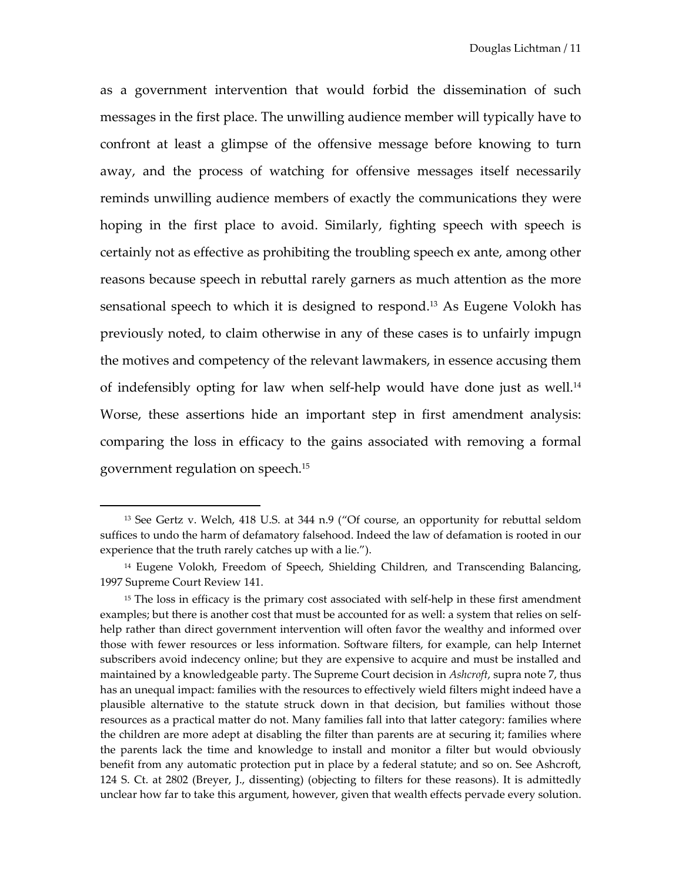as a government intervention that would forbid the dissemination of such messages in the first place. The unwilling audience member will typically have to confront at least a glimpse of the offensive message before knowing to turn away, and the process of watching for offensive messages itself necessarily reminds unwilling audience members of exactly the communications they were hoping in the first place to avoid. Similarly, fighting speech with speech is certainly not as effective as prohibiting the troubling speech ex ante, among other reasons because speech in rebuttal rarely garners as much attention as the more sensational speech to which it is designed to respond.[13] As Eugene Volokh has previously noted, to claim otherwise in any of these cases is to unfairly impugn the motives and competency of the relevant lawmakers, in essence accusing them of indefensibly opting for law when self-help would have done just as well.[14] Worse, these assertions hide an important step in first amendment analysis: comparing the loss in efficacy to the gains associated with removing a formal government regulation on speech.[15]

---

[13] See Gertz v. Welch, 418 U.S. at 344 n.9 ("Of course, an opportunity for rebuttal seldom suffices to undo the harm of defamatory falsehood. Indeed the law of defamation is rooted in our experience that the truth rarely catches up with a lie.").

[14] Eugene Volokh, Freedom of Speech, Shielding Children, and Transcending Balancing, 1997 Supreme Court Review 141.

[15] The loss in efficacy is the primary cost associated with self-help in these first amendment examples; but there is another cost that must be accounted for as well: a system that relies on self-help rather than direct government intervention will often favor the wealthy and informed over those with fewer resources or less information. Software filters, for example, can help Internet subscribers avoid indecency online; but they are expensive to acquire and must be installed and maintained by a knowledgeable party. The Supreme Court decision in *Ashcroft*, supra note 7, thus has an unequal impact: families with the resources to effectively wield filters might indeed have a plausible alternative to the statute struck down in that decision, but families without those resources as a practical matter do not. Many families fall into that latter category: families where the children are more adept at disabling the filter than parents are at securing it; families where the parents lack the time and knowledge to install and monitor a filter but would obviously benefit from any automatic protection put in place by a federal statute; and so on. See Ashcroft, 124 S. Ct. at 2802 (Breyer, J., dissenting) (objecting to filters for these reasons). It is admittedly unclear how far to take this argument, however, given that wealth effects pervade every solution.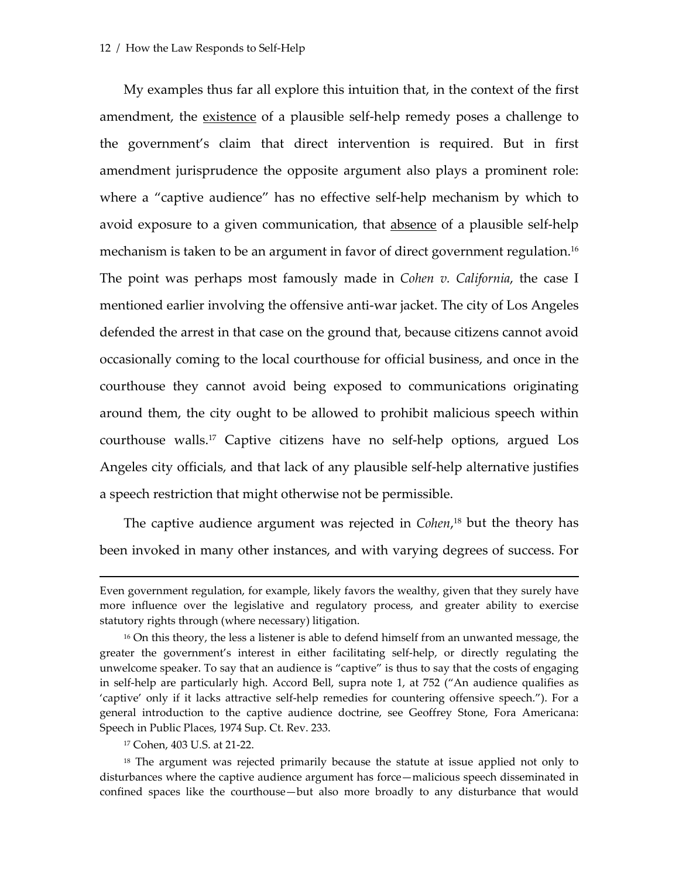My examples thus far all explore this intuition that, in the context of the first amendment, the existence of a plausible self-help remedy poses a challenge to the government's claim that direct intervention is required. But in first amendment jurisprudence the opposite argument also plays a prominent role: where a "captive audience" has no effective self-help mechanism by which to avoid exposure to a given communication, that absence of a plausible self-help mechanism is taken to be an argument in favor of direct government regulation.[16] The point was perhaps most famously made in *Cohen v. California*, the case I mentioned earlier involving the offensive anti-war jacket. The city of Los Angeles defended the arrest in that case on the ground that, because citizens cannot avoid occasionally coming to the local courthouse for official business, and once in the courthouse they cannot avoid being exposed to communications originating around them, the city ought to be allowed to prohibit malicious speech within courthouse walls.[17] Captive citizens have no self-help options, argued Los Angeles city officials, and that lack of any plausible self-help alternative justifies a speech restriction that might otherwise not be permissible.

The captive audience argument was rejected in *Cohen*,[18] but the theory has been invoked in many other instances, and with varying degrees of success. For

---

Even government regulation, for example, likely favors the wealthy, given that they surely have more influence over the legislative and regulatory process, and greater ability to exercise statutory rights through (where necessary) litigation.

[16] On this theory, the less a listener is able to defend himself from an unwanted message, the greater the government's interest in either facilitating self-help, or directly regulating the unwelcome speaker. To say that an audience is "captive" is thus to say that the costs of engaging in self-help are particularly high. Accord Bell, supra note 1, at 752 ("An audience qualifies as 'captive' only if it lacks attractive self-help remedies for countering offensive speech."). For a general introduction to the captive audience doctrine, see Geoffrey Stone, Fora Americana: Speech in Public Places, 1974 Sup. Ct. Rev. 233.

[17] Cohen, 403 U.S. at 21-22.

[18] The argument was rejected primarily because the statute at issue applied not only to disturbances where the captive audience argument has force—malicious speech disseminated in confined spaces like the courthouse—but also more broadly to any disturbance that would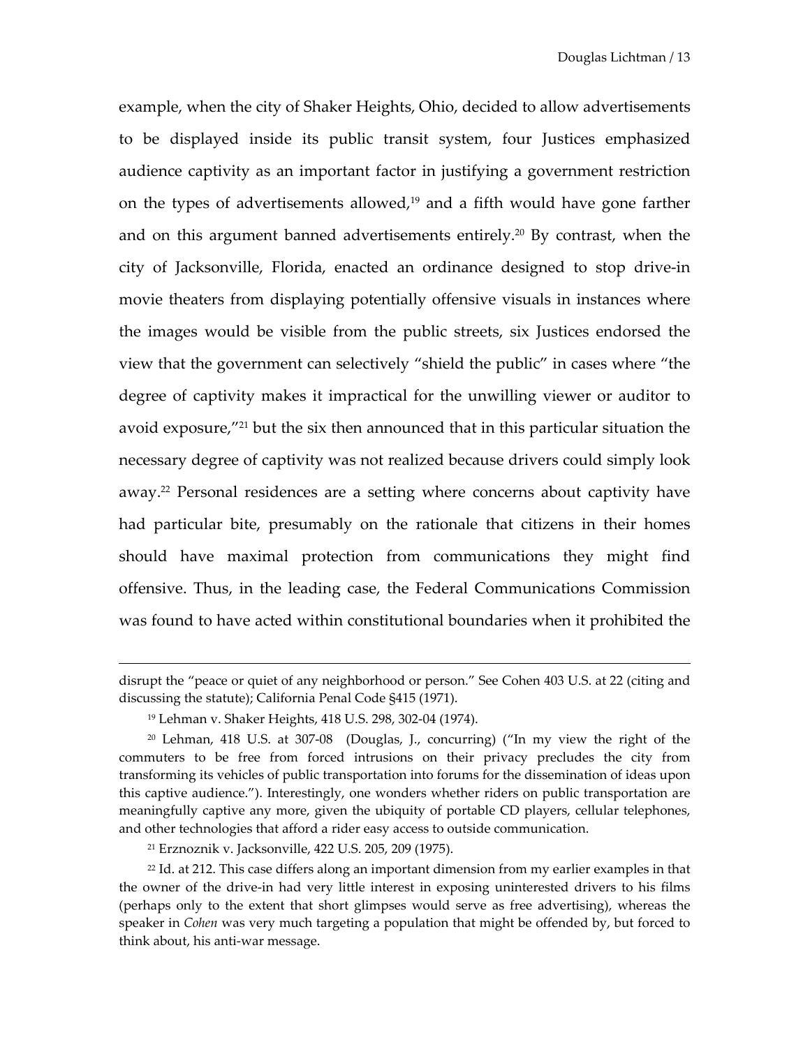example, when the city of Shaker Heights, Ohio, decided to allow advertisements to be displayed inside its public transit system, four Justices emphasized audience captivity as an important factor in justifying a government restriction on the types of advertisements allowed,[19] and a fifth would have gone farther and on this argument banned advertisements entirely.[20] By contrast, when the city of Jacksonville, Florida, enacted an ordinance designed to stop drive-in movie theaters from displaying potentially offensive visuals in instances where the images would be visible from the public streets, six Justices endorsed the view that the government can selectively "shield the public" in cases where "the degree of captivity makes it impractical for the unwilling viewer or auditor to avoid exposure,"[21] but the six then announced that in this particular situation the necessary degree of captivity was not realized because drivers could simply look away.[22] Personal residences are a setting where concerns about captivity have had particular bite, presumably on the rationale that citizens in their homes should have maximal protection from communications they might find offensive. Thus, in the leading case, the Federal Communications Commission was found to have acted within constitutional boundaries when it prohibited the

---

disrupt the "peace or quiet of any neighborhood or person." See Cohen 403 U.S. at 22 (citing and discussing the statute); California Penal Code §415 (1971).

[19] Lehman v. Shaker Heights, 418 U.S. 298, 302-04 (1974).

[20] Lehman, 418 U.S. at 307-08 (Douglas, J., concurring) ("In my view the right of the commuters to be free from forced intrusions on their privacy precludes the city from transforming its vehicles of public transportation into forums for the dissemination of ideas upon this captive audience."). Interestingly, one wonders whether riders on public transportation are meaningfully captive any more, given the ubiquity of portable CD players, cellular telephones, and other technologies that afford a rider easy access to outside communication.

[21] Erznoznik v. Jacksonville, 422 U.S. 205, 209 (1975).

[22] Id. at 212. This case differs along an important dimension from my earlier examples in that the owner of the drive-in had very little interest in exposing uninterested drivers to his films (perhaps only to the extent that short glimpses would serve as free advertising), whereas the speaker in *Cohen* was very much targeting a population that might be offended by, but forced to think about, his anti-war message.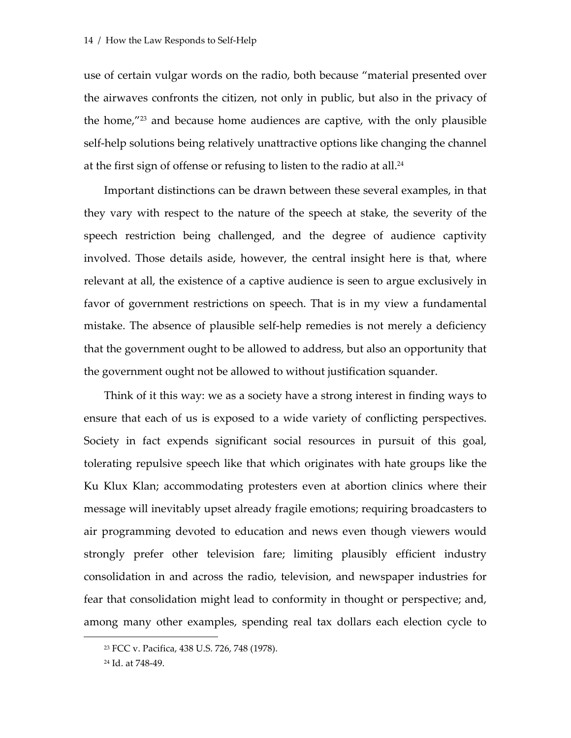use of certain vulgar words on the radio, both because "material presented over the airwaves confronts the citizen, not only in public, but also in the privacy of the home,"[23] and because home audiences are captive, with the only plausible self-help solutions being relatively unattractive options like changing the channel at the first sign of offense or refusing to listen to the radio at all.[24]

Important distinctions can be drawn between these several examples, in that they vary with respect to the nature of the speech at stake, the severity of the speech restriction being challenged, and the degree of audience captivity involved. Those details aside, however, the central insight here is that, where relevant at all, the existence of a captive audience is seen to argue exclusively in favor of government restrictions on speech. That is in my view a fundamental mistake. The absence of plausible self-help remedies is not merely a deficiency that the government ought to be allowed to address, but also an opportunity that the government ought not be allowed to without justification squander.

Think of it this way: we as a society have a strong interest in finding ways to ensure that each of us is exposed to a wide variety of conflicting perspectives. Society in fact expends significant social resources in pursuit of this goal, tolerating repulsive speech like that which originates with hate groups like the Ku Klux Klan; accommodating protesters even at abortion clinics where their message will inevitably upset already fragile emotions; requiring broadcasters to air programming devoted to education and news even though viewers would strongly prefer other television fare; limiting plausibly efficient industry consolidation in and across the radio, television, and newspaper industries for fear that consolidation might lead to conformity in thought or perspective; and, among many other examples, spending real tax dollars each election cycle to

[23] FCC v. Pacifica, 438 U.S. 726, 748 (1978).

[24] Id. at 748-49.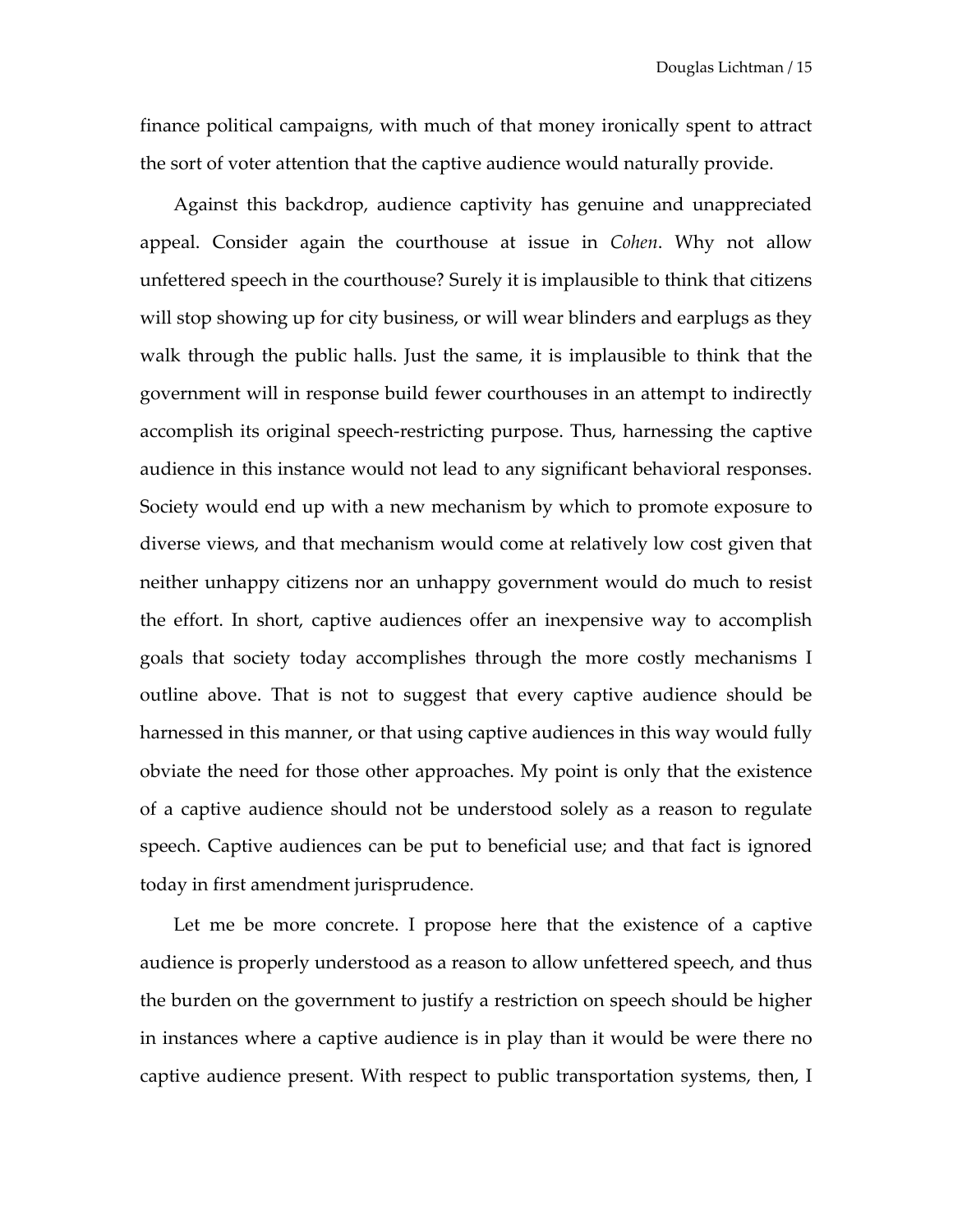finance political campaigns, with much of that money ironically spent to attract the sort of voter attention that the captive audience would naturally provide.

Against this backdrop, audience captivity has genuine and unappreciated appeal. Consider again the courthouse at issue in *Cohen*. Why not allow unfettered speech in the courthouse? Surely it is implausible to think that citizens will stop showing up for city business, or will wear blinders and earplugs as they walk through the public halls. Just the same, it is implausible to think that the government will in response build fewer courthouses in an attempt to indirectly accomplish its original speech-restricting purpose. Thus, harnessing the captive audience in this instance would not lead to any significant behavioral responses. Society would end up with a new mechanism by which to promote exposure to diverse views, and that mechanism would come at relatively low cost given that neither unhappy citizens nor an unhappy government would do much to resist the effort. In short, captive audiences offer an inexpensive way to accomplish goals that society today accomplishes through the more costly mechanisms I outline above. That is not to suggest that every captive audience should be harnessed in this manner, or that using captive audiences in this way would fully obviate the need for those other approaches. My point is only that the existence of a captive audience should not be understood solely as a reason to regulate speech. Captive audiences can be put to beneficial use; and that fact is ignored today in first amendment jurisprudence.

Let me be more concrete. I propose here that the existence of a captive audience is properly understood as a reason to allow unfettered speech, and thus the burden on the government to justify a restriction on speech should be higher in instances where a captive audience is in play than it would be were there no captive audience present. With respect to public transportation systems, then, I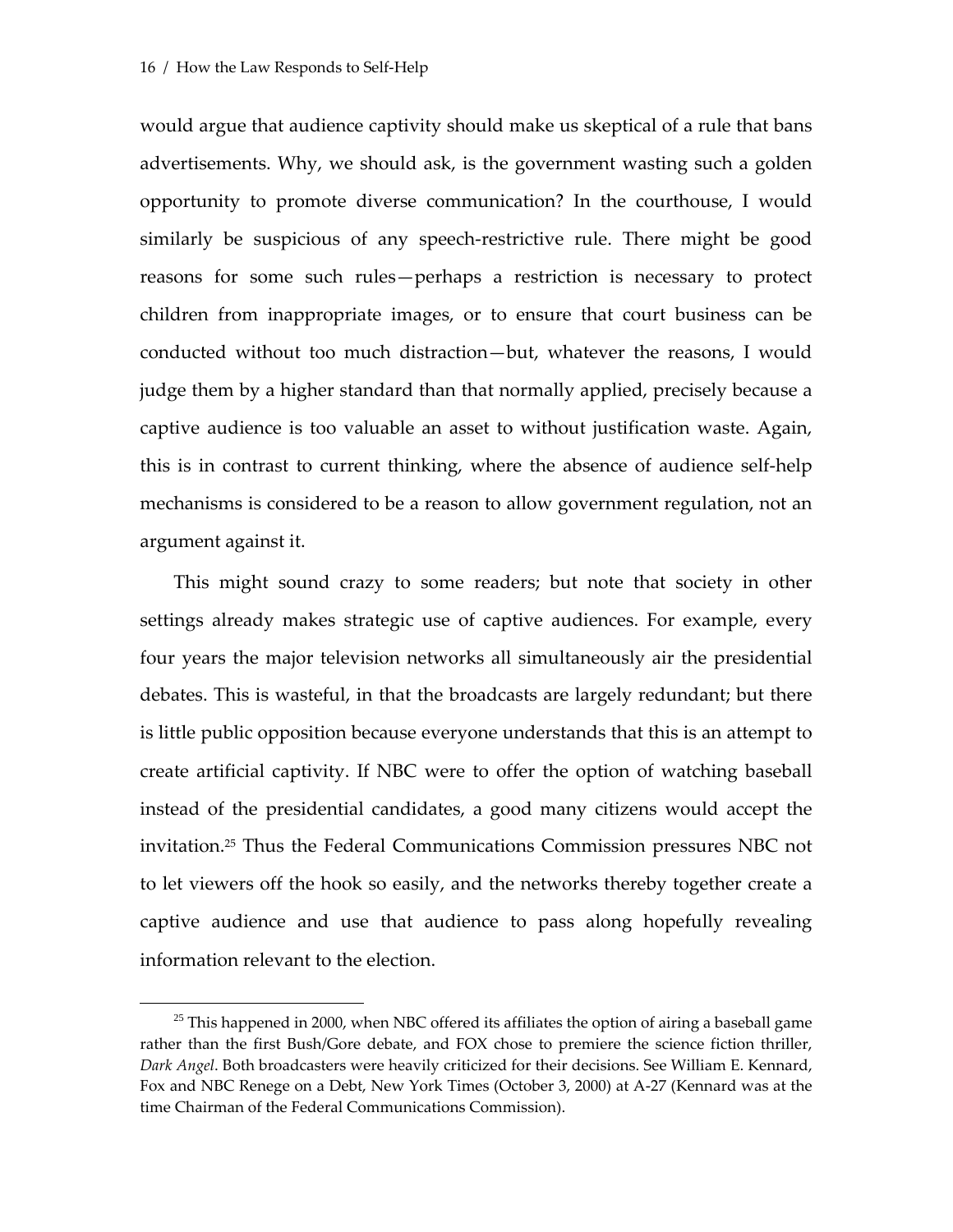would argue that audience captivity should make us skeptical of a rule that bans advertisements. Why, we should ask, is the government wasting such a golden opportunity to promote diverse communication? In the courthouse, I would similarly be suspicious of any speech-restrictive rule. There might be good reasons for some such rules—perhaps a restriction is necessary to protect children from inappropriate images, or to ensure that court business can be conducted without too much distraction—but, whatever the reasons, I would judge them by a higher standard than that normally applied, precisely because a captive audience is too valuable an asset to without justification waste. Again, this is in contrast to current thinking, where the absence of audience self-help mechanisms is considered to be a reason to allow government regulation, not an argument against it.

This might sound crazy to some readers; but note that society in other settings already makes strategic use of captive audiences. For example, every four years the major television networks all simultaneously air the presidential debates. This is wasteful, in that the broadcasts are largely redundant; but there is little public opposition because everyone understands that this is an attempt to create artificial captivity. If NBC were to offer the option of watching baseball instead of the presidential candidates, a good many citizens would accept the invitation.[25] Thus the Federal Communications Commission pressures NBC not to let viewers off the hook so easily, and the networks thereby together create a captive audience and use that audience to pass along hopefully revealing information relevant to the election.

[25] This happened in 2000, when NBC offered its affiliates the option of airing a baseball game rather than the first Bush/Gore debate, and FOX chose to premiere the science fiction thriller, *Dark Angel*. Both broadcasters were heavily criticized for their decisions. See William E. Kennard, Fox and NBC Renege on a Debt, New York Times (October 3, 2000) at A-27 (Kennard was at the time Chairman of the Federal Communications Commission).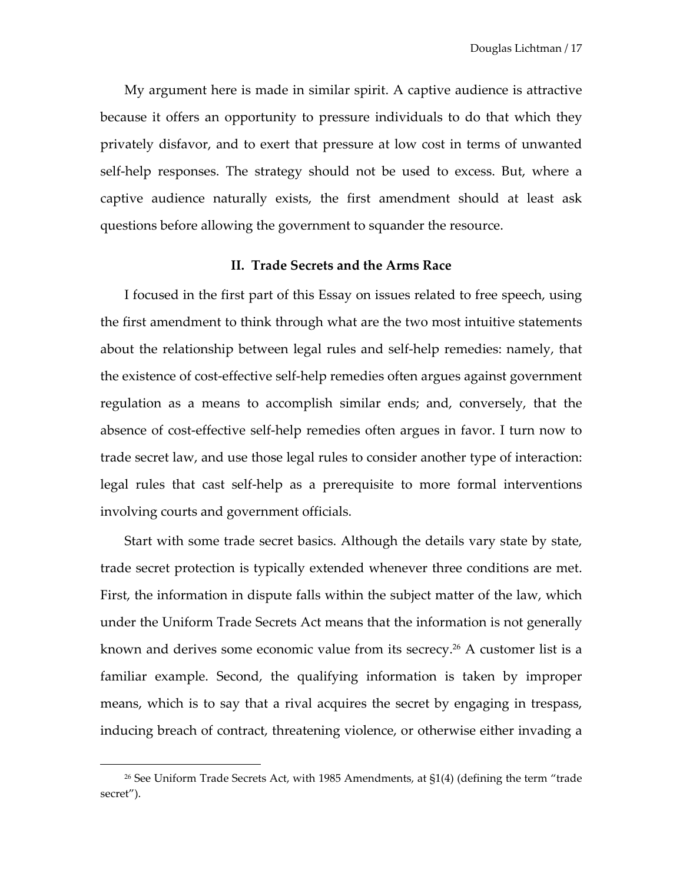My argument here is made in similar spirit. A captive audience is attractive because it offers an opportunity to pressure individuals to do that which they privately disfavor, and to exert that pressure at low cost in terms of unwanted self-help responses. The strategy should not be used to excess. But, where a captive audience naturally exists, the first amendment should at least ask questions before allowing the government to squander the resource.

## II. Trade Secrets and the Arms Race

I focused in the first part of this Essay on issues related to free speech, using the first amendment to think through what are the two most intuitive statements about the relationship between legal rules and self-help remedies: namely, that the existence of cost-effective self-help remedies often argues against government regulation as a means to accomplish similar ends; and, conversely, that the absence of cost-effective self-help remedies often argues in favor. I turn now to trade secret law, and use those legal rules to consider another type of interaction: legal rules that cast self-help as a prerequisite to more formal interventions involving courts and government officials.

Start with some trade secret basics. Although the details vary state by state, trade secret protection is typically extended whenever three conditions are met. First, the information in dispute falls within the subject matter of the law, which under the Uniform Trade Secrets Act means that the information is not generally known and derives some economic value from its secrecy.[26] A customer list is a familiar example. Second, the qualifying information is taken by improper means, which is to say that a rival acquires the secret by engaging in trespass, inducing breach of contract, threatening violence, or otherwise either invading a

[26] See Uniform Trade Secrets Act, with 1985 Amendments, at §1(4) (defining the term "trade secret").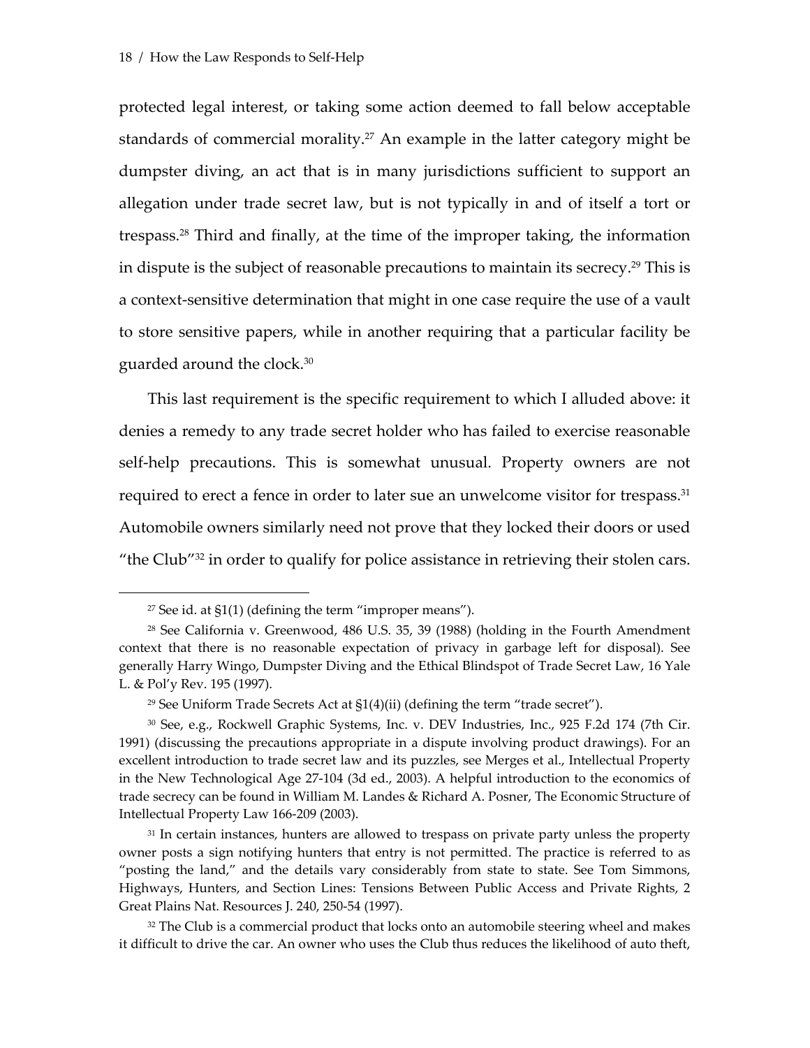protected legal interest, or taking some action deemed to fall below acceptable standards of commercial morality.[27] An example in the latter category might be dumpster diving, an act that is in many jurisdictions sufficient to support an allegation under trade secret law, but is not typically in and of itself a tort or trespass.[28] Third and finally, at the time of the improper taking, the information in dispute is the subject of reasonable precautions to maintain its secrecy.[29] This is a context-sensitive determination that might in one case require the use of a vault to store sensitive papers, while in another requiring that a particular facility be guarded around the clock.[30]

This last requirement is the specific requirement to which I alluded above: it denies a remedy to any trade secret holder who has failed to exercise reasonable self-help precautions. This is somewhat unusual. Property owners are not required to erect a fence in order to later sue an unwelcome visitor for trespass.[31] Automobile owners similarly need not prove that they locked their doors or used "the Club"[32] in order to qualify for police assistance in retrieving their stolen cars.

---

[27] See id. at §1(1) (defining the term "improper means").

[28] See California v. Greenwood, 486 U.S. 35, 39 (1988) (holding in the Fourth Amendment context that there is no reasonable expectation of privacy in garbage left for disposal). See generally Harry Wingo, Dumpster Diving and the Ethical Blindspot of Trade Secret Law, 16 Yale L. & Pol'y Rev. 195 (1997).

[29] See Uniform Trade Secrets Act at §1(4)(ii) (defining the term "trade secret").

[30] See, e.g., Rockwell Graphic Systems, Inc. v. DEV Industries, Inc., 925 F.2d 174 (7th Cir. 1991) (discussing the precautions appropriate in a dispute involving product drawings). For an excellent introduction to trade secret law and its puzzles, see Merges et al., Intellectual Property in the New Technological Age 27-104 (3d ed., 2003). A helpful introduction to the economics of trade secrecy can be found in William M. Landes & Richard A. Posner, The Economic Structure of Intellectual Property Law 166-209 (2003).

[31] In certain instances, hunters are allowed to trespass on private party unless the property owner posts a sign notifying hunters that entry is not permitted. The practice is referred to as "posting the land," and the details vary considerably from state to state. See Tom Simmons, Highways, Hunters, and Section Lines: Tensions Between Public Access and Private Rights, 2 Great Plains Nat. Resources J. 240, 250-54 (1997).

[32] The Club is a commercial product that locks onto an automobile steering wheel and makes it difficult to drive the car. An owner who uses the Club thus reduces the likelihood of auto theft,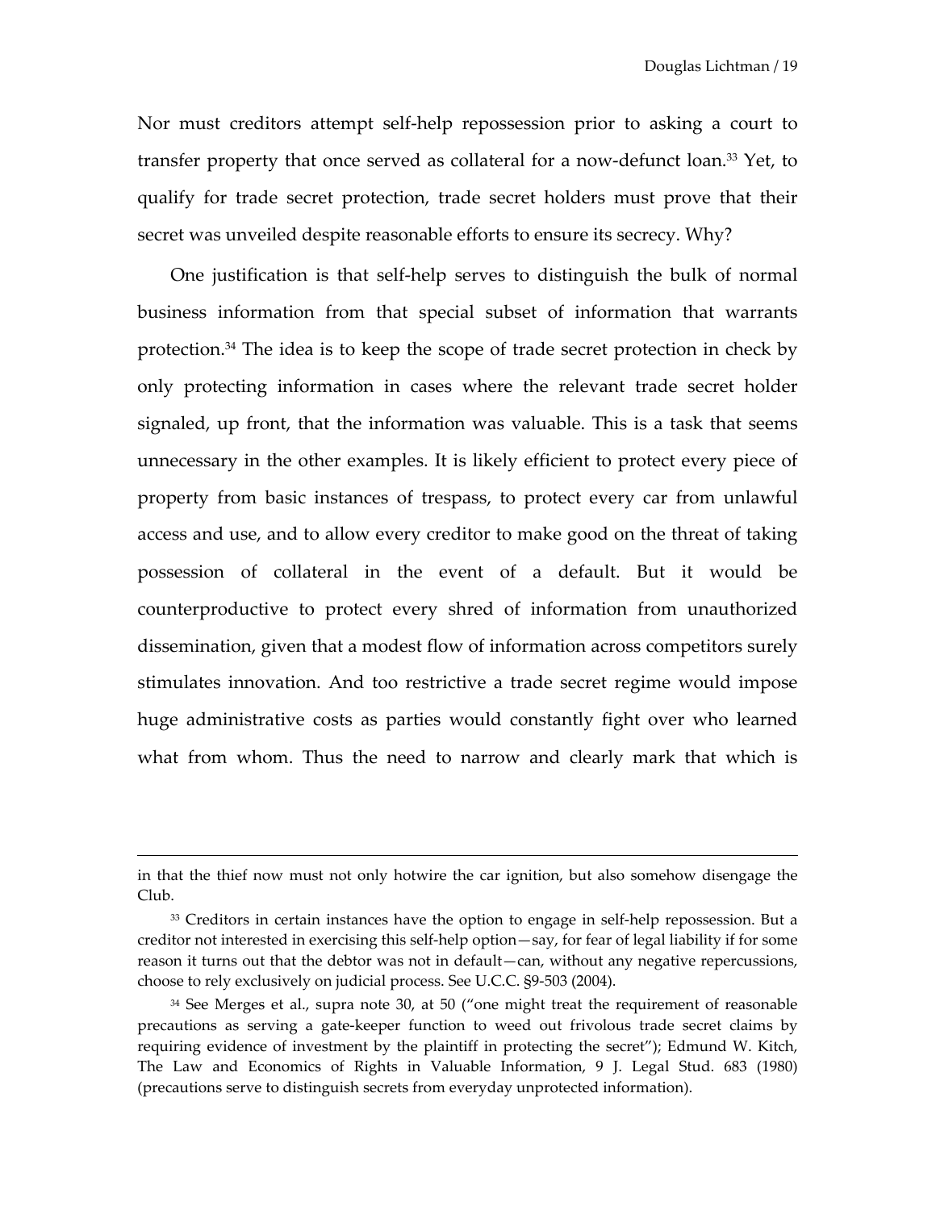Nor must creditors attempt self-help repossession prior to asking a court to transfer property that once served as collateral for a now-defunct loan.[33] Yet, to qualify for trade secret protection, trade secret holders must prove that their secret was unveiled despite reasonable efforts to ensure its secrecy. Why?

One justification is that self-help serves to distinguish the bulk of normal business information from that special subset of information that warrants protection.[34] The idea is to keep the scope of trade secret protection in check by only protecting information in cases where the relevant trade secret holder signaled, up front, that the information was valuable. This is a task that seems unnecessary in the other examples. It is likely efficient to protect every piece of property from basic instances of trespass, to protect every car from unlawful access and use, and to allow every creditor to make good on the threat of taking possession of collateral in the event of a default. But it would be counterproductive to protect every shred of information from unauthorized dissemination, given that a modest flow of information across competitors surely stimulates innovation. And too restrictive a trade secret regime would impose huge administrative costs as parties would constantly fight over who learned what from whom. Thus the need to narrow and clearly mark that which is

---

in that the thief now must not only hotwire the car ignition, but also somehow disengage the Club.

[33] Creditors in certain instances have the option to engage in self-help repossession. But a creditor not interested in exercising this self-help option—say, for fear of legal liability if for some reason it turns out that the debtor was not in default—can, without any negative repercussions, choose to rely exclusively on judicial process. See U.C.C. §9-503 (2004).

[34] See Merges et al., supra note 30, at 50 ("one might treat the requirement of reasonable precautions as serving a gate-keeper function to weed out frivolous trade secret claims by requiring evidence of investment by the plaintiff in protecting the secret"); Edmund W. Kitch, The Law and Economics of Rights in Valuable Information, 9 J. Legal Stud. 683 (1980) (precautions serve to distinguish secrets from everyday unprotected information).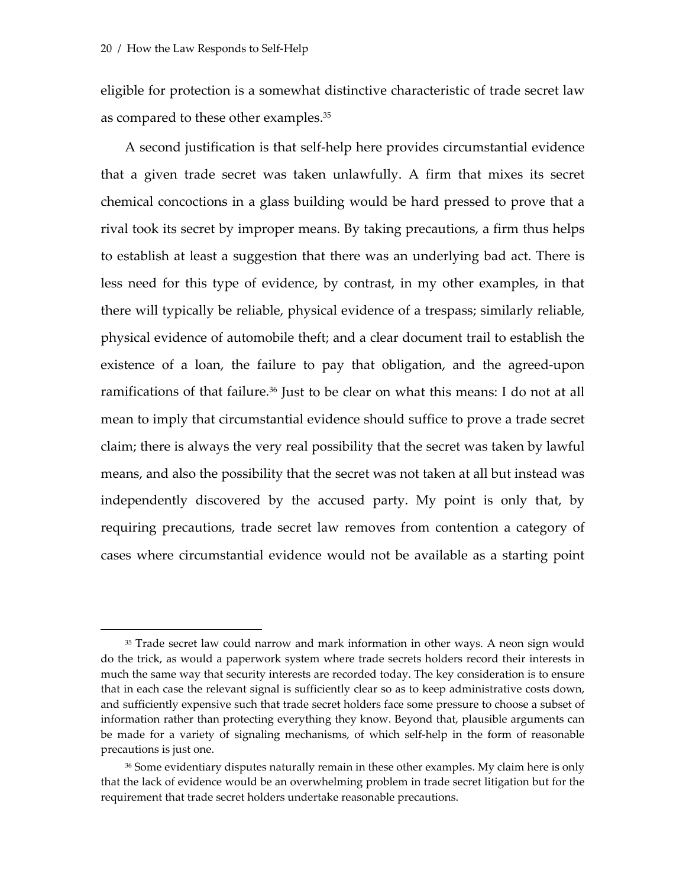eligible for protection is a somewhat distinctive characteristic of trade secret law as compared to these other examples.[35]

A second justification is that self-help here provides circumstantial evidence that a given trade secret was taken unlawfully. A firm that mixes its secret chemical concoctions in a glass building would be hard pressed to prove that a rival took its secret by improper means. By taking precautions, a firm thus helps to establish at least a suggestion that there was an underlying bad act. There is less need for this type of evidence, by contrast, in my other examples, in that there will typically be reliable, physical evidence of a trespass; similarly reliable, physical evidence of automobile theft; and a clear document trail to establish the existence of a loan, the failure to pay that obligation, and the agreed-upon ramifications of that failure.[36] Just to be clear on what this means: I do not at all mean to imply that circumstantial evidence should suffice to prove a trade secret claim; there is always the very real possibility that the secret was taken by lawful means, and also the possibility that the secret was not taken at all but instead was independently discovered by the accused party. My point is only that, by requiring precautions, trade secret law removes from contention a category of cases where circumstantial evidence would not be available as a starting point

---

[35] Trade secret law could narrow and mark information in other ways. A neon sign would do the trick, as would a paperwork system where trade secrets holders record their interests in much the same way that security interests are recorded today. The key consideration is to ensure that in each case the relevant signal is sufficiently clear so as to keep administrative costs down, and sufficiently expensive such that trade secret holders face some pressure to choose a subset of information rather than protecting everything they know. Beyond that, plausible arguments can be made for a variety of signaling mechanisms, of which self-help in the form of reasonable precautions is just one.

[36] Some evidentiary disputes naturally remain in these other examples. My claim here is only that the lack of evidence would be an overwhelming problem in trade secret litigation but for the requirement that trade secret holders undertake reasonable precautions.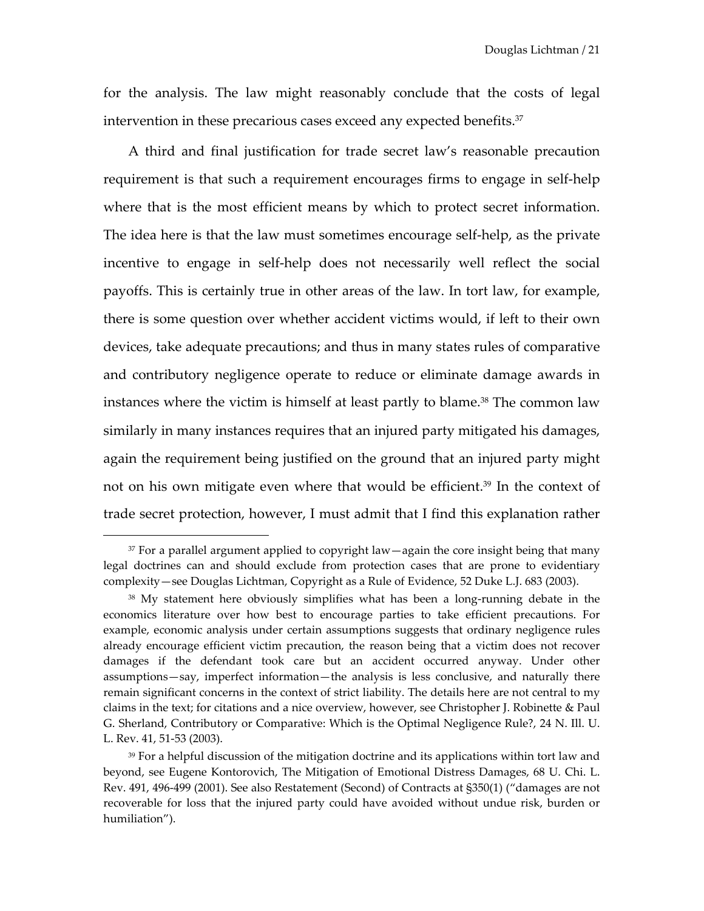for the analysis. The law might reasonably conclude that the costs of legal intervention in these precarious cases exceed any expected benefits.[37]

A third and final justification for trade secret law's reasonable precaution requirement is that such a requirement encourages firms to engage in self-help where that is the most efficient means by which to protect secret information. The idea here is that the law must sometimes encourage self-help, as the private incentive to engage in self-help does not necessarily well reflect the social payoffs. This is certainly true in other areas of the law. In tort law, for example, there is some question over whether accident victims would, if left to their own devices, take adequate precautions; and thus in many states rules of comparative and contributory negligence operate to reduce or eliminate damage awards in instances where the victim is himself at least partly to blame.[38] The common law similarly in many instances requires that an injured party mitigated his damages, again the requirement being justified on the ground that an injured party might not on his own mitigate even where that would be efficient.[39] In the context of trade secret protection, however, I must admit that I find this explanation rather

---

[37] For a parallel argument applied to copyright law—again the core insight being that many legal doctrines can and should exclude from protection cases that are prone to evidentiary complexity—see Douglas Lichtman, Copyright as a Rule of Evidence, 52 Duke L.J. 683 (2003).

[38] My statement here obviously simplifies what has been a long-running debate in the economics literature over how best to encourage parties to take efficient precautions. For example, economic analysis under certain assumptions suggests that ordinary negligence rules already encourage efficient victim precaution, the reason being that a victim does not recover damages if the defendant took care but an accident occurred anyway. Under other assumptions—say, imperfect information—the analysis is less conclusive, and naturally there remain significant concerns in the context of strict liability. The details here are not central to my claims in the text; for citations and a nice overview, however, see Christopher J. Robinette & Paul G. Sherland, Contributory or Comparative: Which is the Optimal Negligence Rule?, 24 N. Ill. U. L. Rev. 41, 51-53 (2003).

[39] For a helpful discussion of the mitigation doctrine and its applications within tort law and beyond, see Eugene Kontorovich, The Mitigation of Emotional Distress Damages, 68 U. Chi. L. Rev. 491, 496-499 (2001). See also Restatement (Second) of Contracts at §350(1) ("damages are not recoverable for loss that the injured party could have avoided without undue risk, burden or humiliation").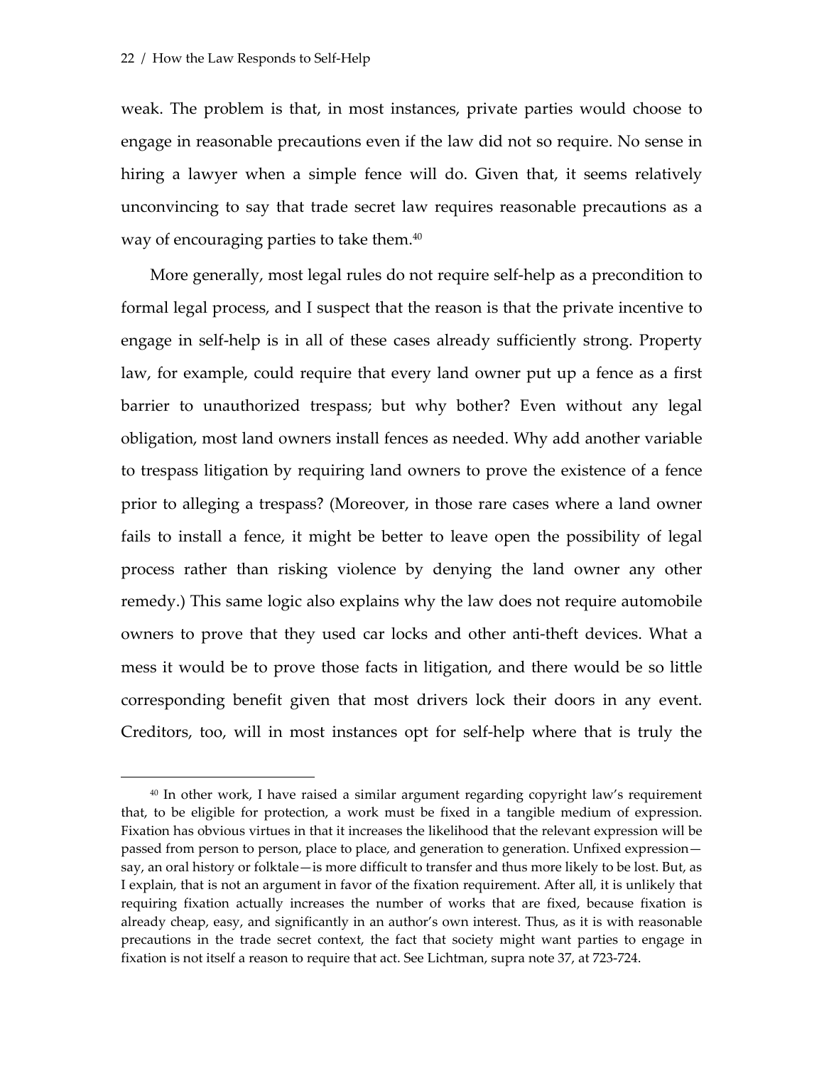weak. The problem is that, in most instances, private parties would choose to engage in reasonable precautions even if the law did not so require. No sense in hiring a lawyer when a simple fence will do. Given that, it seems relatively unconvincing to say that trade secret law requires reasonable precautions as a way of encouraging parties to take them.[40]

More generally, most legal rules do not require self-help as a precondition to formal legal process, and I suspect that the reason is that the private incentive to engage in self-help is in all of these cases already sufficiently strong. Property law, for example, could require that every land owner put up a fence as a first barrier to unauthorized trespass; but why bother? Even without any legal obligation, most land owners install fences as needed. Why add another variable to trespass litigation by requiring land owners to prove the existence of a fence prior to alleging a trespass? (Moreover, in those rare cases where a land owner fails to install a fence, it might be better to leave open the possibility of legal process rather than risking violence by denying the land owner any other remedy.) This same logic also explains why the law does not require automobile owners to prove that they used car locks and other anti-theft devices. What a mess it would be to prove those facts in litigation, and there would be so little corresponding benefit given that most drivers lock their doors in any event. Creditors, too, will in most instances opt for self-help where that is truly the

[40] In other work, I have raised a similar argument regarding copyright law's requirement that, to be eligible for protection, a work must be fixed in a tangible medium of expression. Fixation has obvious virtues in that it increases the likelihood that the relevant expression will be passed from person to person, place to place, and generation to generation. Unfixed expression—say, an oral history or folktale—is more difficult to transfer and thus more likely to be lost. But, as I explain, that is not an argument in favor of the fixation requirement. After all, it is unlikely that requiring fixation actually increases the number of works that are fixed, because fixation is already cheap, easy, and significantly in an author's own interest. Thus, as it is with reasonable precautions in the trade secret context, the fact that society might want parties to engage in fixation is not itself a reason to require that act. See Lichtman, supra note 37, at 723-724.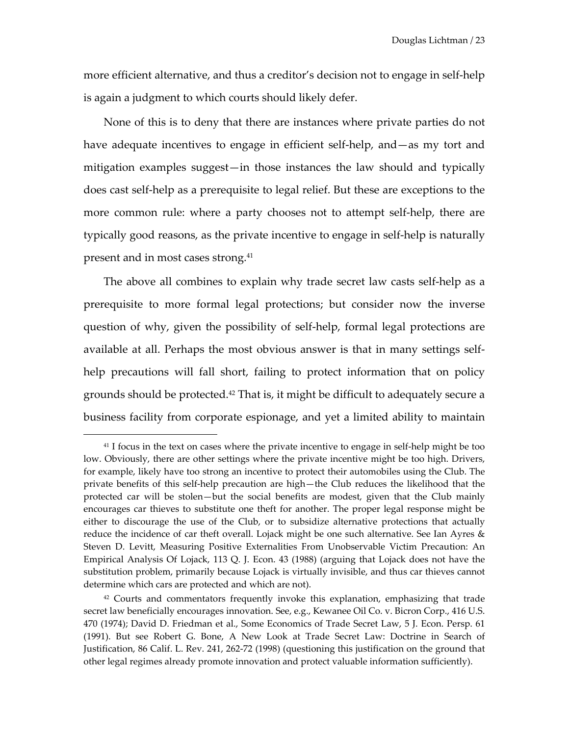more efficient alternative, and thus a creditor's decision not to engage in self-help is again a judgment to which courts should likely defer.

None of this is to deny that there are instances where private parties do not have adequate incentives to engage in efficient self-help, and—as my tort and mitigation examples suggest—in those instances the law should and typically does cast self-help as a prerequisite to legal relief. But these are exceptions to the more common rule: where a party chooses not to attempt self-help, there are typically good reasons, as the private incentive to engage in self-help is naturally present and in most cases strong.[41]

The above all combines to explain why trade secret law casts self-help as a prerequisite to more formal legal protections; but consider now the inverse question of why, given the possibility of self-help, formal legal protections are available at all. Perhaps the most obvious answer is that in many settings self-help precautions will fall short, failing to protect information that on policy grounds should be protected.[42] That is, it might be difficult to adequately secure a business facility from corporate espionage, and yet a limited ability to maintain

---

[41] I focus in the text on cases where the private incentive to engage in self-help might be too low. Obviously, there are other settings where the private incentive might be too high. Drivers, for example, likely have too strong an incentive to protect their automobiles using the Club. The private benefits of this self-help precaution are high—the Club reduces the likelihood that the protected car will be stolen—but the social benefits are modest, given that the Club mainly encourages car thieves to substitute one theft for another. The proper legal response might be either to discourage the use of the Club, or to subsidize alternative protections that actually reduce the incidence of car theft overall. Lojack might be one such alternative. See Ian Ayres & Steven D. Levitt, Measuring Positive Externalities From Unobservable Victim Precaution: An Empirical Analysis Of Lojack, 113 Q. J. Econ. 43 (1988) (arguing that Lojack does not have the substitution problem, primarily because Lojack is virtually invisible, and thus car thieves cannot determine which cars are protected and which are not).

[42] Courts and commentators frequently invoke this explanation, emphasizing that trade secret law beneficially encourages innovation. See, e.g., Kewanee Oil Co. v. Bicron Corp., 416 U.S. 470 (1974); David D. Friedman et al., Some Economics of Trade Secret Law, 5 J. Econ. Persp. 61 (1991). But see Robert G. Bone, A New Look at Trade Secret Law: Doctrine in Search of Justification, 86 Calif. L. Rev. 241, 262-72 (1998) (questioning this justification on the ground that other legal regimes already promote innovation and protect valuable information sufficiently).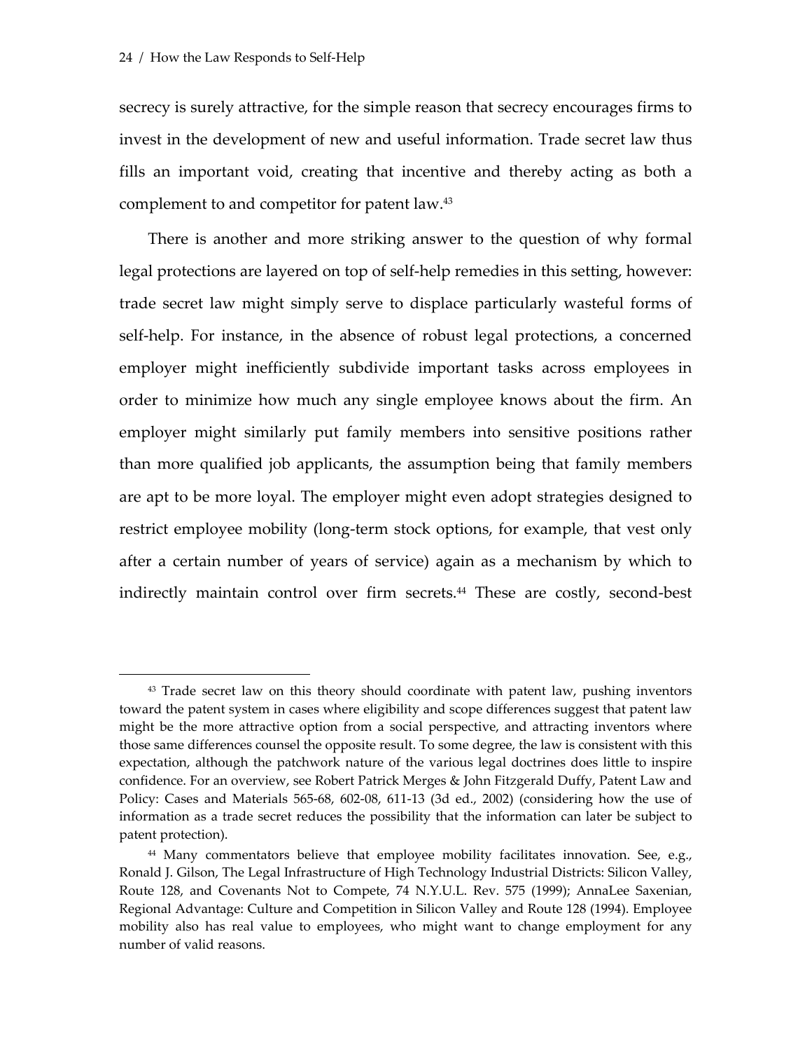secrecy is surely attractive, for the simple reason that secrecy encourages firms to invest in the development of new and useful information. Trade secret law thus fills an important void, creating that incentive and thereby acting as both a complement to and competitor for patent law.[43]

There is another and more striking answer to the question of why formal legal protections are layered on top of self-help remedies in this setting, however: trade secret law might simply serve to displace particularly wasteful forms of self-help. For instance, in the absence of robust legal protections, a concerned employer might inefficiently subdivide important tasks across employees in order to minimize how much any single employee knows about the firm. An employer might similarly put family members into sensitive positions rather than more qualified job applicants, the assumption being that family members are apt to be more loyal. The employer might even adopt strategies designed to restrict employee mobility (long-term stock options, for example, that vest only after a certain number of years of service) again as a mechanism by which to indirectly maintain control over firm secrets.[44] These are costly, second-best

[43] Trade secret law on this theory should coordinate with patent law, pushing inventors toward the patent system in cases where eligibility and scope differences suggest that patent law might be the more attractive option from a social perspective, and attracting inventors where those same differences counsel the opposite result. To some degree, the law is consistent with this expectation, although the patchwork nature of the various legal doctrines does little to inspire confidence. For an overview, see Robert Patrick Merges & John Fitzgerald Duffy, Patent Law and Policy: Cases and Materials 565-68, 602-08, 611-13 (3d ed., 2002) (considering how the use of information as a trade secret reduces the possibility that the information can later be subject to patent protection).

[44] Many commentators believe that employee mobility facilitates innovation. See, e.g., Ronald J. Gilson, The Legal Infrastructure of High Technology Industrial Districts: Silicon Valley, Route 128, and Covenants Not to Compete, 74 N.Y.U.L. Rev. 575 (1999); AnnaLee Saxenian, Regional Advantage: Culture and Competition in Silicon Valley and Route 128 (1994). Employee mobility also has real value to employees, who might want to change employment for any number of valid reasons.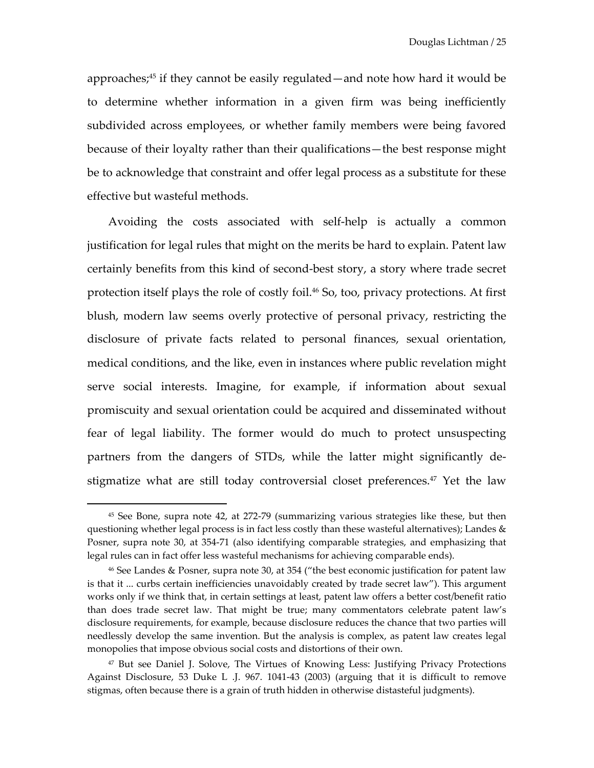approaches;[45] if they cannot be easily regulated—and note how hard it would be to determine whether information in a given firm was being inefficiently subdivided across employees, or whether family members were being favored because of their loyalty rather than their qualifications—the best response might be to acknowledge that constraint and offer legal process as a substitute for these effective but wasteful methods.

Avoiding the costs associated with self-help is actually a common justification for legal rules that might on the merits be hard to explain. Patent law certainly benefits from this kind of second-best story, a story where trade secret protection itself plays the role of costly foil.[46] So, too, privacy protections. At first blush, modern law seems overly protective of personal privacy, restricting the disclosure of private facts related to personal finances, sexual orientation, medical conditions, and the like, even in instances where public revelation might serve social interests. Imagine, for example, if information about sexual promiscuity and sexual orientation could be acquired and disseminated without fear of legal liability. The former would do much to protect unsuspecting partners from the dangers of STDs, while the latter might significantly de-stigmatize what are still today controversial closet preferences.[47] Yet the law

---

[45] See Bone, supra note 42, at 272-79 (summarizing various strategies like these, but then questioning whether legal process is in fact less costly than these wasteful alternatives); Landes & Posner, supra note 30, at 354-71 (also identifying comparable strategies, and emphasizing that legal rules can in fact offer less wasteful mechanisms for achieving comparable ends).

[46] See Landes & Posner, supra note 30, at 354 ("the best economic justification for patent law is that it ... curbs certain inefficiencies unavoidably created by trade secret law"). This argument works only if we think that, in certain settings at least, patent law offers a better cost/benefit ratio than does trade secret law. That might be true; many commentators celebrate patent law's disclosure requirements, for example, because disclosure reduces the chance that two parties will needlessly develop the same invention. But the analysis is complex, as patent law creates legal monopolies that impose obvious social costs and distortions of their own.

[47] But see Daniel J. Solove, The Virtues of Knowing Less: Justifying Privacy Protections Against Disclosure, 53 Duke L .J. 967. 1041-43 (2003) (arguing that it is difficult to remove stigmas, often because there is a grain of truth hidden in otherwise distasteful judgments).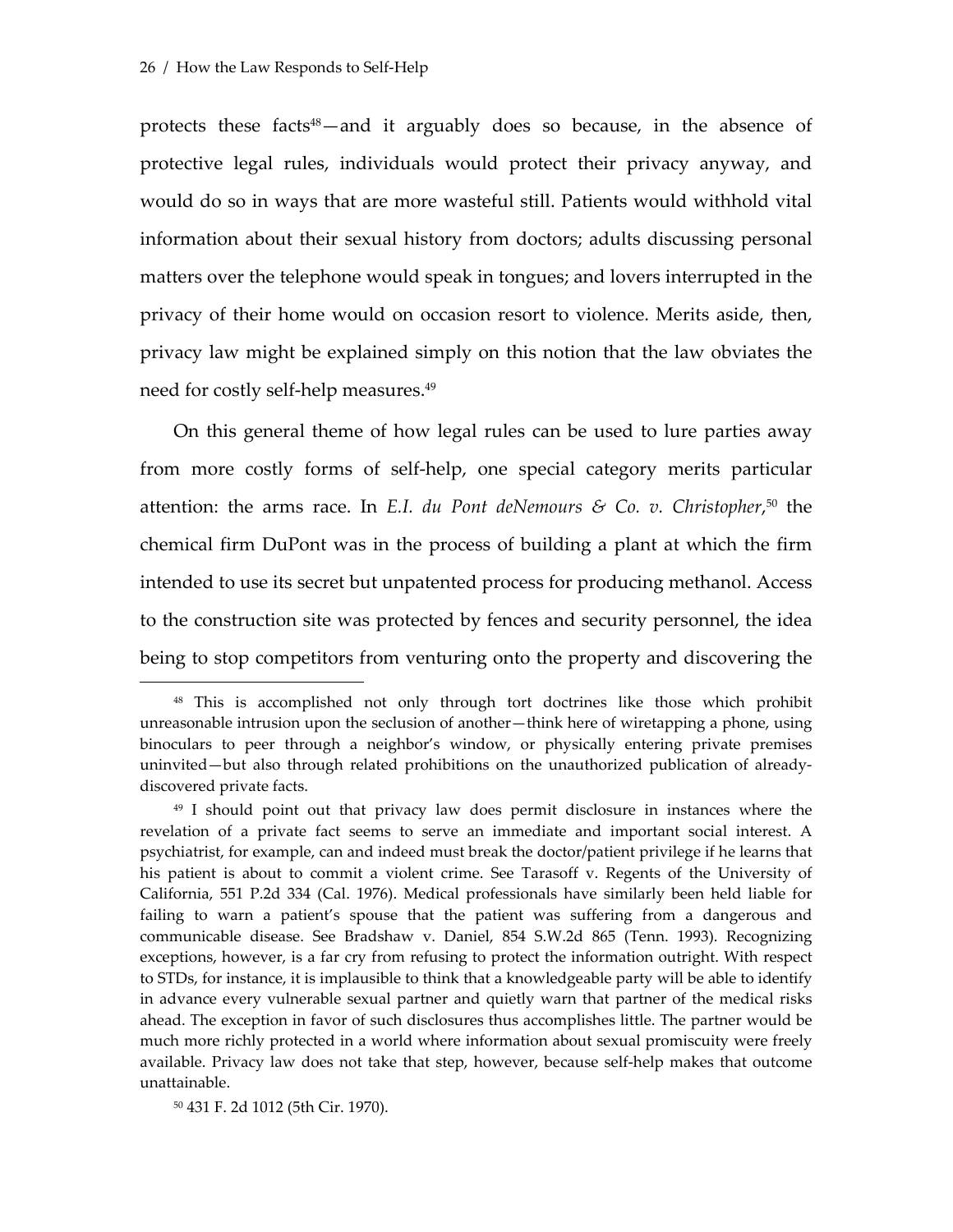protects these facts[48]—and it arguably does so because, in the absence of protective legal rules, individuals would protect their privacy anyway, and would do so in ways that are more wasteful still. Patients would withhold vital information about their sexual history from doctors; adults discussing personal matters over the telephone would speak in tongues; and lovers interrupted in the privacy of their home would on occasion resort to violence. Merits aside, then, privacy law might be explained simply on this notion that the law obviates the need for costly self-help measures.[49]

On this general theme of how legal rules can be used to lure parties away from more costly forms of self-help, one special category merits particular attention: the arms race. In *E.I. du Pont deNemours & Co. v. Christopher*,[50] the chemical firm DuPont was in the process of building a plant at which the firm intended to use its secret but unpatented process for producing methanol. Access to the construction site was protected by fences and security personnel, the idea being to stop competitors from venturing onto the property and discovering the

---

[48] This is accomplished not only through tort doctrines like those which prohibit unreasonable intrusion upon the seclusion of another—think here of wiretapping a phone, using binoculars to peer through a neighbor's window, or physically entering private premises uninvited—but also through related prohibitions on the unauthorized publication of already-discovered private facts.

[49] I should point out that privacy law does permit disclosure in instances where the revelation of a private fact seems to serve an immediate and important social interest. A psychiatrist, for example, can and indeed must break the doctor/patient privilege if he learns that his patient is about to commit a violent crime. See Tarasoff v. Regents of the University of California, 551 P.2d 334 (Cal. 1976). Medical professionals have similarly been held liable for failing to warn a patient's spouse that the patient was suffering from a dangerous and communicable disease. See Bradshaw v. Daniel, 854 S.W.2d 865 (Tenn. 1993). Recognizing exceptions, however, is a far cry from refusing to protect the information outright. With respect to STDs, for instance, it is implausible to think that a knowledgeable party will be able to identify in advance every vulnerable sexual partner and quietly warn that partner of the medical risks ahead. The exception in favor of such disclosures thus accomplishes little. The partner would be much more richly protected in a world where information about sexual promiscuity were freely available. Privacy law does not take that step, however, because self-help makes that outcome unattainable.

[50] 431 F. 2d 1012 (5th Cir. 1970).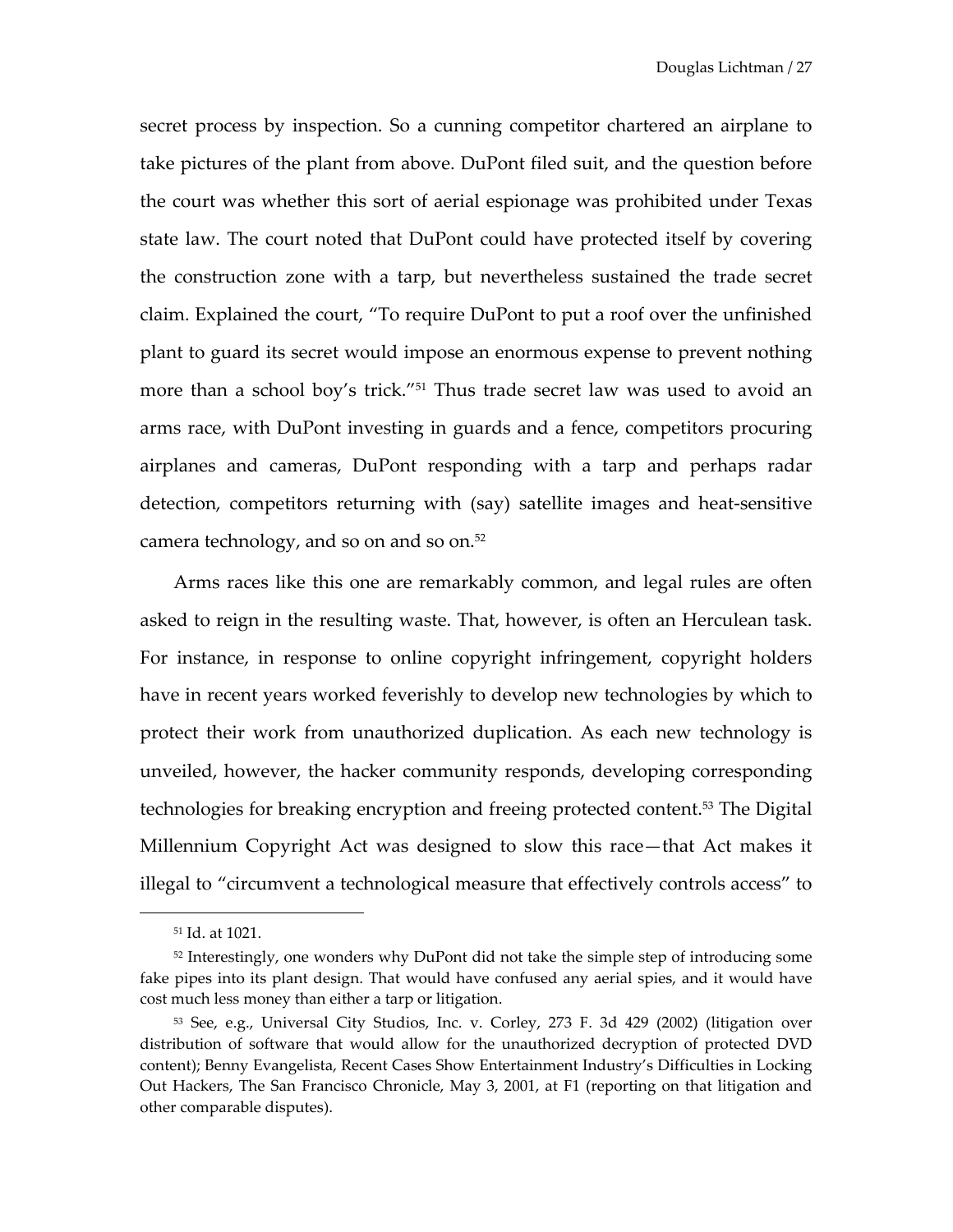secret process by inspection. So a cunning competitor chartered an airplane to take pictures of the plant from above. DuPont filed suit, and the question before the court was whether this sort of aerial espionage was prohibited under Texas state law. The court noted that DuPont could have protected itself by covering the construction zone with a tarp, but nevertheless sustained the trade secret claim. Explained the court, "To require DuPont to put a roof over the unfinished plant to guard its secret would impose an enormous expense to prevent nothing more than a school boy's trick."[51] Thus trade secret law was used to avoid an arms race, with DuPont investing in guards and a fence, competitors procuring airplanes and cameras, DuPont responding with a tarp and perhaps radar detection, competitors returning with (say) satellite images and heat-sensitive camera technology, and so on and so on.[52]

Arms races like this one are remarkably common, and legal rules are often asked to reign in the resulting waste. That, however, is often an Herculean task. For instance, in response to online copyright infringement, copyright holders have in recent years worked feverishly to develop new technologies by which to protect their work from unauthorized duplication. As each new technology is unveiled, however, the hacker community responds, developing corresponding technologies for breaking encryption and freeing protected content.[53] The Digital Millennium Copyright Act was designed to slow this race—that Act makes it illegal to "circumvent a technological measure that effectively controls access" to

---

[51] Id. at 1021.

[52] Interestingly, one wonders why DuPont did not take the simple step of introducing some fake pipes into its plant design. That would have confused any aerial spies, and it would have cost much less money than either a tarp or litigation.

[53] See, e.g., Universal City Studios, Inc. v. Corley, 273 F. 3d 429 (2002) (litigation over distribution of software that would allow for the unauthorized decryption of protected DVD content); Benny Evangelista, Recent Cases Show Entertainment Industry's Difficulties in Locking Out Hackers, The San Francisco Chronicle, May 3, 2001, at F1 (reporting on that litigation and other comparable disputes).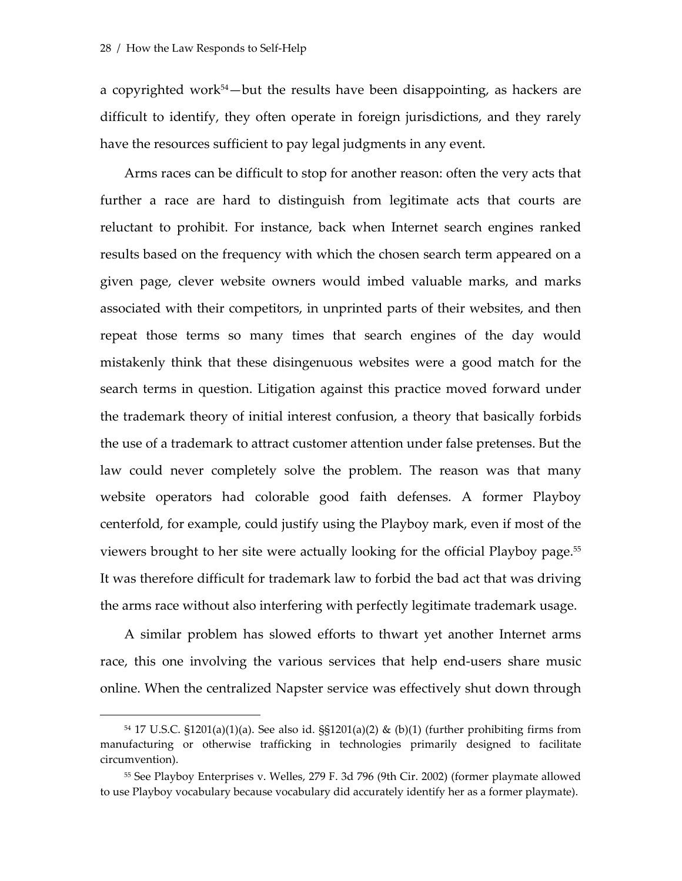a copyrighted work[54]—but the results have been disappointing, as hackers are difficult to identify, they often operate in foreign jurisdictions, and they rarely have the resources sufficient to pay legal judgments in any event.

Arms races can be difficult to stop for another reason: often the very acts that further a race are hard to distinguish from legitimate acts that courts are reluctant to prohibit. For instance, back when Internet search engines ranked results based on the frequency with which the chosen search term appeared on a given page, clever website owners would imbed valuable marks, and marks associated with their competitors, in unprinted parts of their websites, and then repeat those terms so many times that search engines of the day would mistakenly think that these disingenuous websites were a good match for the search terms in question. Litigation against this practice moved forward under the trademark theory of initial interest confusion, a theory that basically forbids the use of a trademark to attract customer attention under false pretenses. But the law could never completely solve the problem. The reason was that many website operators had colorable good faith defenses. A former Playboy centerfold, for example, could justify using the Playboy mark, even if most of the viewers brought to her site were actually looking for the official Playboy page.[55] It was therefore difficult for trademark law to forbid the bad act that was driving the arms race without also interfering with perfectly legitimate trademark usage.

A similar problem has slowed efforts to thwart yet another Internet arms race, this one involving the various services that help end-users share music online. When the centralized Napster service was effectively shut down through

---

[54] 17 U.S.C. §1201(a)(1)(a). See also id. §§1201(a)(2) & (b)(1) (further prohibiting firms from manufacturing or otherwise trafficking in technologies primarily designed to facilitate circumvention).

[55] See Playboy Enterprises v. Welles, 279 F. 3d 796 (9th Cir. 2002) (former playmate allowed to use Playboy vocabulary because vocabulary did accurately identify her as a former playmate).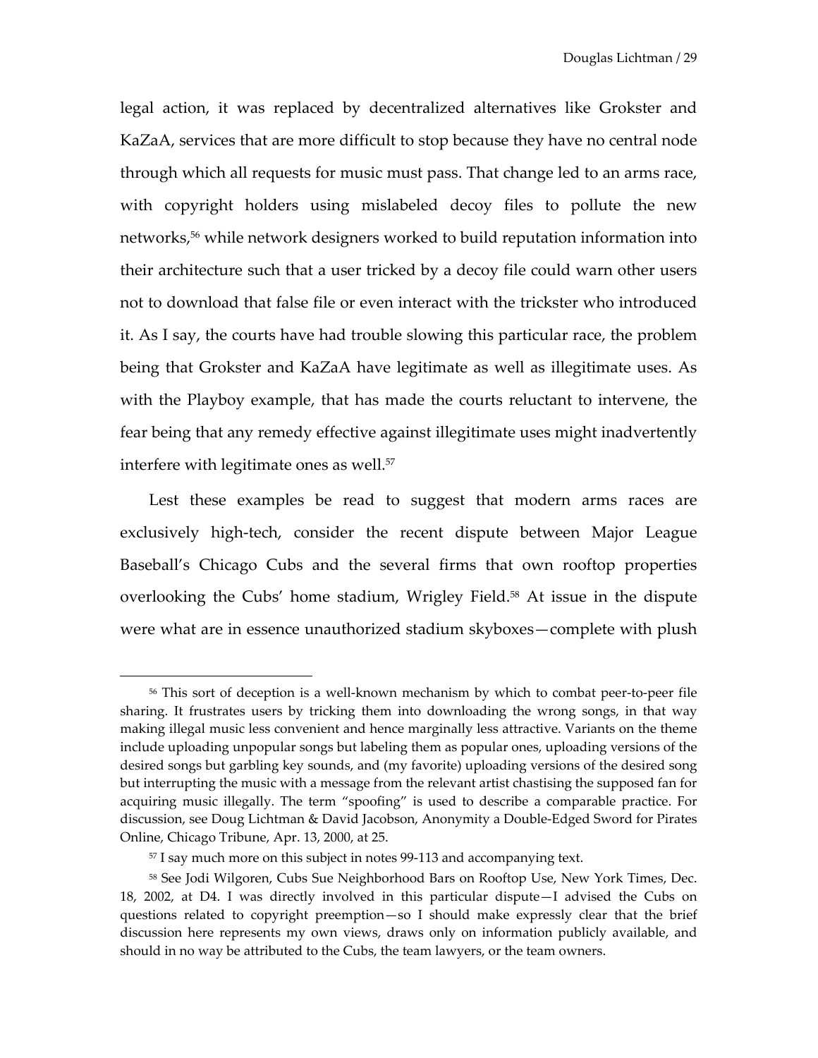legal action, it was replaced by decentralized alternatives like Grokster and KaZaA, services that are more difficult to stop because they have no central node through which all requests for music must pass. That change led to an arms race, with copyright holders using mislabeled decoy files to pollute the new networks,[56] while network designers worked to build reputation information into their architecture such that a user tricked by a decoy file could warn other users not to download that false file or even interact with the trickster who introduced it. As I say, the courts have had trouble slowing this particular race, the problem being that Grokster and KaZaA have legitimate as well as illegitimate uses. As with the Playboy example, that has made the courts reluctant to intervene, the fear being that any remedy effective against illegitimate uses might inadvertently interfere with legitimate ones as well.[57]

Lest these examples be read to suggest that modern arms races are exclusively high-tech, consider the recent dispute between Major League Baseball's Chicago Cubs and the several firms that own rooftop properties overlooking the Cubs' home stadium, Wrigley Field.[58] At issue in the dispute were what are in essence unauthorized stadium skyboxes—complete with plush

---

[56] This sort of deception is a well-known mechanism by which to combat peer-to-peer file sharing. It frustrates users by tricking them into downloading the wrong songs, in that way making illegal music less convenient and hence marginally less attractive. Variants on the theme include uploading unpopular songs but labeling them as popular ones, uploading versions of the desired songs but garbling key sounds, and (my favorite) uploading versions of the desired song but interrupting the music with a message from the relevant artist chastising the supposed fan for acquiring music illegally. The term "spoofing" is used to describe a comparable practice. For discussion, see Doug Lichtman & David Jacobson, Anonymity a Double-Edged Sword for Pirates Online, Chicago Tribune, Apr. 13, 2000, at 25.

[57] I say much more on this subject in notes 99-113 and accompanying text.

[58] See Jodi Wilgoren, Cubs Sue Neighborhood Bars on Rooftop Use, New York Times, Dec. 18, 2002, at D4. I was directly involved in this particular dispute—I advised the Cubs on questions related to copyright preemption—so I should make expressly clear that the brief discussion here represents my own views, draws only on information publicly available, and should in no way be attributed to the Cubs, the team lawyers, or the team owners.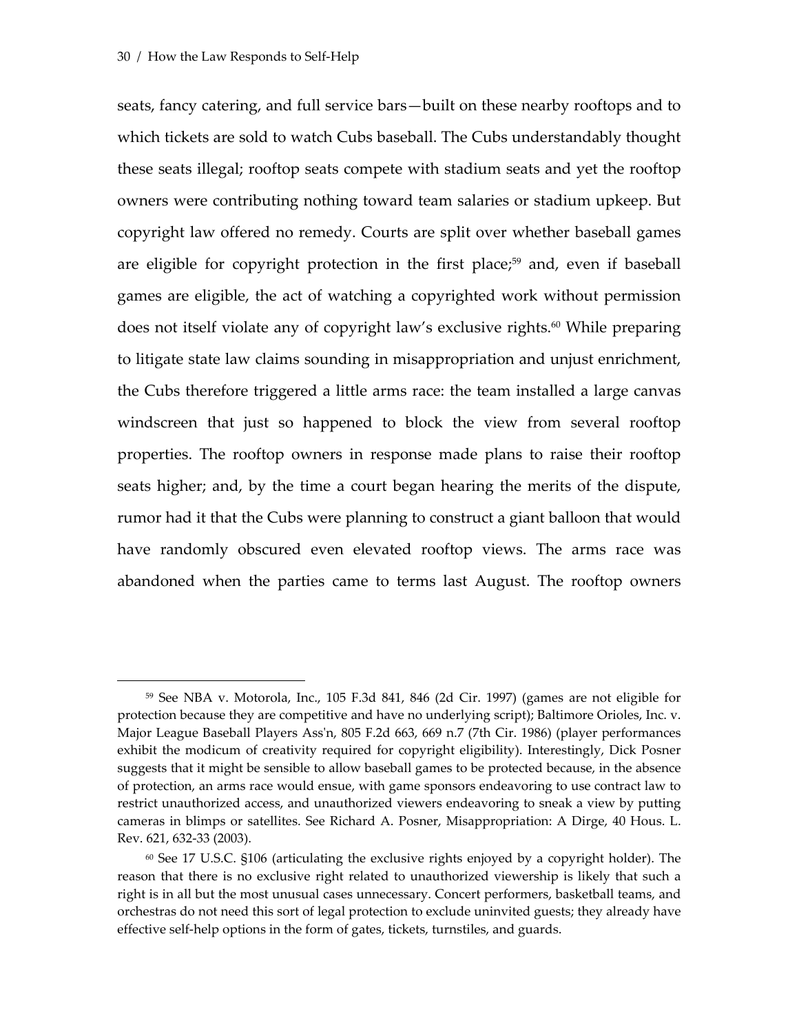seats, fancy catering, and full service bars—built on these nearby rooftops and to which tickets are sold to watch Cubs baseball. The Cubs understandably thought these seats illegal; rooftop seats compete with stadium seats and yet the rooftop owners were contributing nothing toward team salaries or stadium upkeep. But copyright law offered no remedy. Courts are split over whether baseball games are eligible for copyright protection in the first place;[59] and, even if baseball games are eligible, the act of watching a copyrighted work without permission does not itself violate any of copyright law's exclusive rights.[60] While preparing to litigate state law claims sounding in misappropriation and unjust enrichment, the Cubs therefore triggered a little arms race: the team installed a large canvas windscreen that just so happened to block the view from several rooftop properties. The rooftop owners in response made plans to raise their rooftop seats higher; and, by the time a court began hearing the merits of the dispute, rumor had it that the Cubs were planning to construct a giant balloon that would have randomly obscured even elevated rooftop views. The arms race was abandoned when the parties came to terms last August. The rooftop owners

---

[59] See NBA v. Motorola, Inc., 105 F.3d 841, 846 (2d Cir. 1997) (games are not eligible for protection because they are competitive and have no underlying script); Baltimore Orioles, Inc. v. Major League Baseball Players Ass'n, 805 F.2d 663, 669 n.7 (7th Cir. 1986) (player performances exhibit the modicum of creativity required for copyright eligibility). Interestingly, Dick Posner suggests that it might be sensible to allow baseball games to be protected because, in the absence of protection, an arms race would ensue, with game sponsors endeavoring to use contract law to restrict unauthorized access, and unauthorized viewers endeavoring to sneak a view by putting cameras in blimps or satellites. See Richard A. Posner, Misappropriation: A Dirge, 40 Hous. L. Rev. 621, 632-33 (2003).

[60] See 17 U.S.C. §106 (articulating the exclusive rights enjoyed by a copyright holder). The reason that there is no exclusive right related to unauthorized viewership is likely that such a right is in all but the most unusual cases unnecessary. Concert performers, basketball teams, and orchestras do not need this sort of legal protection to exclude uninvited guests; they already have effective self-help options in the form of gates, tickets, turnstiles, and guards.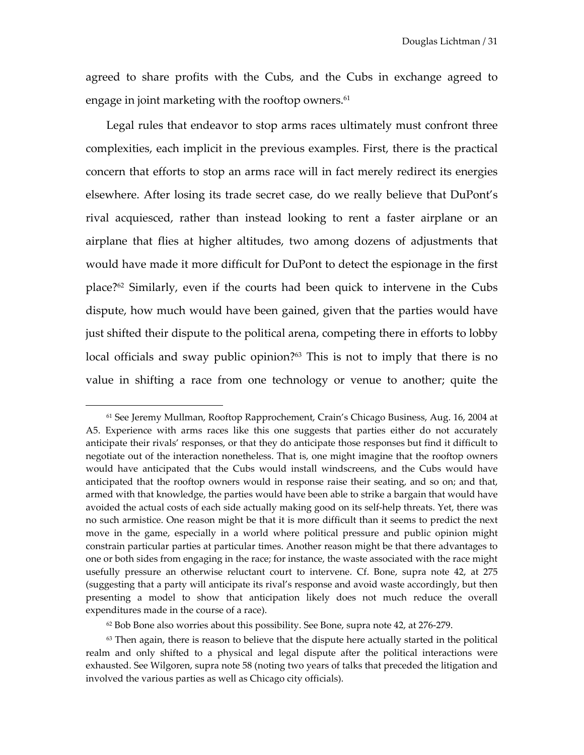agreed to share profits with the Cubs, and the Cubs in exchange agreed to engage in joint marketing with the rooftop owners.[61]

Legal rules that endeavor to stop arms races ultimately must confront three complexities, each implicit in the previous examples. First, there is the practical concern that efforts to stop an arms race will in fact merely redirect its energies elsewhere. After losing its trade secret case, do we really believe that DuPont's rival acquiesced, rather than instead looking to rent a faster airplane or an airplane that flies at higher altitudes, two among dozens of adjustments that would have made it more difficult for DuPont to detect the espionage in the first place?[62] Similarly, even if the courts had been quick to intervene in the Cubs dispute, how much would have been gained, given that the parties would have just shifted their dispute to the political arena, competing there in efforts to lobby local officials and sway public opinion?[63] This is not to imply that there is no value in shifting a race from one technology or venue to another; quite the

---

[61] See Jeremy Mullman, Rooftop Rapprochement, Crain's Chicago Business, Aug. 16, 2004 at A5. Experience with arms races like this one suggests that parties either do not accurately anticipate their rivals' responses, or that they do anticipate those responses but find it difficult to negotiate out of the interaction nonetheless. That is, one might imagine that the rooftop owners would have anticipated that the Cubs would install windscreens, and the Cubs would have anticipated that the rooftop owners would in response raise their seating, and so on; and that, armed with that knowledge, the parties would have been able to strike a bargain that would have avoided the actual costs of each side actually making good on its self-help threats. Yet, there was no such armistice. One reason might be that it is more difficult than it seems to predict the next move in the game, especially in a world where political pressure and public opinion might constrain particular parties at particular times. Another reason might be that there advantages to one or both sides from engaging in the race; for instance, the waste associated with the race might usefully pressure an otherwise reluctant court to intervene. Cf. Bone, supra note 42, at 275 (suggesting that a party will anticipate its rival's response and avoid waste accordingly, but then presenting a model to show that anticipation likely does not much reduce the overall expenditures made in the course of a race).

[62] Bob Bone also worries about this possibility. See Bone, supra note 42, at 276-279.

[63] Then again, there is reason to believe that the dispute here actually started in the political realm and only shifted to a physical and legal dispute after the political interactions were exhausted. See Wilgoren, supra note 58 (noting two years of talks that preceded the litigation and involved the various parties as well as Chicago city officials).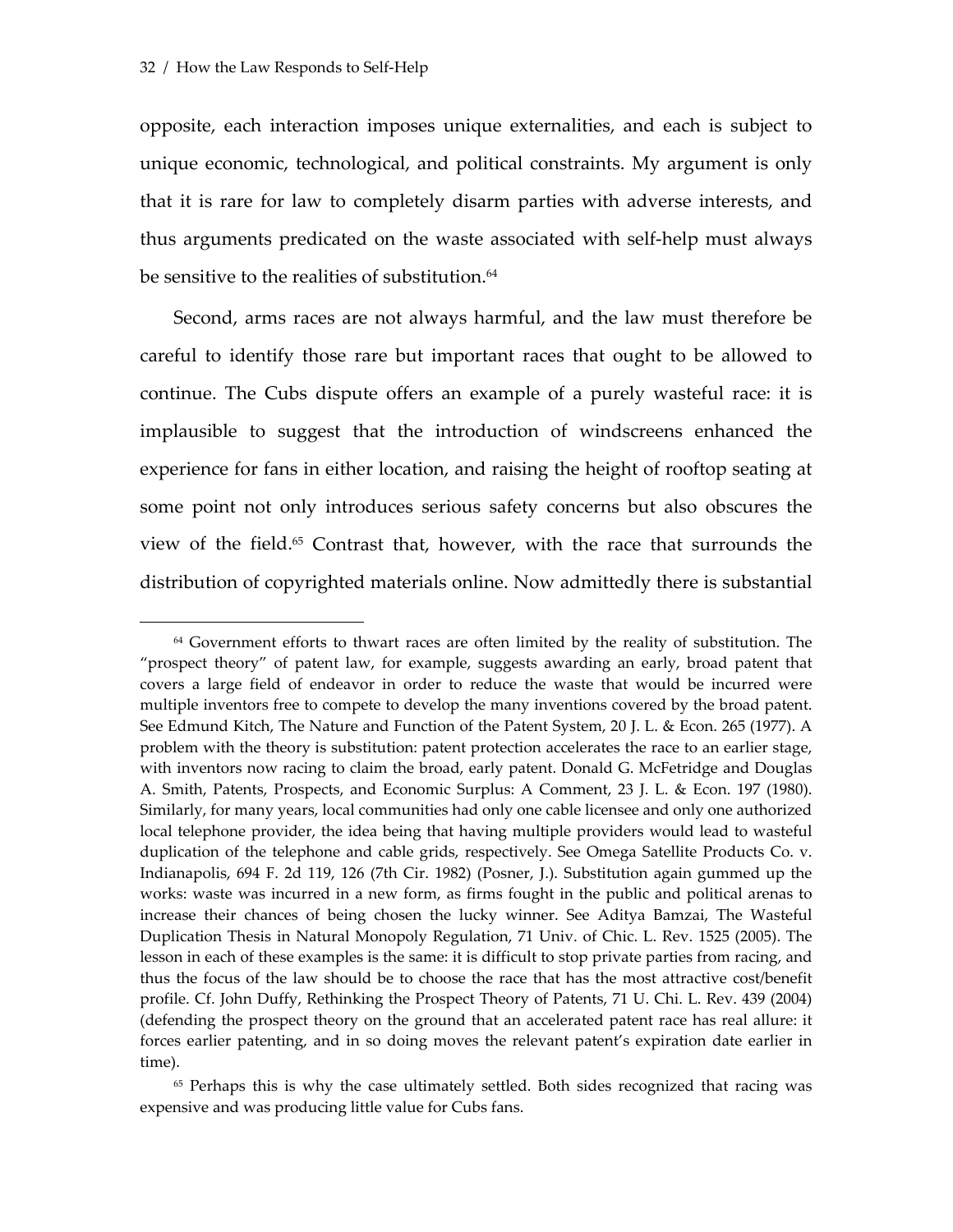opposite, each interaction imposes unique externalities, and each is subject to unique economic, technological, and political constraints. My argument is only that it is rare for law to completely disarm parties with adverse interests, and thus arguments predicated on the waste associated with self-help must always be sensitive to the realities of substitution.[64]

Second, arms races are not always harmful, and the law must therefore be careful to identify those rare but important races that ought to be allowed to continue. The Cubs dispute offers an example of a purely wasteful race: it is implausible to suggest that the introduction of windscreens enhanced the experience for fans in either location, and raising the height of rooftop seating at some point not only introduces serious safety concerns but also obscures the view of the field.[65] Contrast that, however, with the race that surrounds the distribution of copyrighted materials online. Now admittedly there is substantial

---

[64] Government efforts to thwart races are often limited by the reality of substitution. The "prospect theory" of patent law, for example, suggests awarding an early, broad patent that covers a large field of endeavor in order to reduce the waste that would be incurred were multiple inventors free to compete to develop the many inventions covered by the broad patent. See Edmund Kitch, The Nature and Function of the Patent System, 20 J. L. & Econ. 265 (1977). A problem with the theory is substitution: patent protection accelerates the race to an earlier stage, with inventors now racing to claim the broad, early patent. Donald G. McFetridge and Douglas A. Smith, Patents, Prospects, and Economic Surplus: A Comment, 23 J. L. & Econ. 197 (1980). Similarly, for many years, local communities had only one cable licensee and only one authorized local telephone provider, the idea being that having multiple providers would lead to wasteful duplication of the telephone and cable grids, respectively. See Omega Satellite Products Co. v. Indianapolis, 694 F. 2d 119, 126 (7th Cir. 1982) (Posner, J.). Substitution again gummed up the works: waste was incurred in a new form, as firms fought in the public and political arenas to increase their chances of being chosen the lucky winner. See Aditya Bamzai, The Wasteful Duplication Thesis in Natural Monopoly Regulation, 71 Univ. of Chic. L. Rev. 1525 (2005). The lesson in each of these examples is the same: it is difficult to stop private parties from racing, and thus the focus of the law should be to choose the race that has the most attractive cost/benefit profile. Cf. John Duffy, Rethinking the Prospect Theory of Patents, 71 U. Chi. L. Rev. 439 (2004) (defending the prospect theory on the ground that an accelerated patent race has real allure: it forces earlier patenting, and in so doing moves the relevant patent's expiration date earlier in time).

[65] Perhaps this is why the case ultimately settled. Both sides recognized that racing was expensive and was producing little value for Cubs fans.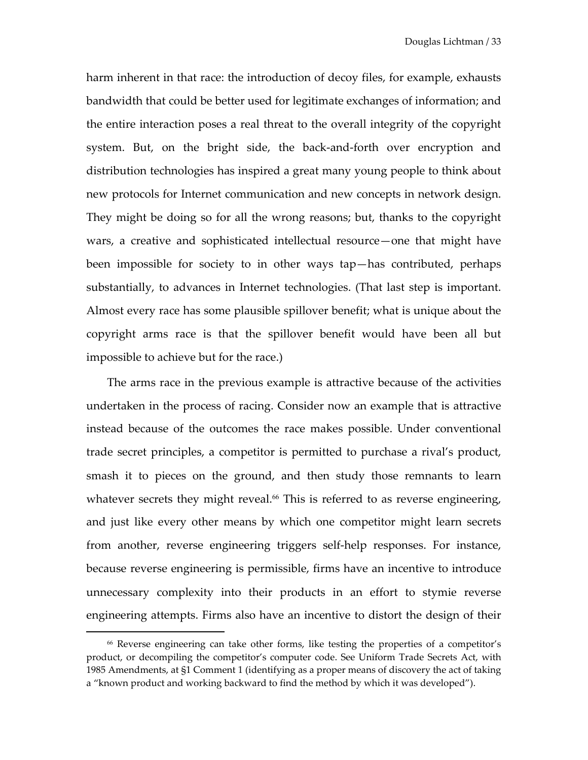harm inherent in that race: the introduction of decoy files, for example, exhausts bandwidth that could be better used for legitimate exchanges of information; and the entire interaction poses a real threat to the overall integrity of the copyright system. But, on the bright side, the back-and-forth over encryption and distribution technologies has inspired a great many young people to think about new protocols for Internet communication and new concepts in network design. They might be doing so for all the wrong reasons; but, thanks to the copyright wars, a creative and sophisticated intellectual resource—one that might have been impossible for society to in other ways tap—has contributed, perhaps substantially, to advances in Internet technologies. (That last step is important. Almost every race has some plausible spillover benefit; what is unique about the copyright arms race is that the spillover benefit would have been all but impossible to achieve but for the race.)

The arms race in the previous example is attractive because of the activities undertaken in the process of racing. Consider now an example that is attractive instead because of the outcomes the race makes possible. Under conventional trade secret principles, a competitor is permitted to purchase a rival's product, smash it to pieces on the ground, and then study those remnants to learn whatever secrets they might reveal.[66] This is referred to as reverse engineering, and just like every other means by which one competitor might learn secrets from another, reverse engineering triggers self-help responses. For instance, because reverse engineering is permissible, firms have an incentive to introduce unnecessary complexity into their products in an effort to stymie reverse engineering attempts. Firms also have an incentive to distort the design of their

[66] Reverse engineering can take other forms, like testing the properties of a competitor's product, or decompiling the competitor's computer code. See Uniform Trade Secrets Act, with 1985 Amendments, at §1 Comment 1 (identifying as a proper means of discovery the act of taking a "known product and working backward to find the method by which it was developed").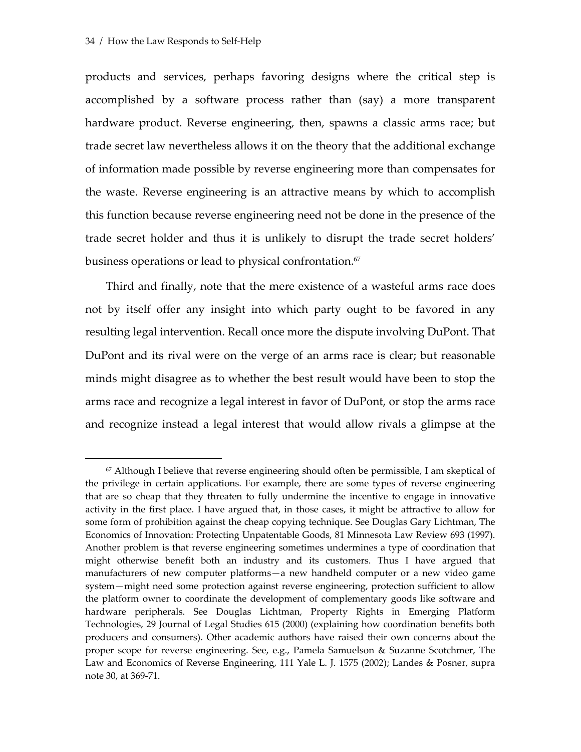products and services, perhaps favoring designs where the critical step is accomplished by a software process rather than (say) a more transparent hardware product. Reverse engineering, then, spawns a classic arms race; but trade secret law nevertheless allows it on the theory that the additional exchange of information made possible by reverse engineering more than compensates for the waste. Reverse engineering is an attractive means by which to accomplish this function because reverse engineering need not be done in the presence of the trade secret holder and thus it is unlikely to disrupt the trade secret holders' business operations or lead to physical confrontation.[67]

Third and finally, note that the mere existence of a wasteful arms race does not by itself offer any insight into which party ought to be favored in any resulting legal intervention. Recall once more the dispute involving DuPont. That DuPont and its rival were on the verge of an arms race is clear; but reasonable minds might disagree as to whether the best result would have been to stop the arms race and recognize a legal interest in favor of DuPont, or stop the arms race and recognize instead a legal interest that would allow rivals a glimpse at the

---

[67] Although I believe that reverse engineering should often be permissible, I am skeptical of the privilege in certain applications. For example, there are some types of reverse engineering that are so cheap that they threaten to fully undermine the incentive to engage in innovative activity in the first place. I have argued that, in those cases, it might be attractive to allow for some form of prohibition against the cheap copying technique. See Douglas Gary Lichtman, The Economics of Innovation: Protecting Unpatentable Goods, 81 Minnesota Law Review 693 (1997). Another problem is that reverse engineering sometimes undermines a type of coordination that might otherwise benefit both an industry and its customers. Thus I have argued that manufacturers of new computer platforms—a new handheld computer or a new video game system—might need some protection against reverse engineering, protection sufficient to allow the platform owner to coordinate the development of complementary goods like software and hardware peripherals. See Douglas Lichtman, Property Rights in Emerging Platform Technologies, 29 Journal of Legal Studies 615 (2000) (explaining how coordination benefits both producers and consumers). Other academic authors have raised their own concerns about the proper scope for reverse engineering. See, e.g., Pamela Samuelson & Suzanne Scotchmer, The Law and Economics of Reverse Engineering, 111 Yale L. J. 1575 (2002); Landes & Posner, supra note 30, at 369-71.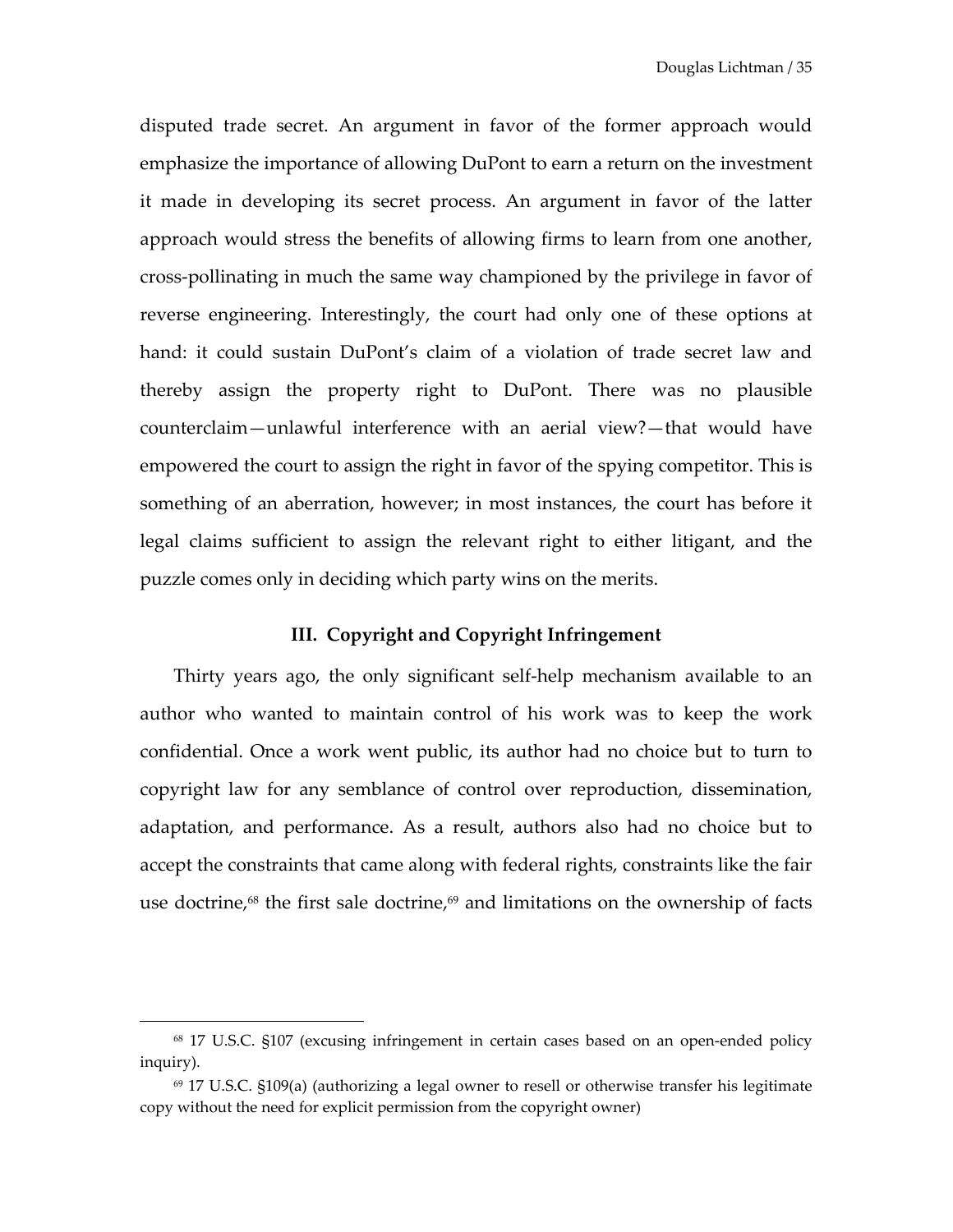disputed trade secret. An argument in favor of the former approach would emphasize the importance of allowing DuPont to earn a return on the investment it made in developing its secret process. An argument in favor of the latter approach would stress the benefits of allowing firms to learn from one another, cross-pollinating in much the same way championed by the privilege in favor of reverse engineering. Interestingly, the court had only one of these options at hand: it could sustain DuPont's claim of a violation of trade secret law and thereby assign the property right to DuPont. There was no plausible counterclaim—unlawful interference with an aerial view?—that would have empowered the court to assign the right in favor of the spying competitor. This is something of an aberration, however; in most instances, the court has before it legal claims sufficient to assign the relevant right to either litigant, and the puzzle comes only in deciding which party wins on the merits.

## III. Copyright and Copyright Infringement

Thirty years ago, the only significant self-help mechanism available to an author who wanted to maintain control of his work was to keep the work confidential. Once a work went public, its author had no choice but to turn to copyright law for any semblance of control over reproduction, dissemination, adaptation, and performance. As a result, authors also had no choice but to accept the constraints that came along with federal rights, constraints like the fair use doctrine,[68] the first sale doctrine,[69] and limitations on the ownership of facts

---

[68] 17 U.S.C. §107 (excusing infringement in certain cases based on an open-ended policy inquiry).

[69] 17 U.S.C. §109(a) (authorizing a legal owner to resell or otherwise transfer his legitimate copy without the need for explicit permission from the copyright owner)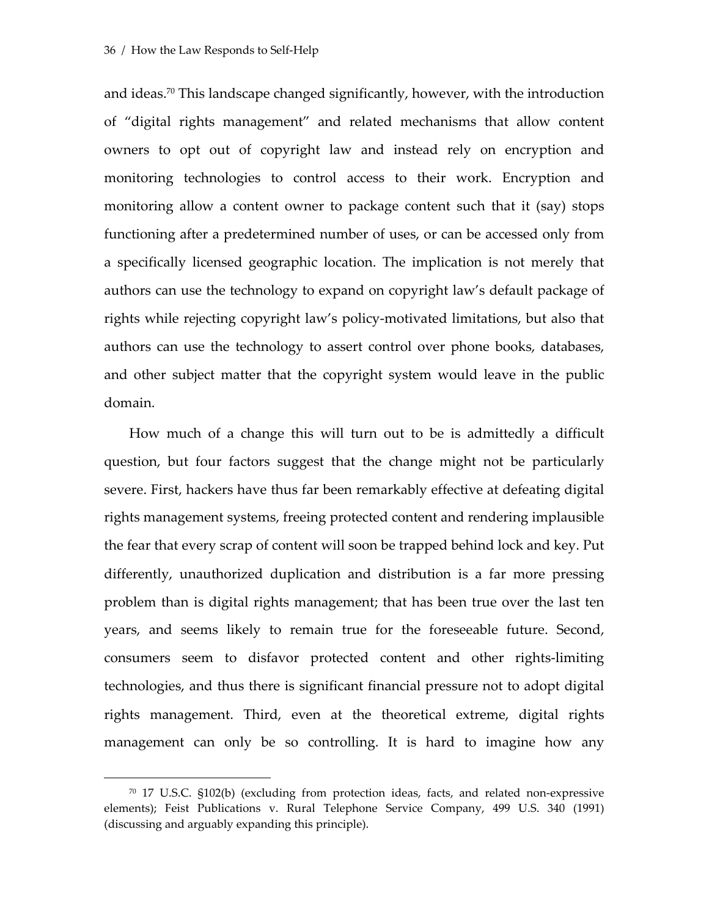and ideas.[70] This landscape changed significantly, however, with the introduction of "digital rights management" and related mechanisms that allow content owners to opt out of copyright law and instead rely on encryption and monitoring technologies to control access to their work. Encryption and monitoring allow a content owner to package content such that it (say) stops functioning after a predetermined number of uses, or can be accessed only from a specifically licensed geographic location. The implication is not merely that authors can use the technology to expand on copyright law's default package of rights while rejecting copyright law's policy-motivated limitations, but also that authors can use the technology to assert control over phone books, databases, and other subject matter that the copyright system would leave in the public domain.

How much of a change this will turn out to be is admittedly a difficult question, but four factors suggest that the change might not be particularly severe. First, hackers have thus far been remarkably effective at defeating digital rights management systems, freeing protected content and rendering implausible the fear that every scrap of content will soon be trapped behind lock and key. Put differently, unauthorized duplication and distribution is a far more pressing problem than is digital rights management; that has been true over the last ten years, and seems likely to remain true for the foreseeable future. Second, consumers seem to disfavor protected content and other rights-limiting technologies, and thus there is significant financial pressure not to adopt digital rights management. Third, even at the theoretical extreme, digital rights management can only be so controlling. It is hard to imagine how any

[70] 17 U.S.C. §102(b) (excluding from protection ideas, facts, and related non-expressive elements); Feist Publications v. Rural Telephone Service Company, 499 U.S. 340 (1991) (discussing and arguably expanding this principle).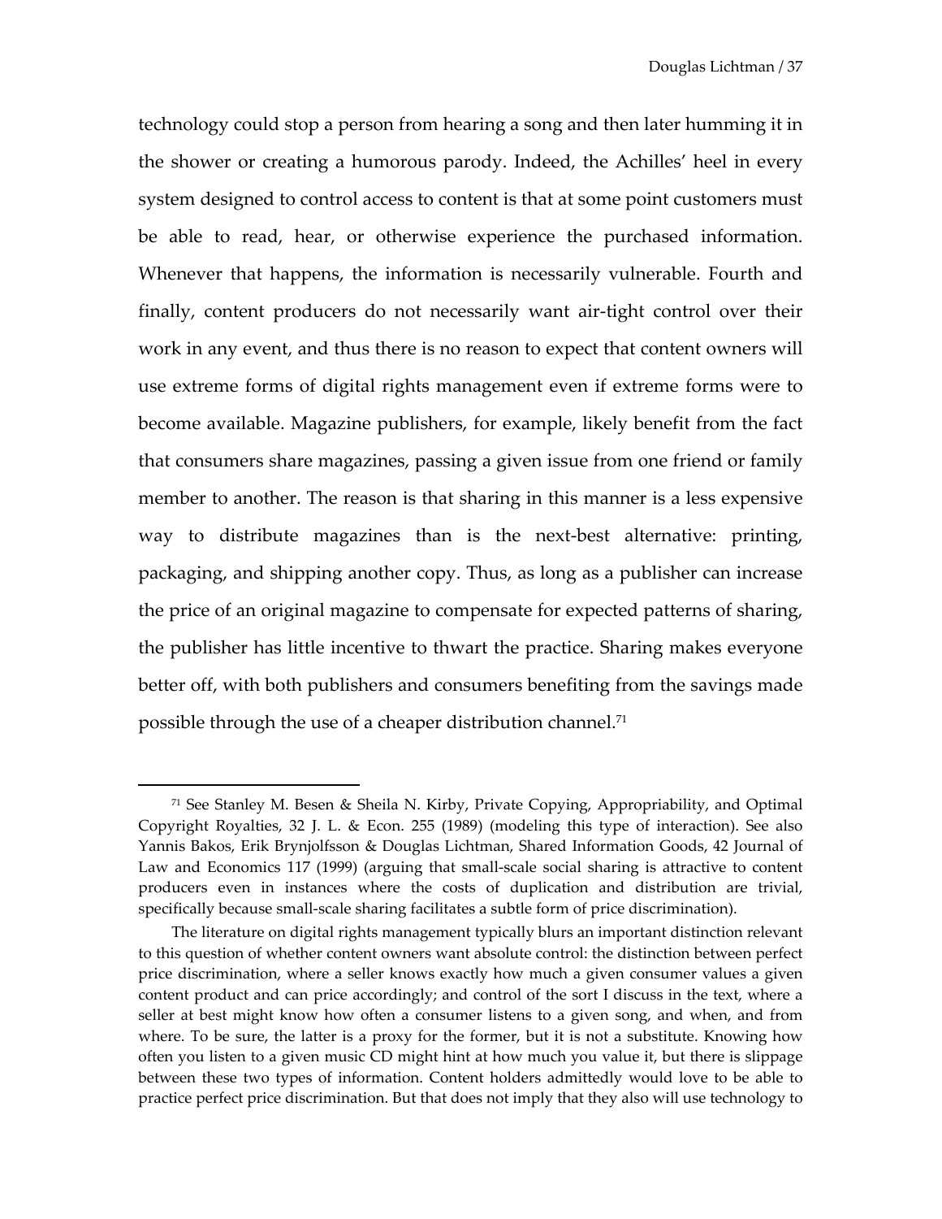technology could stop a person from hearing a song and then later humming it in the shower or creating a humorous parody. Indeed, the Achilles' heel in every system designed to control access to content is that at some point customers must be able to read, hear, or otherwise experience the purchased information. Whenever that happens, the information is necessarily vulnerable. Fourth and finally, content producers do not necessarily want air-tight control over their work in any event, and thus there is no reason to expect that content owners will use extreme forms of digital rights management even if extreme forms were to become available. Magazine publishers, for example, likely benefit from the fact that consumers share magazines, passing a given issue from one friend or family member to another. The reason is that sharing in this manner is a less expensive way to distribute magazines than is the next-best alternative: printing, packaging, and shipping another copy. Thus, as long as a publisher can increase the price of an original magazine to compensate for expected patterns of sharing, the publisher has little incentive to thwart the practice. Sharing makes everyone better off, with both publishers and consumers benefiting from the savings made possible through the use of a cheaper distribution channel.[71]

---

[71] See Stanley M. Besen & Sheila N. Kirby, Private Copying, Appropriability, and Optimal Copyright Royalties, 32 J. L. & Econ. 255 (1989) (modeling this type of interaction). See also Yannis Bakos, Erik Brynjolfsson & Douglas Lichtman, Shared Information Goods, 42 Journal of Law and Economics 117 (1999) (arguing that small-scale social sharing is attractive to content producers even in instances where the costs of duplication and distribution are trivial, specifically because small-scale sharing facilitates a subtle form of price discrimination).

The literature on digital rights management typically blurs an important distinction relevant to this question of whether content owners want absolute control: the distinction between perfect price discrimination, where a seller knows exactly how much a given consumer values a given content product and can price accordingly; and control of the sort I discuss in the text, where a seller at best might know how often a consumer listens to a given song, and when, and from where. To be sure, the latter is a proxy for the former, but it is not a substitute. Knowing how often you listen to a given music CD might hint at how much you value it, but there is slippage between these two types of information. Content holders admittedly would love to be able to practice perfect price discrimination. But that does not imply that they also will use technology to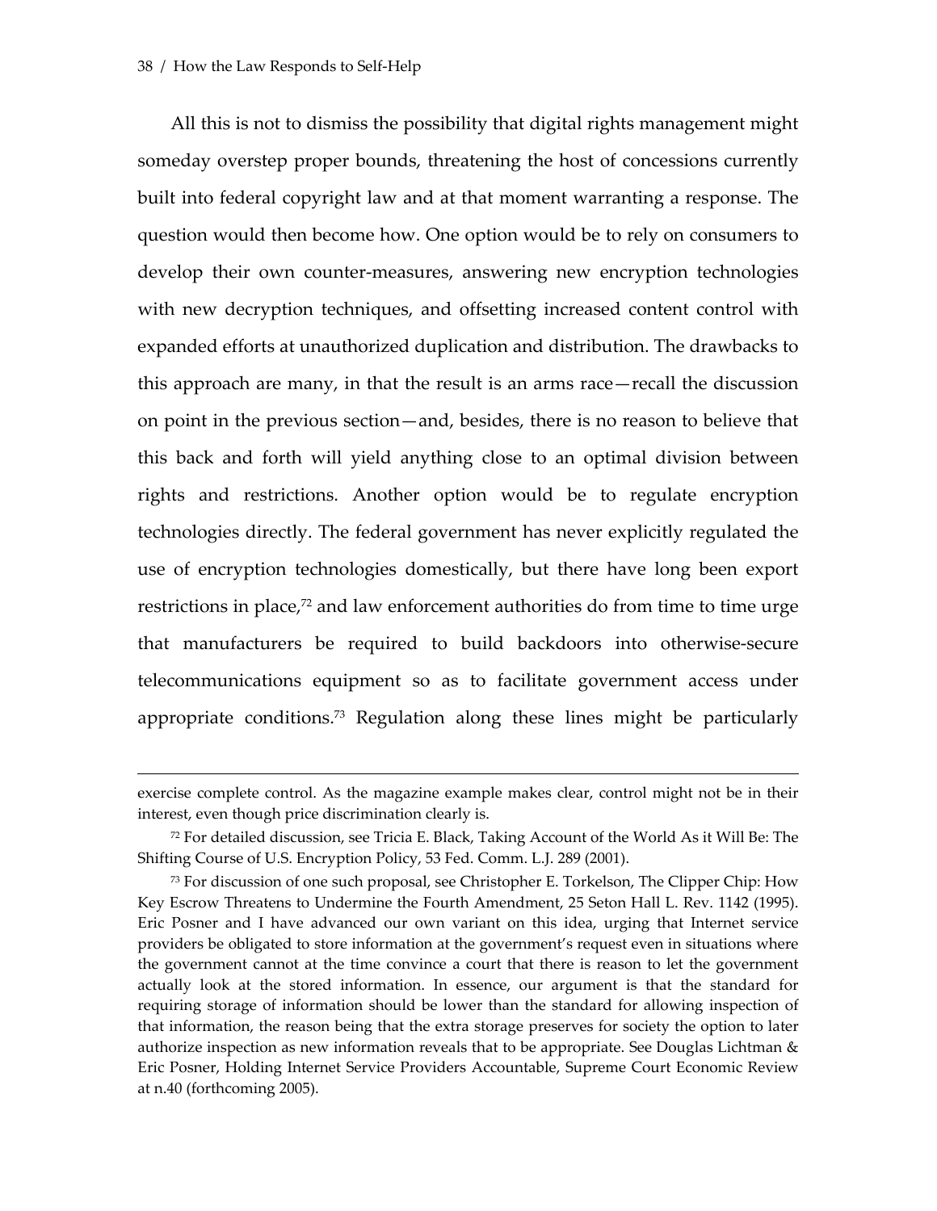All this is not to dismiss the possibility that digital rights management might someday overstep proper bounds, threatening the host of concessions currently built into federal copyright law and at that moment warranting a response. The question would then become how. One option would be to rely on consumers to develop their own counter-measures, answering new encryption technologies with new decryption techniques, and offsetting increased content control with expanded efforts at unauthorized duplication and distribution. The drawbacks to this approach are many, in that the result is an arms race—recall the discussion on point in the previous section—and, besides, there is no reason to believe that this back and forth will yield anything close to an optimal division between rights and restrictions. Another option would be to regulate encryption technologies directly. The federal government has never explicitly regulated the use of encryption technologies domestically, but there have long been export restrictions in place,[72] and law enforcement authorities do from time to time urge that manufacturers be required to build backdoors into otherwise-secure telecommunications equipment so as to facilitate government access under appropriate conditions.[73] Regulation along these lines might be particularly

---

exercise complete control. As the magazine example makes clear, control might not be in their interest, even though price discrimination clearly is.

[72] For detailed discussion, see Tricia E. Black, Taking Account of the World As it Will Be: The Shifting Course of U.S. Encryption Policy, 53 Fed. Comm. L.J. 289 (2001).

[73] For discussion of one such proposal, see Christopher E. Torkelson, The Clipper Chip: How Key Escrow Threatens to Undermine the Fourth Amendment, 25 Seton Hall L. Rev. 1142 (1995). Eric Posner and I have advanced our own variant on this idea, urging that Internet service providers be obligated to store information at the government's request even in situations where the government cannot at the time convince a court that there is reason to let the government actually look at the stored information. In essence, our argument is that the standard for requiring storage of information should be lower than the standard for allowing inspection of that information, the reason being that the extra storage preserves for society the option to later authorize inspection as new information reveals that to be appropriate. See Douglas Lichtman & Eric Posner, Holding Internet Service Providers Accountable, Supreme Court Economic Review at n.40 (forthcoming 2005).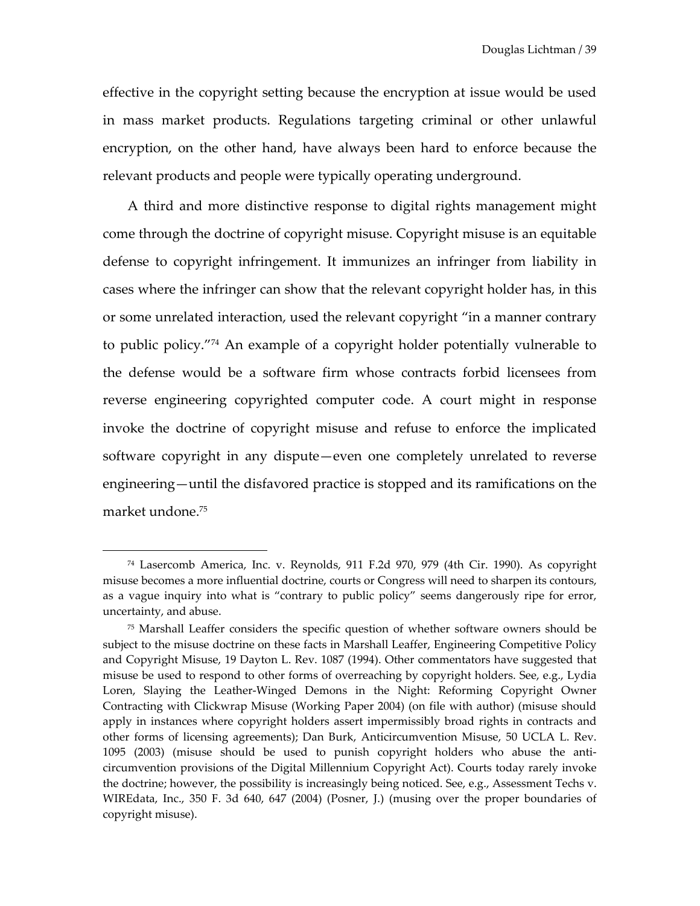effective in the copyright setting because the encryption at issue would be used in mass market products. Regulations targeting criminal or other unlawful encryption, on the other hand, have always been hard to enforce because the relevant products and people were typically operating underground.

A third and more distinctive response to digital rights management might come through the doctrine of copyright misuse. Copyright misuse is an equitable defense to copyright infringement. It immunizes an infringer from liability in cases where the infringer can show that the relevant copyright holder has, in this or some unrelated interaction, used the relevant copyright "in a manner contrary to public policy."[74] An example of a copyright holder potentially vulnerable to the defense would be a software firm whose contracts forbid licensees from reverse engineering copyrighted computer code. A court might in response invoke the doctrine of copyright misuse and refuse to enforce the implicated software copyright in any dispute—even one completely unrelated to reverse engineering—until the disfavored practice is stopped and its ramifications on the market undone.[75]

---

[74] Lasercomb America, Inc. v. Reynolds, 911 F.2d 970, 979 (4th Cir. 1990). As copyright misuse becomes a more influential doctrine, courts or Congress will need to sharpen its contours, as a vague inquiry into what is "contrary to public policy" seems dangerously ripe for error, uncertainty, and abuse.

[75] Marshall Leaffer considers the specific question of whether software owners should be subject to the misuse doctrine on these facts in Marshall Leaffer, Engineering Competitive Policy and Copyright Misuse, 19 Dayton L. Rev. 1087 (1994). Other commentators have suggested that misuse be used to respond to other forms of overreaching by copyright holders. See, e.g., Lydia Loren, Slaying the Leather-Winged Demons in the Night: Reforming Copyright Owner Contracting with Clickwrap Misuse (Working Paper 2004) (on file with author) (misuse should apply in instances where copyright holders assert impermissibly broad rights in contracts and other forms of licensing agreements); Dan Burk, Anticircumvention Misuse, 50 UCLA L. Rev. 1095 (2003) (misuse should be used to punish copyright holders who abuse the anti-circumvention provisions of the Digital Millennium Copyright Act). Courts today rarely invoke the doctrine; however, the possibility is increasingly being noticed. See, e.g., Assessment Techs v. WIREdata, Inc., 350 F. 3d 640, 647 (2004) (Posner, J.) (musing over the proper boundaries of copyright misuse).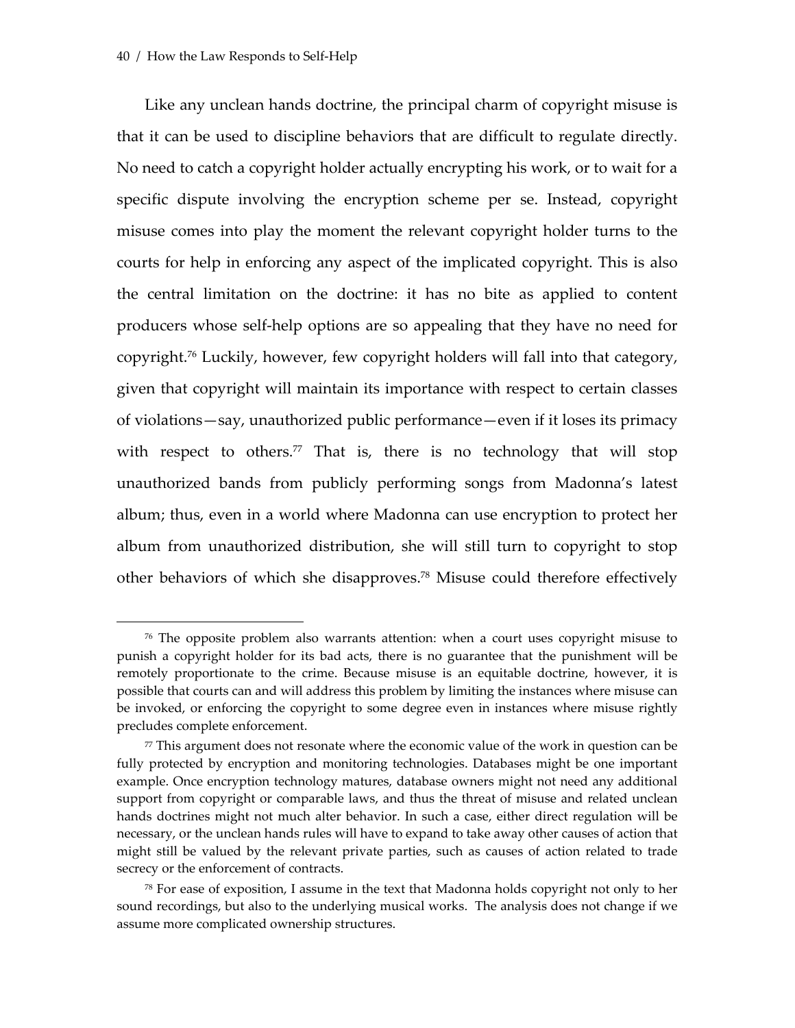Like any unclean hands doctrine, the principal charm of copyright misuse is that it can be used to discipline behaviors that are difficult to regulate directly. No need to catch a copyright holder actually encrypting his work, or to wait for a specific dispute involving the encryption scheme per se. Instead, copyright misuse comes into play the moment the relevant copyright holder turns to the courts for help in enforcing any aspect of the implicated copyright. This is also the central limitation on the doctrine: it has no bite as applied to content producers whose self-help options are so appealing that they have no need for copyright.[76] Luckily, however, few copyright holders will fall into that category, given that copyright will maintain its importance with respect to certain classes of violations—say, unauthorized public performance—even if it loses its primacy with respect to others.[77] That is, there is no technology that will stop unauthorized bands from publicly performing songs from Madonna's latest album; thus, even in a world where Madonna can use encryption to protect her album from unauthorized distribution, she will still turn to copyright to stop other behaviors of which she disapproves.[78] Misuse could therefore effectively

---

[76] The opposite problem also warrants attention: when a court uses copyright misuse to punish a copyright holder for its bad acts, there is no guarantee that the punishment will be remotely proportionate to the crime. Because misuse is an equitable doctrine, however, it is possible that courts can and will address this problem by limiting the instances where misuse can be invoked, or enforcing the copyright to some degree even in instances where misuse rightly precludes complete enforcement.

[77] This argument does not resonate where the economic value of the work in question can be fully protected by encryption and monitoring technologies. Databases might be one important example. Once encryption technology matures, database owners might not need any additional support from copyright or comparable laws, and thus the threat of misuse and related unclean hands doctrines might not much alter behavior. In such a case, either direct regulation will be necessary, or the unclean hands rules will have to expand to take away other causes of action that might still be valued by the relevant private parties, such as causes of action related to trade secrecy or the enforcement of contracts.

[78] For ease of exposition, I assume in the text that Madonna holds copyright not only to her sound recordings, but also to the underlying musical works. The analysis does not change if we assume more complicated ownership structures.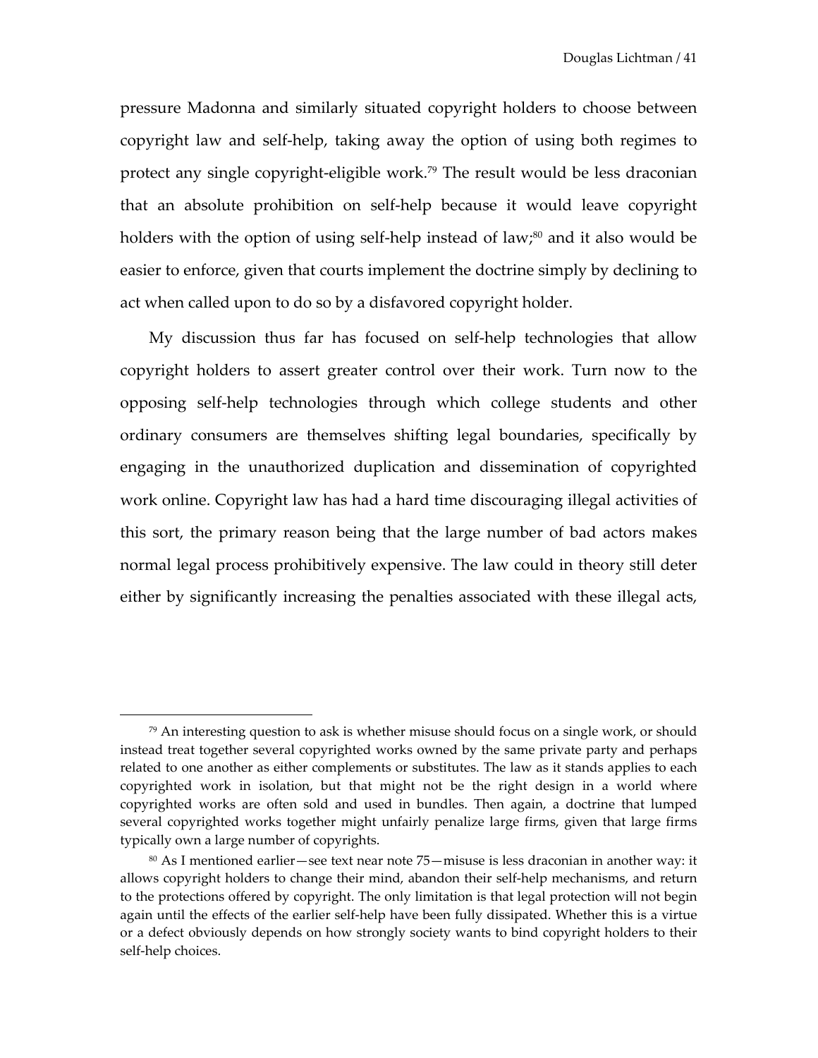pressure Madonna and similarly situated copyright holders to choose between copyright law and self-help, taking away the option of using both regimes to protect any single copyright-eligible work.[79] The result would be less draconian that an absolute prohibition on self-help because it would leave copyright holders with the option of using self-help instead of law;[80] and it also would be easier to enforce, given that courts implement the doctrine simply by declining to act when called upon to do so by a disfavored copyright holder.

My discussion thus far has focused on self-help technologies that allow copyright holders to assert greater control over their work. Turn now to the opposing self-help technologies through which college students and other ordinary consumers are themselves shifting legal boundaries, specifically by engaging in the unauthorized duplication and dissemination of copyrighted work online. Copyright law has had a hard time discouraging illegal activities of this sort, the primary reason being that the large number of bad actors makes normal legal process prohibitively expensive. The law could in theory still deter either by significantly increasing the penalties associated with these illegal acts,

---

[79] An interesting question to ask is whether misuse should focus on a single work, or should instead treat together several copyrighted works owned by the same private party and perhaps related to one another as either complements or substitutes. The law as it stands applies to each copyrighted work in isolation, but that might not be the right design in a world where copyrighted works are often sold and used in bundles. Then again, a doctrine that lumped several copyrighted works together might unfairly penalize large firms, given that large firms typically own a large number of copyrights.

[80] As I mentioned earlier—see text near note 75—misuse is less draconian in another way: it allows copyright holders to change their mind, abandon their self-help mechanisms, and return to the protections offered by copyright. The only limitation is that legal protection will not begin again until the effects of the earlier self-help have been fully dissipated. Whether this is a virtue or a defect obviously depends on how strongly society wants to bind copyright holders to their self-help choices.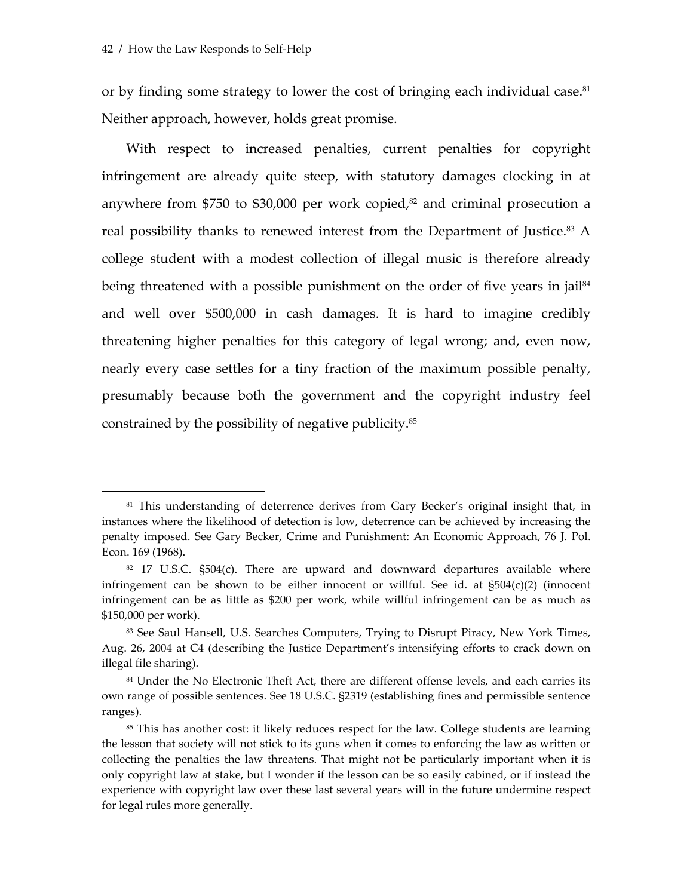or by finding some strategy to lower the cost of bringing each individual case.[81] Neither approach, however, holds great promise.

With respect to increased penalties, current penalties for copyright infringement are already quite steep, with statutory damages clocking in at anywhere from $750 to $30,000 per work copied,[82] and criminal prosecution a real possibility thanks to renewed interest from the Department of Justice.[83] A college student with a modest collection of illegal music is therefore already being threatened with a possible punishment on the order of five years in jail[84] and well over $500,000 in cash damages. It is hard to imagine credibly threatening higher penalties for this category of legal wrong; and, even now, nearly every case settles for a tiny fraction of the maximum possible penalty, presumably because both the government and the copyright industry feel constrained by the possibility of negative publicity.[85]

---

[81] This understanding of deterrence derives from Gary Becker's original insight that, in instances where the likelihood of detection is low, deterrence can be achieved by increasing the penalty imposed. See Gary Becker, Crime and Punishment: An Economic Approach, 76 J. Pol. Econ. 169 (1968).

[82] 17 U.S.C. §504(c). There are upward and downward departures available where infringement can be shown to be either innocent or willful. See id. at §504(c)(2) (innocent infringement can be as little as $200 per work, while willful infringement can be as much as $150,000 per work).

[83] See Saul Hansell, U.S. Searches Computers, Trying to Disrupt Piracy, New York Times, Aug. 26, 2004 at C4 (describing the Justice Department's intensifying efforts to crack down on illegal file sharing).

[84] Under the No Electronic Theft Act, there are different offense levels, and each carries its own range of possible sentences. See 18 U.S.C. §2319 (establishing fines and permissible sentence ranges).

[85] This has another cost: it likely reduces respect for the law. College students are learning the lesson that society will not stick to its guns when it comes to enforcing the law as written or collecting the penalties the law threatens. That might not be particularly important when it is only copyright law at stake, but I wonder if the lesson can be so easily cabined, or if instead the experience with copyright law over these last several years will in the future undermine respect for legal rules more generally.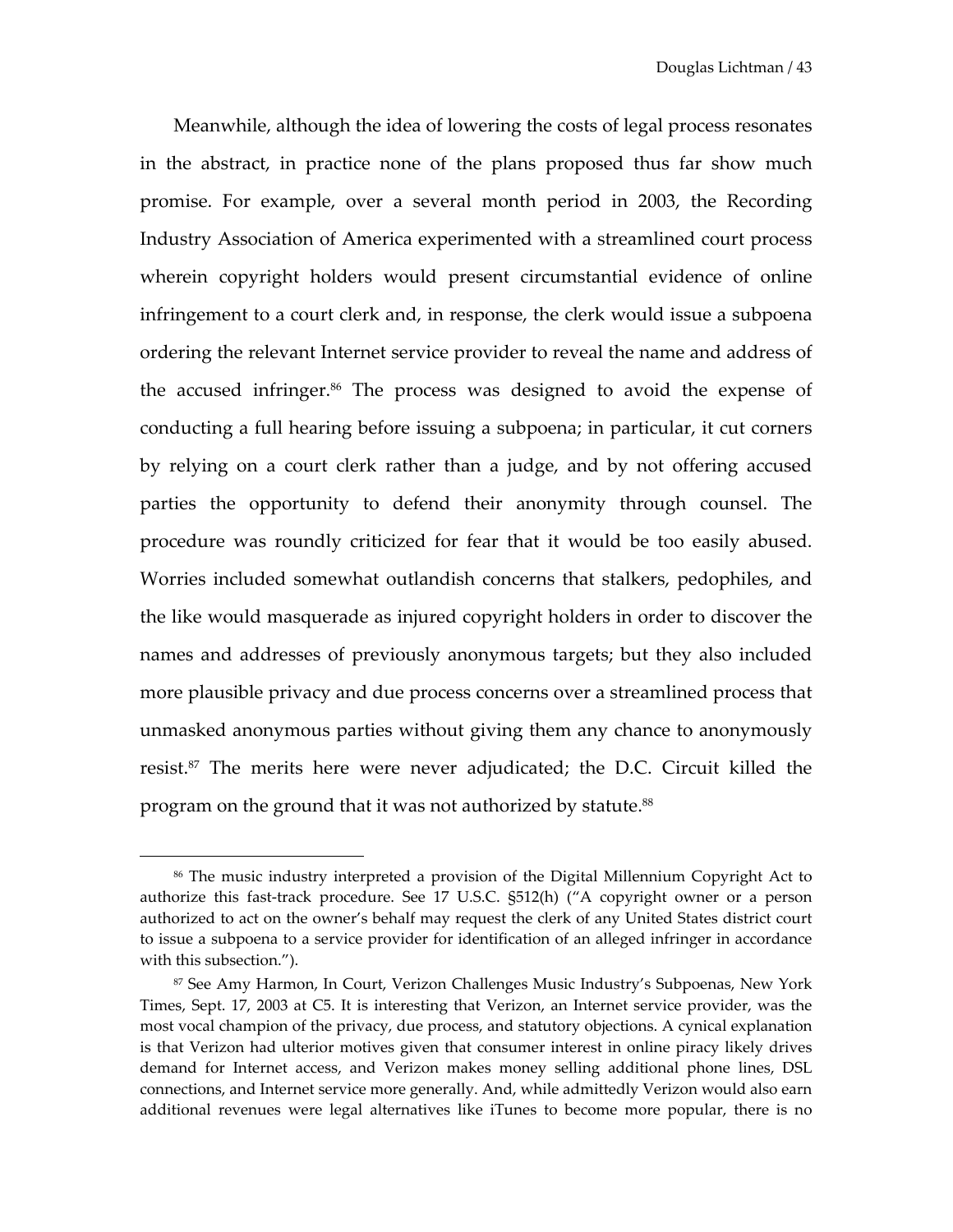Meanwhile, although the idea of lowering the costs of legal process resonates in the abstract, in practice none of the plans proposed thus far show much promise. For example, over a several month period in 2003, the Recording Industry Association of America experimented with a streamlined court process wherein copyright holders would present circumstantial evidence of online infringement to a court clerk and, in response, the clerk would issue a subpoena ordering the relevant Internet service provider to reveal the name and address of the accused infringer.[86] The process was designed to avoid the expense of conducting a full hearing before issuing a subpoena; in particular, it cut corners by relying on a court clerk rather than a judge, and by not offering accused parties the opportunity to defend their anonymity through counsel. The procedure was roundly criticized for fear that it would be too easily abused. Worries included somewhat outlandish concerns that stalkers, pedophiles, and the like would masquerade as injured copyright holders in order to discover the names and addresses of previously anonymous targets; but they also included more plausible privacy and due process concerns over a streamlined process that unmasked anonymous parties without giving them any chance to anonymously resist.[87] The merits here were never adjudicated; the D.C. Circuit killed the program on the ground that it was not authorized by statute.[88]

[86] The music industry interpreted a provision of the Digital Millennium Copyright Act to authorize this fast-track procedure. See 17 U.S.C. §512(h) ("A copyright owner or a person authorized to act on the owner's behalf may request the clerk of any United States district court to issue a subpoena to a service provider for identification of an alleged infringer in accordance with this subsection.").

[87] See Amy Harmon, In Court, Verizon Challenges Music Industry's Subpoenas, New York Times, Sept. 17, 2003 at C5. It is interesting that Verizon, an Internet service provider, was the most vocal champion of the privacy, due process, and statutory objections. A cynical explanation is that Verizon had ulterior motives given that consumer interest in online piracy likely drives demand for Internet access, and Verizon makes money selling additional phone lines, DSL connections, and Internet service more generally. And, while admittedly Verizon would also earn additional revenues were legal alternatives like iTunes to become more popular, there is no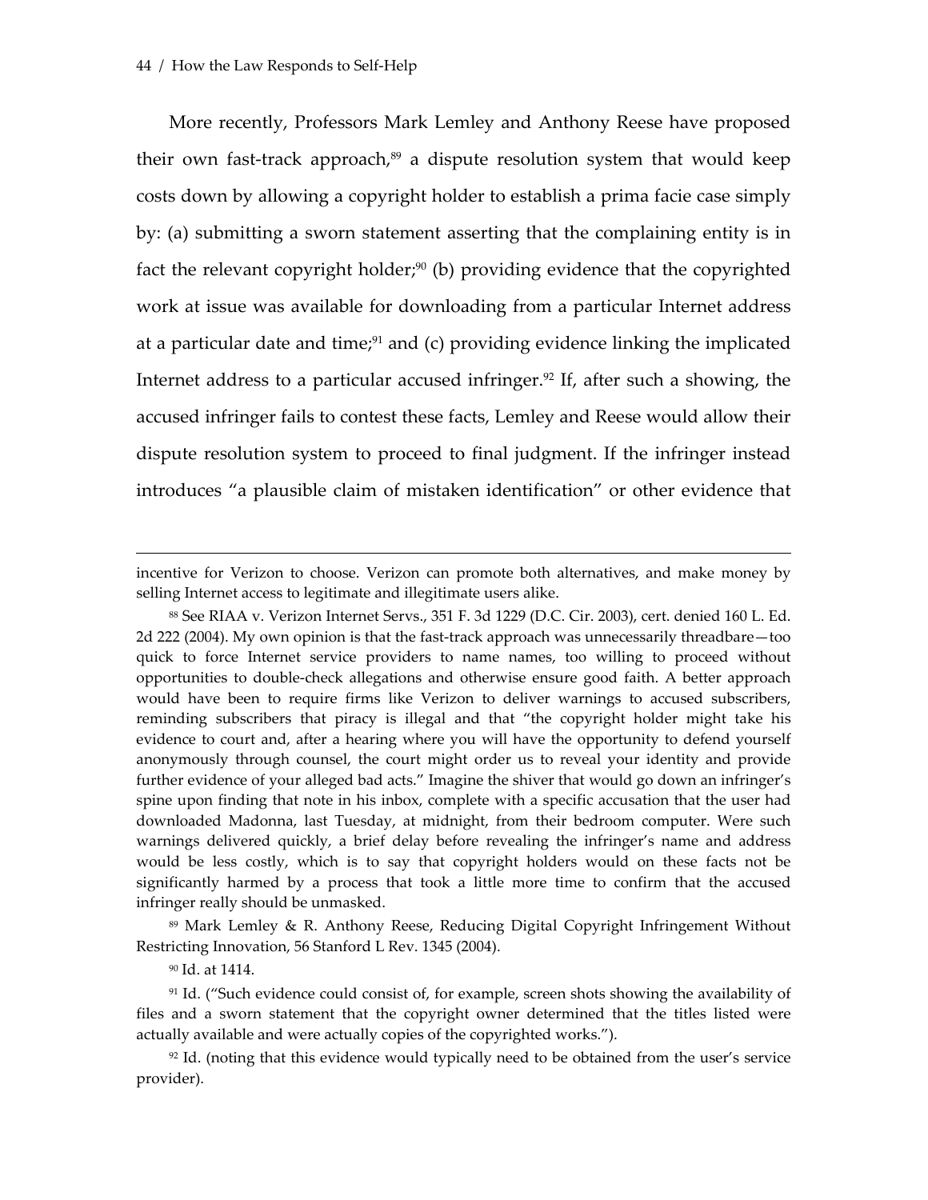More recently, Professors Mark Lemley and Anthony Reese have proposed their own fast-track approach,[89] a dispute resolution system that would keep costs down by allowing a copyright holder to establish a prima facie case simply by: (a) submitting a sworn statement asserting that the complaining entity is in fact the relevant copyright holder;[90] (b) providing evidence that the copyrighted work at issue was available for downloading from a particular Internet address at a particular date and time;[91] and (c) providing evidence linking the implicated Internet address to a particular accused infringer.[92] If, after such a showing, the accused infringer fails to contest these facts, Lemley and Reese would allow their dispute resolution system to proceed to final judgment. If the infringer instead introduces "a plausible claim of mistaken identification" or other evidence that

---

incentive for Verizon to choose. Verizon can promote both alternatives, and make money by selling Internet access to legitimate and illegitimate users alike.

[88] See RIAA v. Verizon Internet Servs., 351 F. 3d 1229 (D.C. Cir. 2003), cert. denied 160 L. Ed. 2d 222 (2004). My own opinion is that the fast-track approach was unnecessarily threadbare—too quick to force Internet service providers to name names, too willing to proceed without opportunities to double-check allegations and otherwise ensure good faith. A better approach would have been to require firms like Verizon to deliver warnings to accused subscribers, reminding subscribers that piracy is illegal and that "the copyright holder might take his evidence to court and, after a hearing where you will have the opportunity to defend yourself anonymously through counsel, the court might order us to reveal your identity and provide further evidence of your alleged bad acts." Imagine the shiver that would go down an infringer's spine upon finding that note in his inbox, complete with a specific accusation that the user had downloaded Madonna, last Tuesday, at midnight, from their bedroom computer. Were such warnings delivered quickly, a brief delay before revealing the infringer's name and address would be less costly, which is to say that copyright holders would on these facts not be significantly harmed by a process that took a little more time to confirm that the accused infringer really should be unmasked.

[89] Mark Lemley & R. Anthony Reese, Reducing Digital Copyright Infringement Without Restricting Innovation, 56 Stanford L Rev. 1345 (2004).

[90] Id. at 1414.

[91] Id. ("Such evidence could consist of, for example, screen shots showing the availability of files and a sworn statement that the copyright owner determined that the titles listed were actually available and were actually copies of the copyrighted works.").

[92] Id. (noting that this evidence would typically need to be obtained from the user's service provider).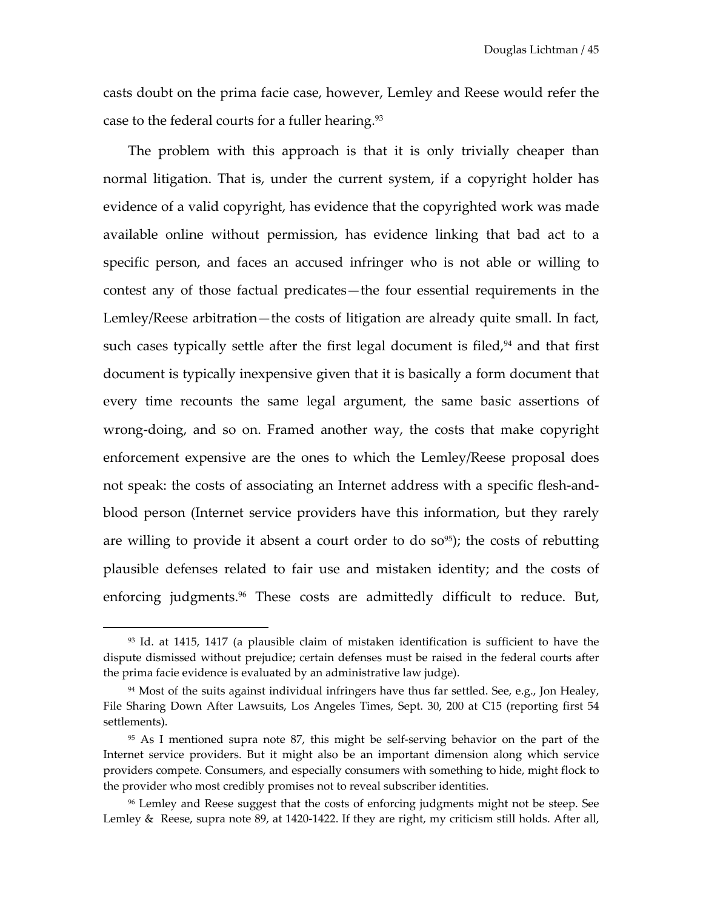casts doubt on the prima facie case, however, Lemley and Reese would refer the case to the federal courts for a fuller hearing.[93]

The problem with this approach is that it is only trivially cheaper than normal litigation. That is, under the current system, if a copyright holder has evidence of a valid copyright, has evidence that the copyrighted work was made available online without permission, has evidence linking that bad act to a specific person, and faces an accused infringer who is not able or willing to contest any of those factual predicates—the four essential requirements in the Lemley/Reese arbitration—the costs of litigation are already quite small. In fact, such cases typically settle after the first legal document is filed,[94] and that first document is typically inexpensive given that it is basically a form document that every time recounts the same legal argument, the same basic assertions of wrong-doing, and so on. Framed another way, the costs that make copyright enforcement expensive are the ones to which the Lemley/Reese proposal does not speak: the costs of associating an Internet address with a specific flesh-and-blood person (Internet service providers have this information, but they rarely are willing to provide it absent a court order to do so[95]); the costs of rebutting plausible defenses related to fair use and mistaken identity; and the costs of enforcing judgments.[96] These costs are admittedly difficult to reduce. But,

---

[93] Id. at 1415, 1417 (a plausible claim of mistaken identification is sufficient to have the dispute dismissed without prejudice; certain defenses must be raised in the federal courts after the prima facie evidence is evaluated by an administrative law judge).

[94] Most of the suits against individual infringers have thus far settled. See, e.g., Jon Healey, File Sharing Down After Lawsuits, Los Angeles Times, Sept. 30, 200 at C15 (reporting first 54 settlements).

[95] As I mentioned supra note 87, this might be self-serving behavior on the part of the Internet service providers. But it might also be an important dimension along which service providers compete. Consumers, and especially consumers with something to hide, might flock to the provider who most credibly promises not to reveal subscriber identities.

[96] Lemley and Reese suggest that the costs of enforcing judgments might not be steep. See Lemley & Reese, supra note 89, at 1420-1422. If they are right, my criticism still holds. After all,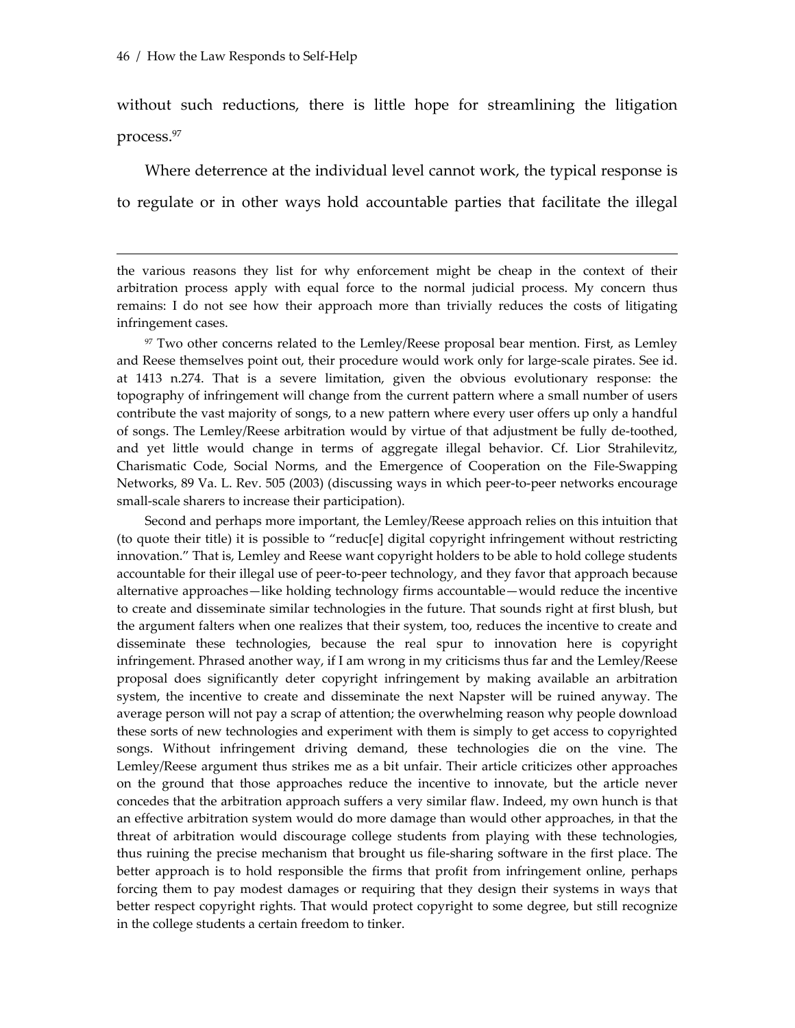without such reductions, there is little hope for streamlining the litigation process.[97]

Where deterrence at the individual level cannot work, the typical response is to regulate or in other ways hold accountable parties that facilitate the illegal

---

the various reasons they list for why enforcement might be cheap in the context of their arbitration process apply with equal force to the normal judicial process. My concern thus remains: I do not see how their approach more than trivially reduces the costs of litigating infringement cases.

[97] Two other concerns related to the Lemley/Reese proposal bear mention. First, as Lemley and Reese themselves point out, their procedure would work only for large-scale pirates. See id. at 1413 n.274. That is a severe limitation, given the obvious evolutionary response: the topography of infringement will change from the current pattern where a small number of users contribute the vast majority of songs, to a new pattern where every user offers up only a handful of songs. The Lemley/Reese arbitration would by virtue of that adjustment be fully de-toothed, and yet little would change in terms of aggregate illegal behavior. Cf. Lior Strahilevitz, Charismatic Code, Social Norms, and the Emergence of Cooperation on the File-Swapping Networks, 89 Va. L. Rev. 505 (2003) (discussing ways in which peer-to-peer networks encourage small-scale sharers to increase their participation).

Second and perhaps more important, the Lemley/Reese approach relies on this intuition that (to quote their title) it is possible to "reduc[e] digital copyright infringement without restricting innovation." That is, Lemley and Reese want copyright holders to be able to hold college students accountable for their illegal use of peer-to-peer technology, and they favor that approach because alternative approaches—like holding technology firms accountable—would reduce the incentive to create and disseminate similar technologies in the future. That sounds right at first blush, but the argument falters when one realizes that their system, too, reduces the incentive to create and disseminate these technologies, because the real spur to innovation here is copyright infringement. Phrased another way, if I am wrong in my criticisms thus far and the Lemley/Reese proposal does significantly deter copyright infringement by making available an arbitration system, the incentive to create and disseminate the next Napster will be ruined anyway. The average person will not pay a scrap of attention; the overwhelming reason why people download these sorts of new technologies and experiment with them is simply to get access to copyrighted songs. Without infringement driving demand, these technologies die on the vine. The Lemley/Reese argument thus strikes me as a bit unfair. Their article criticizes other approaches on the ground that those approaches reduce the incentive to innovate, but the article never concedes that the arbitration approach suffers a very similar flaw. Indeed, my own hunch is that an effective arbitration system would do more damage than would other approaches, in that the threat of arbitration would discourage college students from playing with these technologies, thus ruining the precise mechanism that brought us file-sharing software in the first place. The better approach is to hold responsible the firms that profit from infringement online, perhaps forcing them to pay modest damages or requiring that they design their systems in ways that better respect copyright rights. That would protect copyright to some degree, but still recognize in the college students a certain freedom to tinker.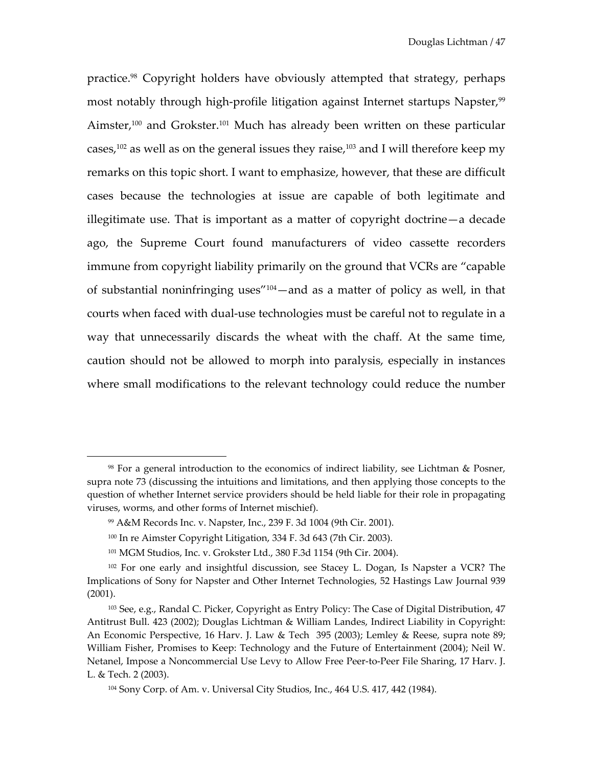practice.[98] Copyright holders have obviously attempted that strategy, perhaps most notably through high-profile litigation against Internet startups Napster,[99] Aimster,[100] and Grokster.[101] Much has already been written on these particular cases,[102] as well as on the general issues they raise,[103] and I will therefore keep my remarks on this topic short. I want to emphasize, however, that these are difficult cases because the technologies at issue are capable of both legitimate and illegitimate use. That is important as a matter of copyright doctrine—a decade ago, the Supreme Court found manufacturers of video cassette recorders immune from copyright liability primarily on the ground that VCRs are "capable of substantial noninfringing uses"[104]—and as a matter of policy as well, in that courts when faced with dual-use technologies must be careful not to regulate in a way that unnecessarily discards the wheat with the chaff. At the same time, caution should not be allowed to morph into paralysis, especially in instances where small modifications to the relevant technology could reduce the number

---

[98] For a general introduction to the economics of indirect liability, see Lichtman & Posner, supra note 73 (discussing the intuitions and limitations, and then applying those concepts to the question of whether Internet service providers should be held liable for their role in propagating viruses, worms, and other forms of Internet mischief).

[99] A&M Records Inc. v. Napster, Inc., 239 F. 3d 1004 (9th Cir. 2001).

[100] In re Aimster Copyright Litigation, 334 F. 3d 643 (7th Cir. 2003).

[101] MGM Studios, Inc. v. Grokster Ltd., 380 F.3d 1154 (9th Cir. 2004).

[102] For one early and insightful discussion, see Stacey L. Dogan, Is Napster a VCR? The Implications of Sony for Napster and Other Internet Technologies, 52 Hastings Law Journal 939 (2001).

[103] See, e.g., Randal C. Picker, Copyright as Entry Policy: The Case of Digital Distribution, 47 Antitrust Bull. 423 (2002); Douglas Lichtman & William Landes, Indirect Liability in Copyright: An Economic Perspective, 16 Harv. J. Law & Tech 395 (2003); Lemley & Reese, supra note 89; William Fisher, Promises to Keep: Technology and the Future of Entertainment (2004); Neil W. Netanel, Impose a Noncommercial Use Levy to Allow Free Peer-to-Peer File Sharing, 17 Harv. J. L. & Tech. 2 (2003).

[104] Sony Corp. of Am. v. Universal City Studios, Inc., 464 U.S. 417, 442 (1984).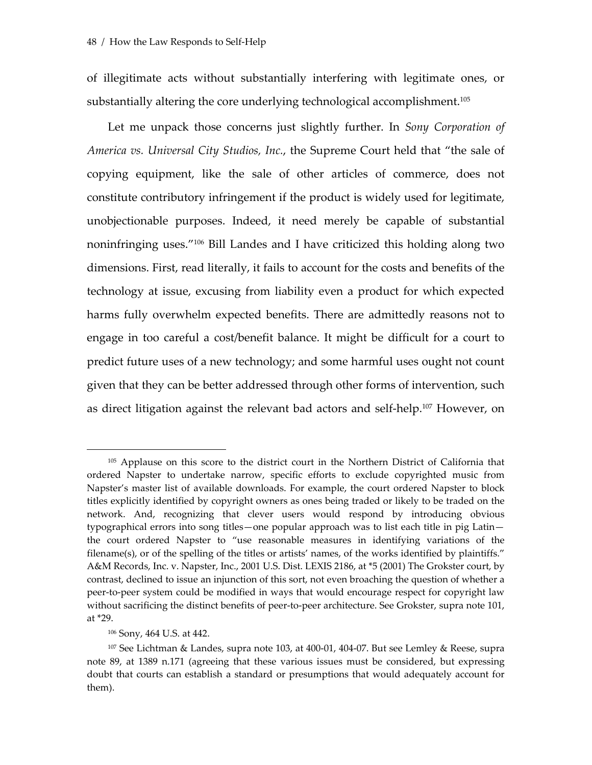of illegitimate acts without substantially interfering with legitimate ones, or substantially altering the core underlying technological accomplishment.[105]

Let me unpack those concerns just slightly further. In *Sony Corporation of America vs. Universal City Studios, Inc.*, the Supreme Court held that "the sale of copying equipment, like the sale of other articles of commerce, does not constitute contributory infringement if the product is widely used for legitimate, unobjectionable purposes. Indeed, it need merely be capable of substantial noninfringing uses."[106] Bill Landes and I have criticized this holding along two dimensions. First, read literally, it fails to account for the costs and benefits of the technology at issue, excusing from liability even a product for which expected harms fully overwhelm expected benefits. There are admittedly reasons not to engage in too careful a cost/benefit balance. It might be difficult for a court to predict future uses of a new technology; and some harmful uses ought not count given that they can be better addressed through other forms of intervention, such as direct litigation against the relevant bad actors and self-help.[107] However, on

---

[105] Applause on this score to the district court in the Northern District of California that ordered Napster to undertake narrow, specific efforts to exclude copyrighted music from Napster's master list of available downloads. For example, the court ordered Napster to block titles explicitly identified by copyright owners as ones being traded or likely to be traded on the network. And, recognizing that clever users would respond by introducing obvious typographical errors into song titles—one popular approach was to list each title in pig Latin—the court ordered Napster to "use reasonable measures in identifying variations of the filename(s), or of the spelling of the titles or artists' names, of the works identified by plaintiffs." A&M Records, Inc. v. Napster, Inc., 2001 U.S. Dist. LEXIS 2186, at *5 (2001) The Grokster court, by contrast, declined to issue an injunction of this sort, not even broaching the question of whether a peer-to-peer system could be modified in ways that would encourage respect for copyright law without sacrificing the distinct benefits of peer-to-peer architecture. See Grokster, supra note 101, at *29.

[106] Sony, 464 U.S. at 442.

[107] See Lichtman & Landes, supra note 103, at 400-01, 404-07. But see Lemley & Reese, supra note 89, at 1389 n.171 (agreeing that these various issues must be considered, but expressing doubt that courts can establish a standard or presumptions that would adequately account for them).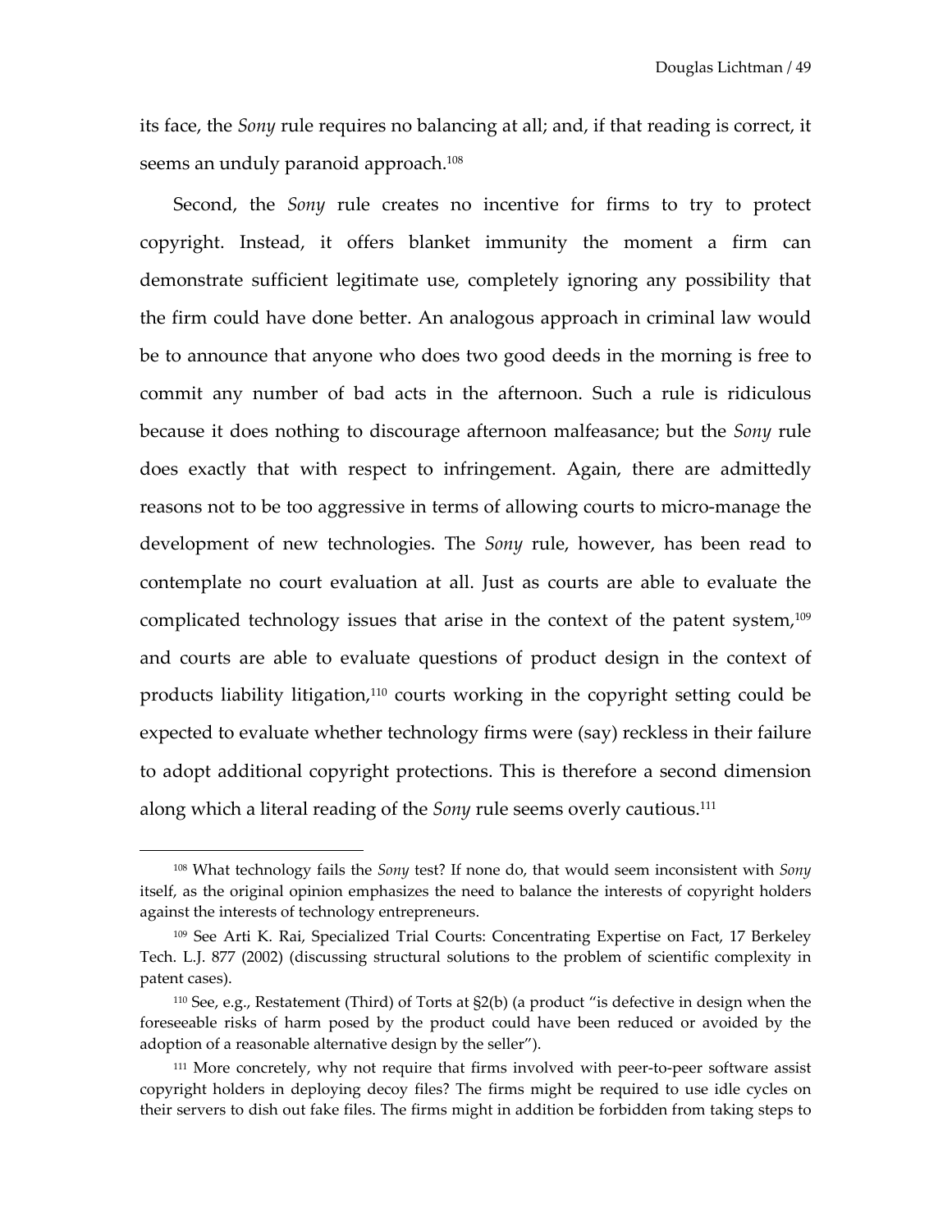its face, the *Sony* rule requires no balancing at all; and, if that reading is correct, it seems an unduly paranoid approach.[108]

Second, the *Sony* rule creates no incentive for firms to try to protect copyright. Instead, it offers blanket immunity the moment a firm can demonstrate sufficient legitimate use, completely ignoring any possibility that the firm could have done better. An analogous approach in criminal law would be to announce that anyone who does two good deeds in the morning is free to commit any number of bad acts in the afternoon. Such a rule is ridiculous because it does nothing to discourage afternoon malfeasance; but the *Sony* rule does exactly that with respect to infringement. Again, there are admittedly reasons not to be too aggressive in terms of allowing courts to micro-manage the development of new technologies. The *Sony* rule, however, has been read to contemplate no court evaluation at all. Just as courts are able to evaluate the complicated technology issues that arise in the context of the patent system,[109] and courts are able to evaluate questions of product design in the context of products liability litigation,[110] courts working in the copyright setting could be expected to evaluate whether technology firms were (say) reckless in their failure to adopt additional copyright protections. This is therefore a second dimension along which a literal reading of the *Sony* rule seems overly cautious.[111]

---

[108] What technology fails the *Sony* test? If none do, that would seem inconsistent with *Sony* itself, as the original opinion emphasizes the need to balance the interests of copyright holders against the interests of technology entrepreneurs.

[109] See Arti K. Rai, Specialized Trial Courts: Concentrating Expertise on Fact, 17 Berkeley Tech. L.J. 877 (2002) (discussing structural solutions to the problem of scientific complexity in patent cases).

[110] See, e.g., Restatement (Third) of Torts at §2(b) (a product "is defective in design when the foreseeable risks of harm posed by the product could have been reduced or avoided by the adoption of a reasonable alternative design by the seller").

[111] More concretely, why not require that firms involved with peer-to-peer software assist copyright holders in deploying decoy files? The firms might be required to use idle cycles on their servers to dish out fake files. The firms might in addition be forbidden from taking steps to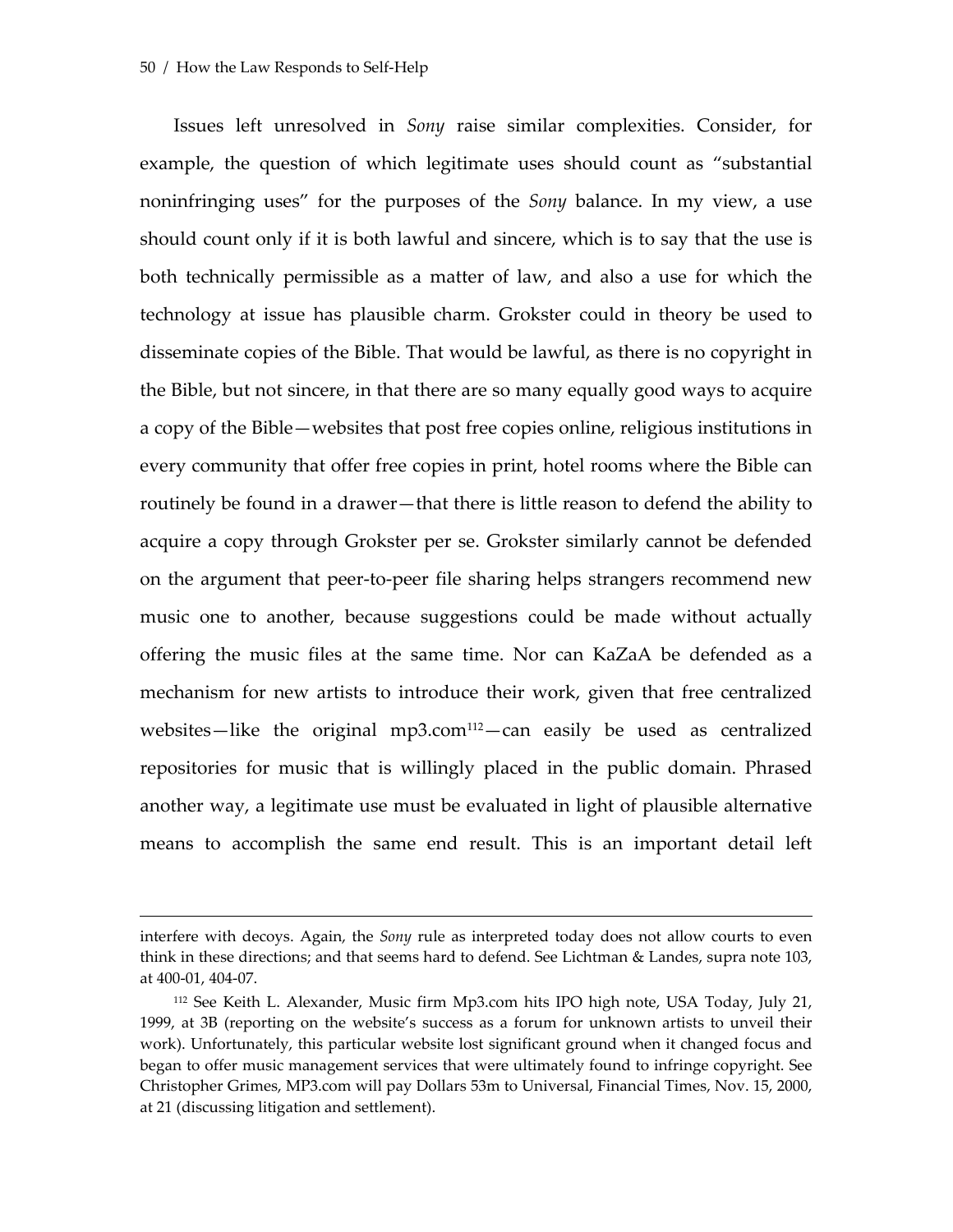Issues left unresolved in *Sony* raise similar complexities. Consider, for example, the question of which legitimate uses should count as "substantial noninfringing uses" for the purposes of the *Sony* balance. In my view, a use should count only if it is both lawful and sincere, which is to say that the use is both technically permissible as a matter of law, and also a use for which the technology at issue has plausible charm. Grokster could in theory be used to disseminate copies of the Bible. That would be lawful, as there is no copyright in the Bible, but not sincere, in that there are so many equally good ways to acquire a copy of the Bible—websites that post free copies online, religious institutions in every community that offer free copies in print, hotel rooms where the Bible can routinely be found in a drawer—that there is little reason to defend the ability to acquire a copy through Grokster per se. Grokster similarly cannot be defended on the argument that peer-to-peer file sharing helps strangers recommend new music one to another, because suggestions could be made without actually offering the music files at the same time. Nor can KaZaA be defended as a mechanism for new artists to introduce their work, given that free centralized websites—like the original mp3.com[112]—can easily be used as centralized repositories for music that is willingly placed in the public domain. Phrased another way, a legitimate use must be evaluated in light of plausible alternative means to accomplish the same end result. This is an important detail left

interfere with decoys. Again, the *Sony* rule as interpreted today does not allow courts to even think in these directions; and that seems hard to defend. See Lichtman & Landes, supra note 103, at 400-01, 404-07.

[112] See Keith L. Alexander, Music firm Mp3.com hits IPO high note, USA Today, July 21, 1999, at 3B (reporting on the website's success as a forum for unknown artists to unveil their work). Unfortunately, this particular website lost significant ground when it changed focus and began to offer music management services that were ultimately found to infringe copyright. See Christopher Grimes, MP3.com will pay Dollars 53m to Universal, Financial Times, Nov. 15, 2000, at 21 (discussing litigation and settlement).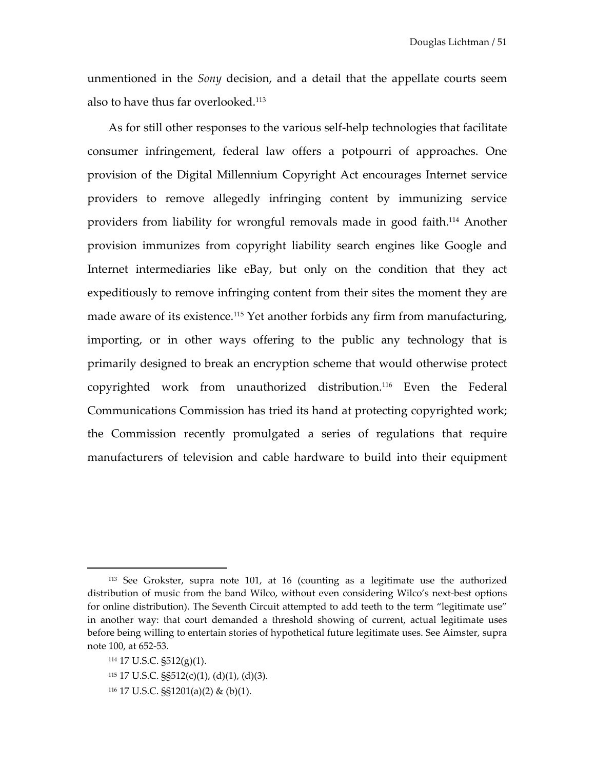unmentioned in the *Sony* decision, and a detail that the appellate courts seem also to have thus far overlooked.[113]

As for still other responses to the various self-help technologies that facilitate consumer infringement, federal law offers a potpourri of approaches. One provision of the Digital Millennium Copyright Act encourages Internet service providers to remove allegedly infringing content by immunizing service providers from liability for wrongful removals made in good faith.[114] Another provision immunizes from copyright liability search engines like Google and Internet intermediaries like eBay, but only on the condition that they act expeditiously to remove infringing content from their sites the moment they are made aware of its existence.[115] Yet another forbids any firm from manufacturing, importing, or in other ways offering to the public any technology that is primarily designed to break an encryption scheme that would otherwise protect copyrighted work from unauthorized distribution.[116] Even the Federal Communications Commission has tried its hand at protecting copyrighted work; the Commission recently promulgated a series of regulations that require manufacturers of television and cable hardware to build into their equipment

---

[113] See Grokster, supra note 101, at 16 (counting as a legitimate use the authorized distribution of music from the band Wilco, without even considering Wilco's next-best options for online distribution). The Seventh Circuit attempted to add teeth to the term "legitimate use" in another way: that court demanded a threshold showing of current, actual legitimate uses before being willing to entertain stories of hypothetical future legitimate uses. See Aimster, supra note 100, at 652-53.

[114] 17 U.S.C. §512(g)(1).

[115] 17 U.S.C. §§512(c)(1), (d)(1), (d)(3).

[116] 17 U.S.C. §§1201(a)(2) & (b)(1).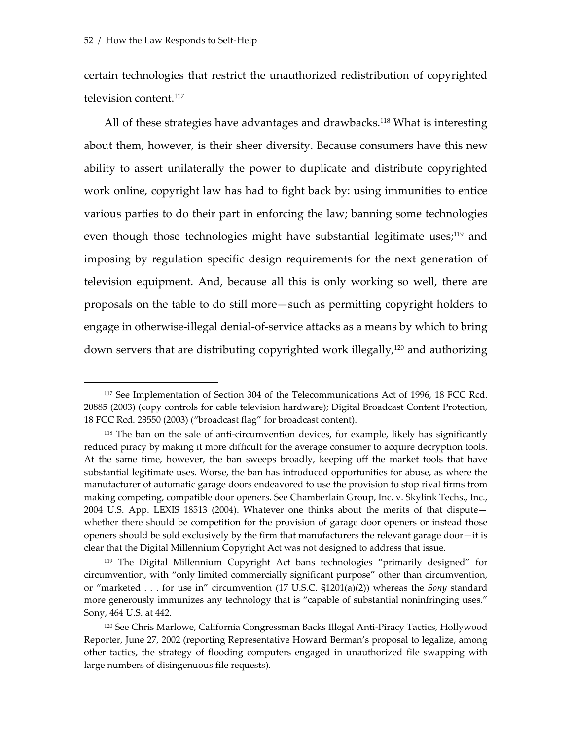certain technologies that restrict the unauthorized redistribution of copyrighted television content.[117]

All of these strategies have advantages and drawbacks.[118] What is interesting about them, however, is their sheer diversity. Because consumers have this new ability to assert unilaterally the power to duplicate and distribute copyrighted work online, copyright law has had to fight back by: using immunities to entice various parties to do their part in enforcing the law; banning some technologies even though those technologies might have substantial legitimate uses;[119] and imposing by regulation specific design requirements for the next generation of television equipment. And, because all this is only working so well, there are proposals on the table to do still more—such as permitting copyright holders to engage in otherwise-illegal denial-of-service attacks as a means by which to bring down servers that are distributing copyrighted work illegally,[120] and authorizing

---

[117] See Implementation of Section 304 of the Telecommunications Act of 1996, 18 FCC Rcd. 20885 (2003) (copy controls for cable television hardware); Digital Broadcast Content Protection, 18 FCC Rcd. 23550 (2003) ("broadcast flag" for broadcast content).

[118] The ban on the sale of anti-circumvention devices, for example, likely has significantly reduced piracy by making it more difficult for the average consumer to acquire decryption tools. At the same time, however, the ban sweeps broadly, keeping off the market tools that have substantial legitimate uses. Worse, the ban has introduced opportunities for abuse, as where the manufacturer of automatic garage doors endeavored to use the provision to stop rival firms from making competing, compatible door openers. See Chamberlain Group, Inc. v. Skylink Techs., Inc., 2004 U.S. App. LEXIS 18513 (2004). Whatever one thinks about the merits of that dispute—whether there should be competition for the provision of garage door openers or instead those openers should be sold exclusively by the firm that manufacturers the relevant garage door—it is clear that the Digital Millennium Copyright Act was not designed to address that issue.

[119] The Digital Millennium Copyright Act bans technologies "primarily designed" for circumvention, with "only limited commercially significant purpose" other than circumvention, or "marketed . . . for use in" circumvention (17 U.S.C. §1201(a)(2)) whereas the *Sony* standard more generously immunizes any technology that is "capable of substantial noninfringing uses." Sony, 464 U.S. at 442.

[120] See Chris Marlowe, California Congressman Backs Illegal Anti-Piracy Tactics, Hollywood Reporter, June 27, 2002 (reporting Representative Howard Berman's proposal to legalize, among other tactics, the strategy of flooding computers engaged in unauthorized file swapping with large numbers of disingenuous file requests).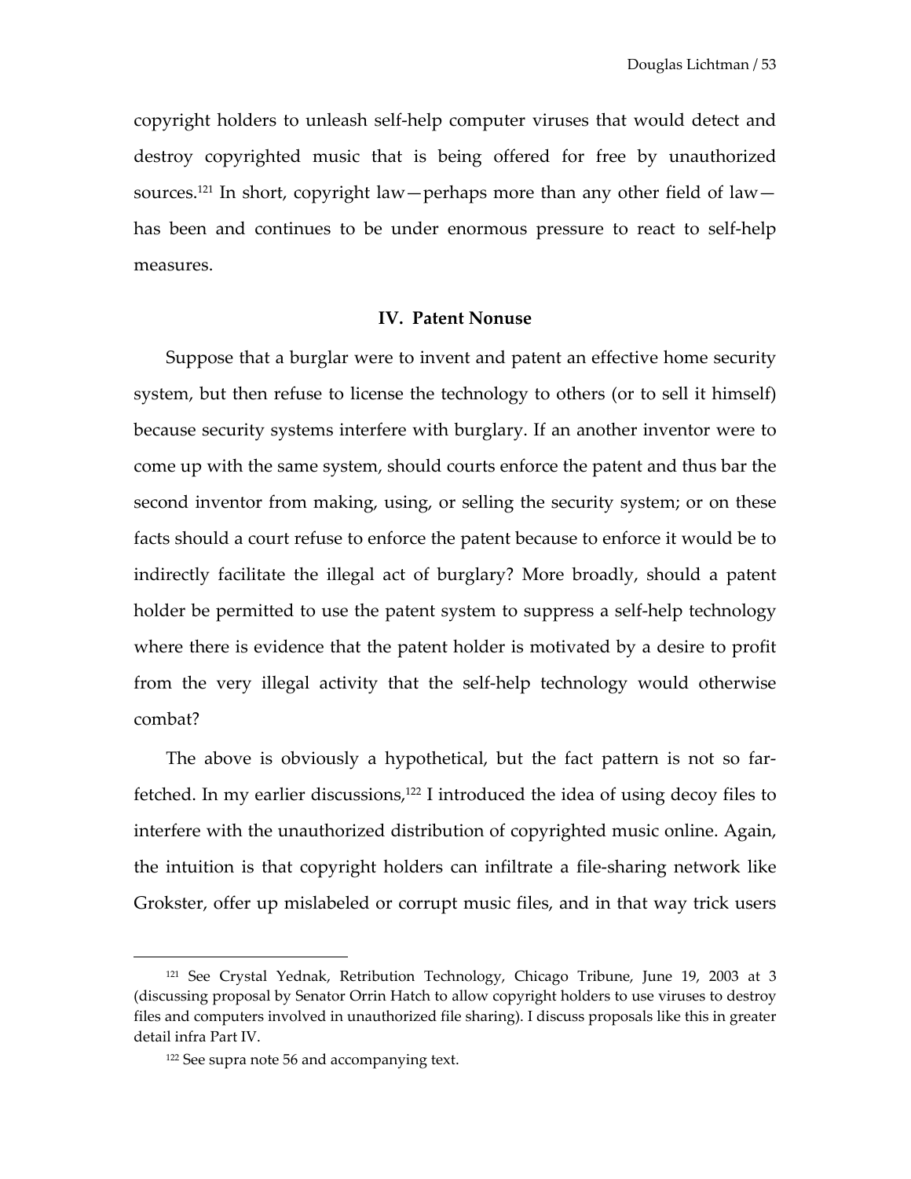copyright holders to unleash self-help computer viruses that would detect and destroy copyrighted music that is being offered for free by unauthorized sources.[121] In short, copyright law—perhaps more than any other field of law—has been and continues to be under enormous pressure to react to self-help measures.

## IV. Patent Nonuse

Suppose that a burglar were to invent and patent an effective home security system, but then refuse to license the technology to others (or to sell it himself) because security systems interfere with burglary. If an another inventor were to come up with the same system, should courts enforce the patent and thus bar the second inventor from making, using, or selling the security system; or on these facts should a court refuse to enforce the patent because to enforce it would be to indirectly facilitate the illegal act of burglary? More broadly, should a patent holder be permitted to use the patent system to suppress a self-help technology where there is evidence that the patent holder is motivated by a desire to profit from the very illegal activity that the self-help technology would otherwise combat?

The above is obviously a hypothetical, but the fact pattern is not so far-fetched. In my earlier discussions,[122] I introduced the idea of using decoy files to interfere with the unauthorized distribution of copyrighted music online. Again, the intuition is that copyright holders can infiltrate a file-sharing network like Grokster, offer up mislabeled or corrupt music files, and in that way trick users

---

[121] See Crystal Yednak, Retribution Technology, Chicago Tribune, June 19, 2003 at 3 (discussing proposal by Senator Orrin Hatch to allow copyright holders to use viruses to destroy files and computers involved in unauthorized file sharing). I discuss proposals like this in greater detail infra Part IV.

[122] See supra note 56 and accompanying text.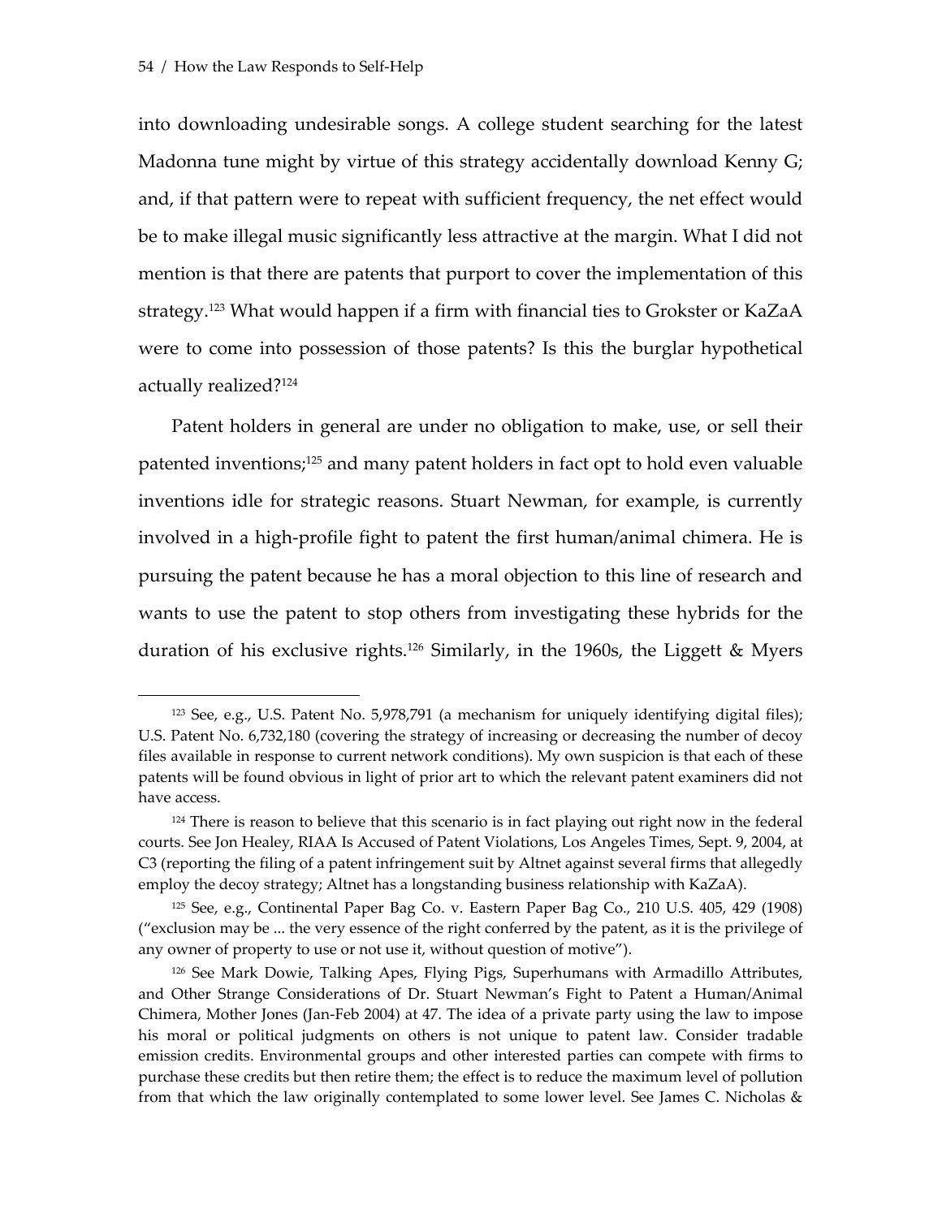into downloading undesirable songs. A college student searching for the latest Madonna tune might by virtue of this strategy accidentally download Kenny G; and, if that pattern were to repeat with sufficient frequency, the net effect would be to make illegal music significantly less attractive at the margin. What I did not mention is that there are patents that purport to cover the implementation of this strategy.[123] What would happen if a firm with financial ties to Grokster or KaZaA were to come into possession of those patents? Is this the burglar hypothetical actually realized?[124]

Patent holders in general are under no obligation to make, use, or sell their patented inventions;[125] and many patent holders in fact opt to hold even valuable inventions idle for strategic reasons. Stuart Newman, for example, is currently involved in a high-profile fight to patent the first human/animal chimera. He is pursuing the patent because he has a moral objection to this line of research and wants to use the patent to stop others from investigating these hybrids for the duration of his exclusive rights.[126] Similarly, in the 1960s, the Liggett & Myers

---

[123] See, e.g., U.S. Patent No. 5,978,791 (a mechanism for uniquely identifying digital files); U.S. Patent No. 6,732,180 (covering the strategy of increasing or decreasing the number of decoy files available in response to current network conditions). My own suspicion is that each of these patents will be found obvious in light of prior art to which the relevant patent examiners did not have access.

[124] There is reason to believe that this scenario is in fact playing out right now in the federal courts. See Jon Healey, RIAA Is Accused of Patent Violations, Los Angeles Times, Sept. 9, 2004, at C3 (reporting the filing of a patent infringement suit by Altnet against several firms that allegedly employ the decoy strategy; Altnet has a longstanding business relationship with KaZaA).

[125] See, e.g., Continental Paper Bag Co. v. Eastern Paper Bag Co., 210 U.S. 405, 429 (1908) ("exclusion may be ... the very essence of the right conferred by the patent, as it is the privilege of any owner of property to use or not use it, without question of motive").

[126] See Mark Dowie, Talking Apes, Flying Pigs, Superhumans with Armadillo Attributes, and Other Strange Considerations of Dr. Stuart Newman's Fight to Patent a Human/Animal Chimera, Mother Jones (Jan-Feb 2004) at 47. The idea of a private party using the law to impose his moral or political judgments on others is not unique to patent law. Consider tradable emission credits. Environmental groups and other interested parties can compete with firms to purchase these credits but then retire them; the effect is to reduce the maximum level of pollution from that which the law originally contemplated to some lower level. See James C. Nicholas &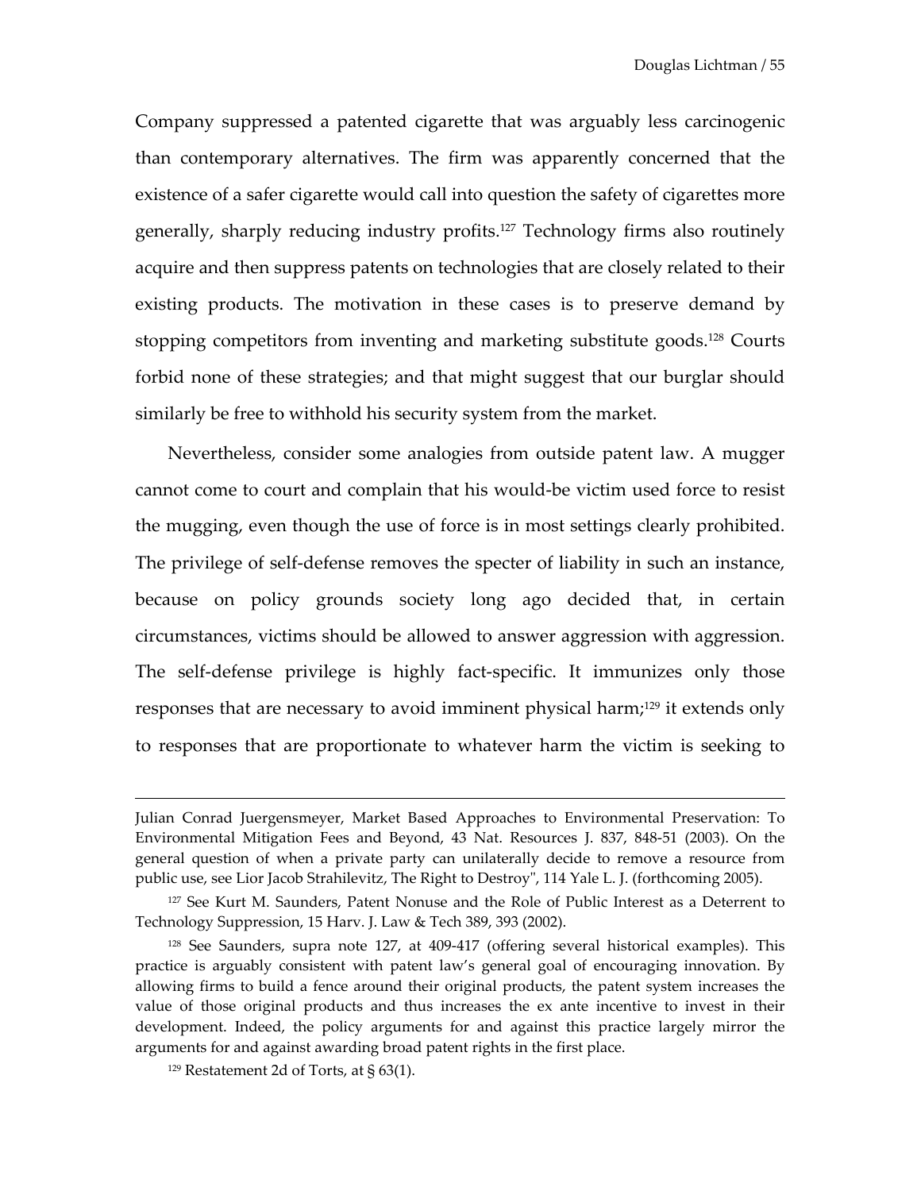Company suppressed a patented cigarette that was arguably less carcinogenic than contemporary alternatives. The firm was apparently concerned that the existence of a safer cigarette would call into question the safety of cigarettes more generally, sharply reducing industry profits.[127] Technology firms also routinely acquire and then suppress patents on technologies that are closely related to their existing products. The motivation in these cases is to preserve demand by stopping competitors from inventing and marketing substitute goods.[128] Courts forbid none of these strategies; and that might suggest that our burglar should similarly be free to withhold his security system from the market.

Nevertheless, consider some analogies from outside patent law. A mugger cannot come to court and complain that his would-be victim used force to resist the mugging, even though the use of force is in most settings clearly prohibited. The privilege of self-defense removes the specter of liability in such an instance, because on policy grounds society long ago decided that, in certain circumstances, victims should be allowed to answer aggression with aggression. The self-defense privilege is highly fact-specific. It immunizes only those responses that are necessary to avoid imminent physical harm;[129] it extends only to responses that are proportionate to whatever harm the victim is seeking to

---

Julian Conrad Juergensmeyer, Market Based Approaches to Environmental Preservation: To Environmental Mitigation Fees and Beyond, 43 Nat. Resources J. 837, 848-51 (2003). On the general question of when a private party can unilaterally decide to remove a resource from public use, see Lior Jacob Strahilevitz, The Right to Destroy", 114 Yale L. J. (forthcoming 2005).

[127] See Kurt M. Saunders, Patent Nonuse and the Role of Public Interest as a Deterrent to Technology Suppression, 15 Harv. J. Law & Tech 389, 393 (2002).

[128] See Saunders, supra note 127, at 409-417 (offering several historical examples). This practice is arguably consistent with patent law's general goal of encouraging innovation. By allowing firms to build a fence around their original products, the patent system increases the value of those original products and thus increases the ex ante incentive to invest in their development. Indeed, the policy arguments for and against this practice largely mirror the arguments for and against awarding broad patent rights in the first place.

[129] Restatement 2d of Torts, at § 63(1).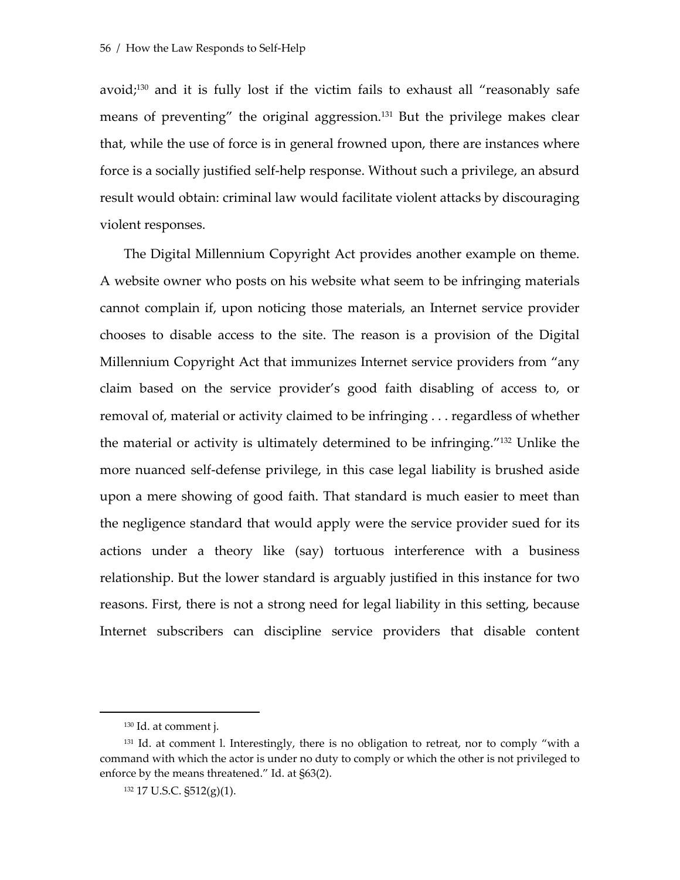avoid;[130] and it is fully lost if the victim fails to exhaust all "reasonably safe means of preventing" the original aggression.[131] But the privilege makes clear that, while the use of force is in general frowned upon, there are instances where force is a socially justified self-help response. Without such a privilege, an absurd result would obtain: criminal law would facilitate violent attacks by discouraging violent responses.

The Digital Millennium Copyright Act provides another example on theme. A website owner who posts on his website what seem to be infringing materials cannot complain if, upon noticing those materials, an Internet service provider chooses to disable access to the site. The reason is a provision of the Digital Millennium Copyright Act that immunizes Internet service providers from "any claim based on the service provider's good faith disabling of access to, or removal of, material or activity claimed to be infringing . . . regardless of whether the material or activity is ultimately determined to be infringing."[132] Unlike the more nuanced self-defense privilege, in this case legal liability is brushed aside upon a mere showing of good faith. That standard is much easier to meet than the negligence standard that would apply were the service provider sued for its actions under a theory like (say) tortuous interference with a business relationship. But the lower standard is arguably justified in this instance for two reasons. First, there is not a strong need for legal liability in this setting, because Internet subscribers can discipline service providers that disable content

---

[130] Id. at comment j.

[131] Id. at comment l. Interestingly, there is no obligation to retreat, nor to comply "with a command with which the actor is under no duty to comply or which the other is not privileged to enforce by the means threatened." Id. at §63(2).

[132] 17 U.S.C. §512(g)(1).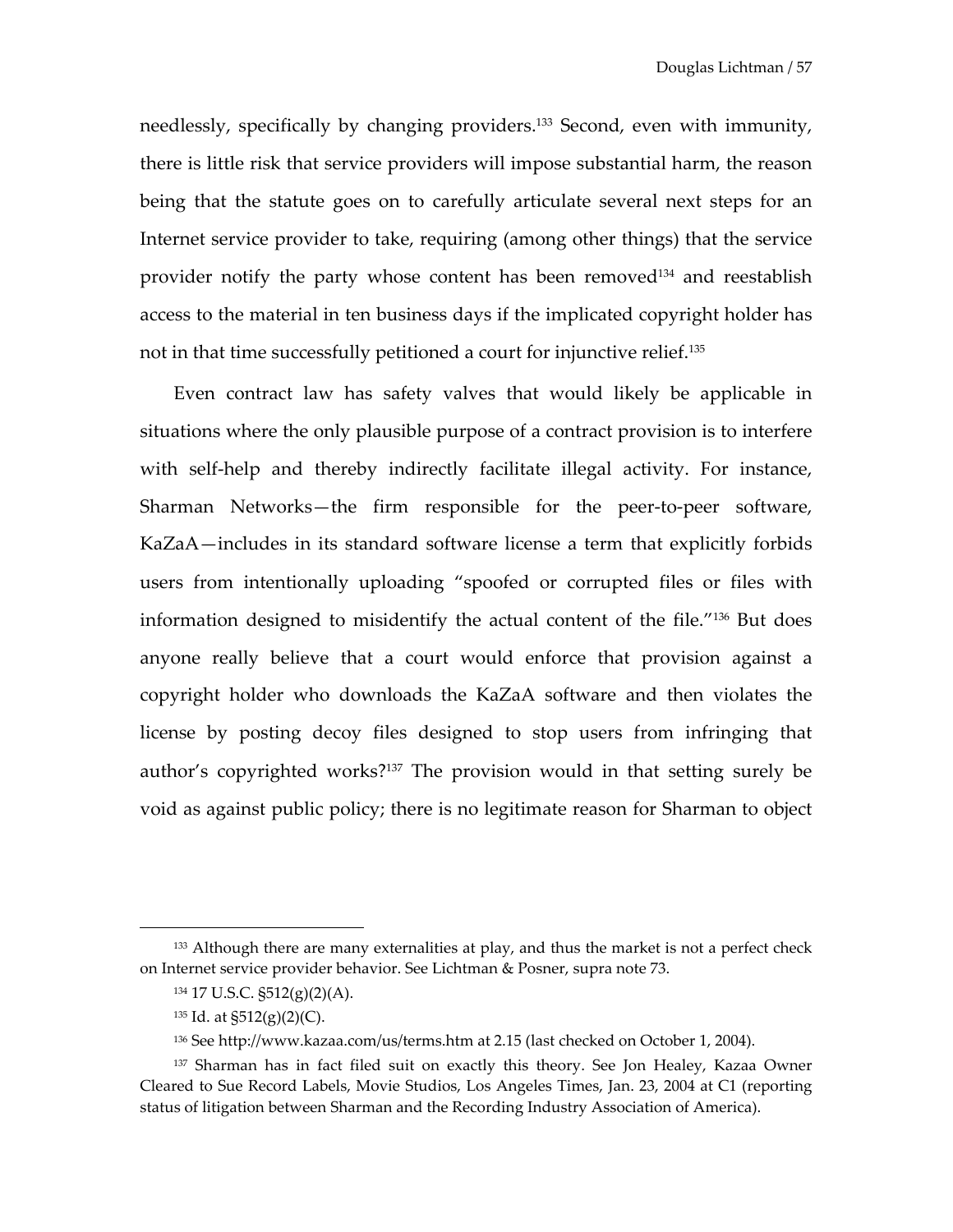needlessly, specifically by changing providers.[133] Second, even with immunity, there is little risk that service providers will impose substantial harm, the reason being that the statute goes on to carefully articulate several next steps for an Internet service provider to take, requiring (among other things) that the service provider notify the party whose content has been removed[134] and reestablish access to the material in ten business days if the implicated copyright holder has not in that time successfully petitioned a court for injunctive relief.[135]

Even contract law has safety valves that would likely be applicable in situations where the only plausible purpose of a contract provision is to interfere with self-help and thereby indirectly facilitate illegal activity. For instance, Sharman Networks—the firm responsible for the peer-to-peer software, KaZaA—includes in its standard software license a term that explicitly forbids users from intentionally uploading "spoofed or corrupted files or files with information designed to misidentify the actual content of the file."[136] But does anyone really believe that a court would enforce that provision against a copyright holder who downloads the KaZaA software and then violates the license by posting decoy files designed to stop users from infringing that author's copyrighted works?[137] The provision would in that setting surely be void as against public policy; there is no legitimate reason for Sharman to object

---

[133] Although there are many externalities at play, and thus the market is not a perfect check on Internet service provider behavior. See Lichtman & Posner, supra note 73.

[134] 17 U.S.C. §512(g)(2)(A).

[135] Id. at §512(g)(2)(C).

[136] See http://www.kazaa.com/us/terms.htm at 2.15 (last checked on October 1, 2004).

[137] Sharman has in fact filed suit on exactly this theory. See Jon Healey, Kazaa Owner Cleared to Sue Record Labels, Movie Studios, Los Angeles Times, Jan. 23, 2004 at C1 (reporting status of litigation between Sharman and the Recording Industry Association of America).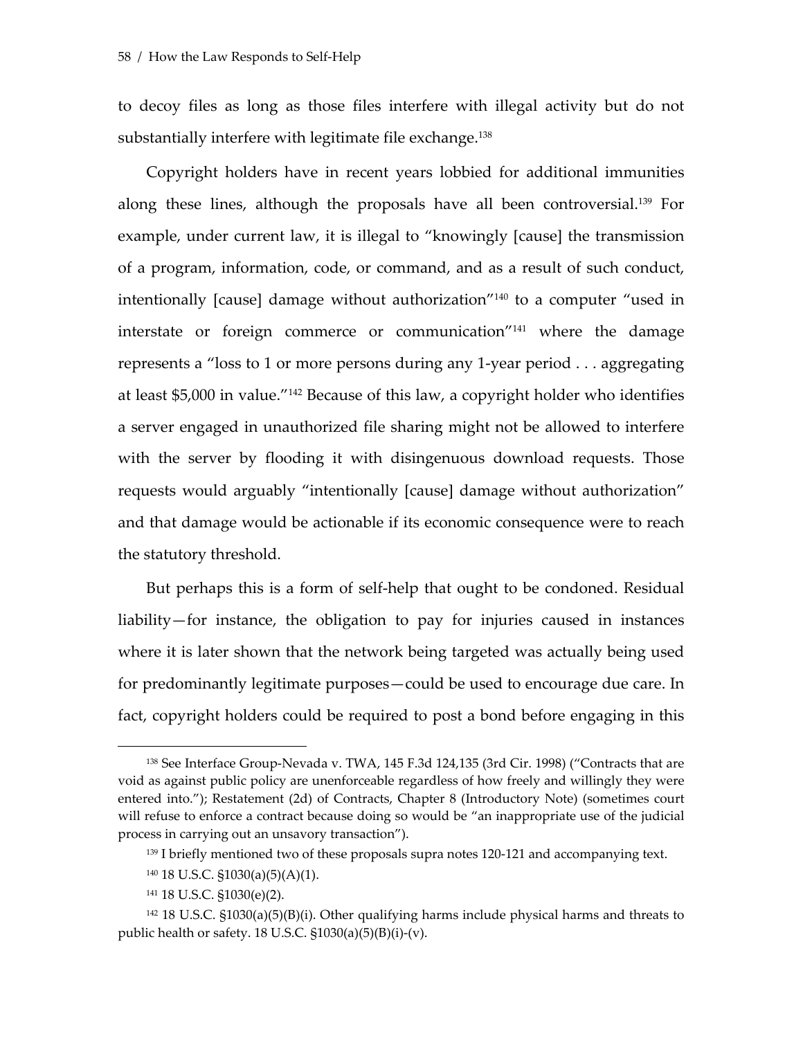to decoy files as long as those files interfere with illegal activity but do not substantially interfere with legitimate file exchange.[138]

Copyright holders have in recent years lobbied for additional immunities along these lines, although the proposals have all been controversial.[139] For example, under current law, it is illegal to "knowingly [cause] the transmission of a program, information, code, or command, and as a result of such conduct, intentionally [cause] damage without authorization"[140] to a computer "used in interstate or foreign commerce or communication"[141] where the damage represents a "loss to 1 or more persons during any 1-year period . . . aggregating at least $5,000 in value."[142] Because of this law, a copyright holder who identifies a server engaged in unauthorized file sharing might not be allowed to interfere with the server by flooding it with disingenuous download requests. Those requests would arguably "intentionally [cause] damage without authorization" and that damage would be actionable if its economic consequence were to reach the statutory threshold.

But perhaps this is a form of self-help that ought to be condoned. Residual liability—for instance, the obligation to pay for injuries caused in instances where it is later shown that the network being targeted was actually being used for predominantly legitimate purposes—could be used to encourage due care. In fact, copyright holders could be required to post a bond before engaging in this

---

[138] See Interface Group-Nevada v. TWA, 145 F.3d 124,135 (3rd Cir. 1998) ("Contracts that are void as against public policy are unenforceable regardless of how freely and willingly they were entered into."); Restatement (2d) of Contracts, Chapter 8 (Introductory Note) (sometimes court will refuse to enforce a contract because doing so would be "an inappropriate use of the judicial process in carrying out an unsavory transaction").

[139] I briefly mentioned two of these proposals supra notes 120-121 and accompanying text.

[140] 18 U.S.C. §1030(a)(5)(A)(1).

[141] 18 U.S.C. §1030(e)(2).

[142] 18 U.S.C. §1030(a)(5)(B)(i). Other qualifying harms include physical harms and threats to public health or safety. 18 U.S.C. §1030(a)(5)(B)(i)-(v).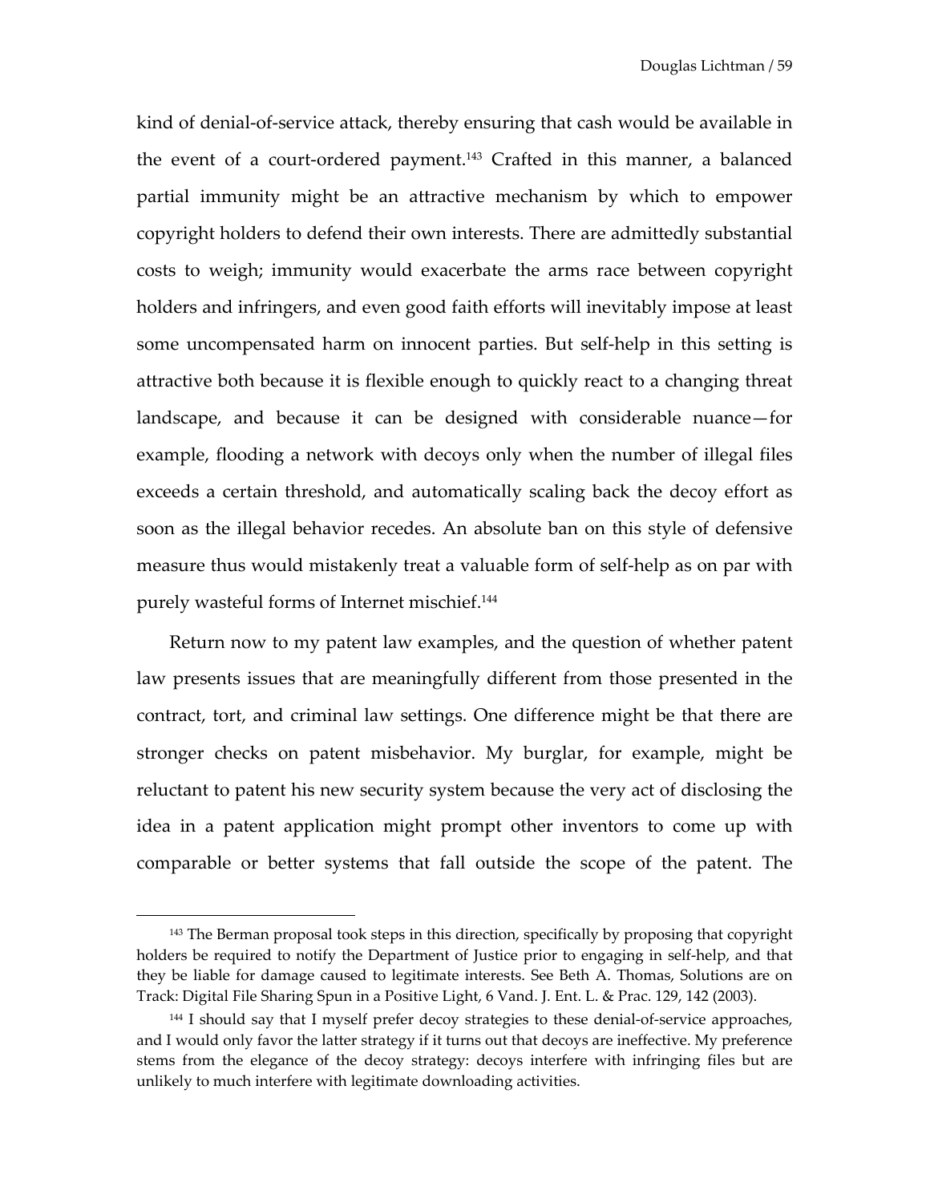kind of denial-of-service attack, thereby ensuring that cash would be available in the event of a court-ordered payment.[143] Crafted in this manner, a balanced partial immunity might be an attractive mechanism by which to empower copyright holders to defend their own interests. There are admittedly substantial costs to weigh; immunity would exacerbate the arms race between copyright holders and infringers, and even good faith efforts will inevitably impose at least some uncompensated harm on innocent parties. But self-help in this setting is attractive both because it is flexible enough to quickly react to a changing threat landscape, and because it can be designed with considerable nuance—for example, flooding a network with decoys only when the number of illegal files exceeds a certain threshold, and automatically scaling back the decoy effort as soon as the illegal behavior recedes. An absolute ban on this style of defensive measure thus would mistakenly treat a valuable form of self-help as on par with purely wasteful forms of Internet mischief.[144]

Return now to my patent law examples, and the question of whether patent law presents issues that are meaningfully different from those presented in the contract, tort, and criminal law settings. One difference might be that there are stronger checks on patent misbehavior. My burglar, for example, might be reluctant to patent his new security system because the very act of disclosing the idea in a patent application might prompt other inventors to come up with comparable or better systems that fall outside the scope of the patent. The

---

[143] The Berman proposal took steps in this direction, specifically by proposing that copyright holders be required to notify the Department of Justice prior to engaging in self-help, and that they be liable for damage caused to legitimate interests. See Beth A. Thomas, Solutions are on Track: Digital File Sharing Spun in a Positive Light, 6 Vand. J. Ent. L. & Prac. 129, 142 (2003).

[144] I should say that I myself prefer decoy strategies to these denial-of-service approaches, and I would only favor the latter strategy if it turns out that decoys are ineffective. My preference stems from the elegance of the decoy strategy: decoys interfere with infringing files but are unlikely to much interfere with legitimate downloading activities.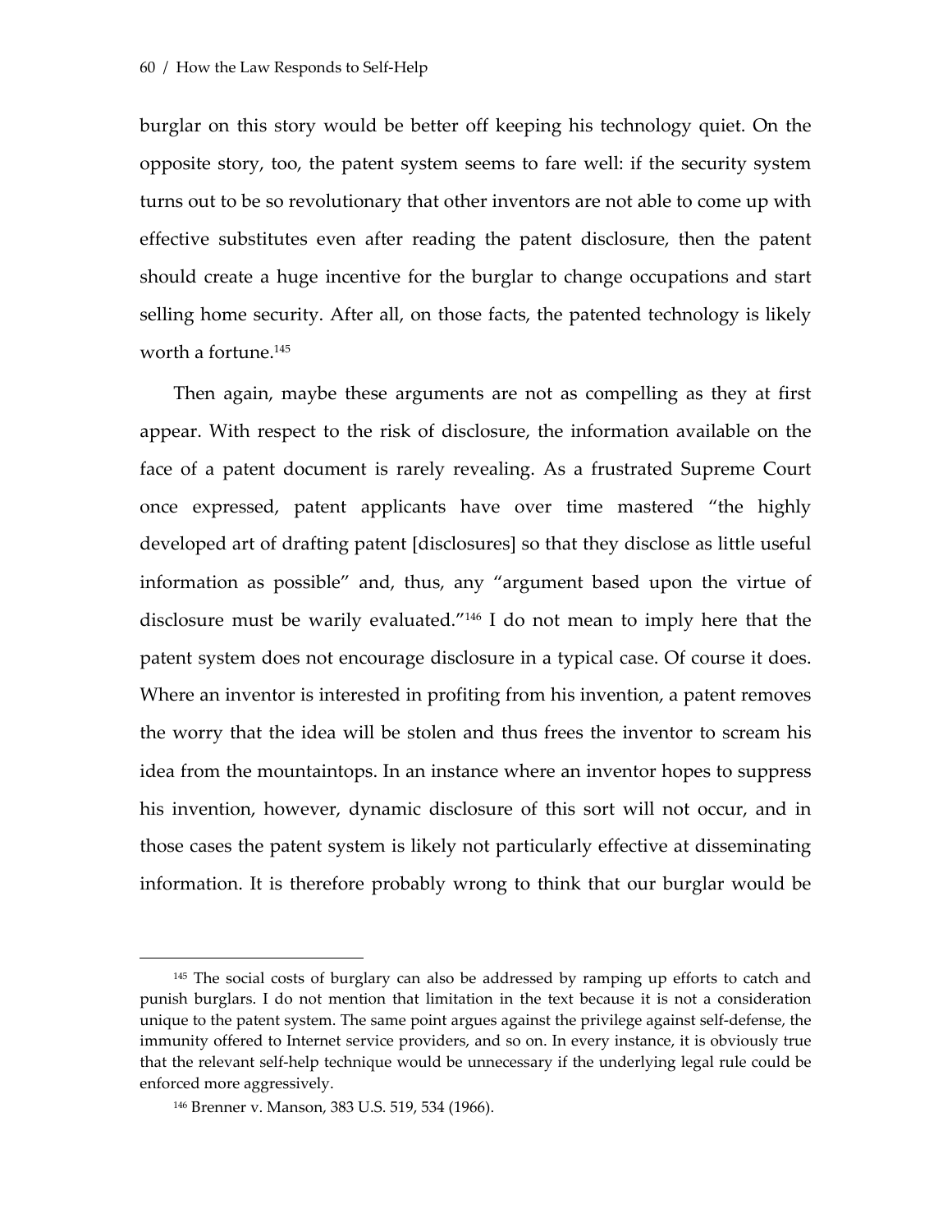burglar on this story would be better off keeping his technology quiet. On the opposite story, too, the patent system seems to fare well: if the security system turns out to be so revolutionary that other inventors are not able to come up with effective substitutes even after reading the patent disclosure, then the patent should create a huge incentive for the burglar to change occupations and start selling home security. After all, on those facts, the patented technology is likely worth a fortune.[145]

Then again, maybe these arguments are not as compelling as they at first appear. With respect to the risk of disclosure, the information available on the face of a patent document is rarely revealing. As a frustrated Supreme Court once expressed, patent applicants have over time mastered "the highly developed art of drafting patent [disclosures] so that they disclose as little useful information as possible" and, thus, any "argument based upon the virtue of disclosure must be warily evaluated."[146] I do not mean to imply here that the patent system does not encourage disclosure in a typical case. Of course it does. Where an inventor is interested in profiting from his invention, a patent removes the worry that the idea will be stolen and thus frees the inventor to scream his idea from the mountaintops. In an instance where an inventor hopes to suppress his invention, however, dynamic disclosure of this sort will not occur, and in those cases the patent system is likely not particularly effective at disseminating information. It is therefore probably wrong to think that our burglar would be

---

[145] The social costs of burglary can also be addressed by ramping up efforts to catch and punish burglars. I do not mention that limitation in the text because it is not a consideration unique to the patent system. The same point argues against the privilege against self-defense, the immunity offered to Internet service providers, and so on. In every instance, it is obviously true that the relevant self-help technique would be unnecessary if the underlying legal rule could be enforced more aggressively.

[146] Brenner v. Manson, 383 U.S. 519, 534 (1966).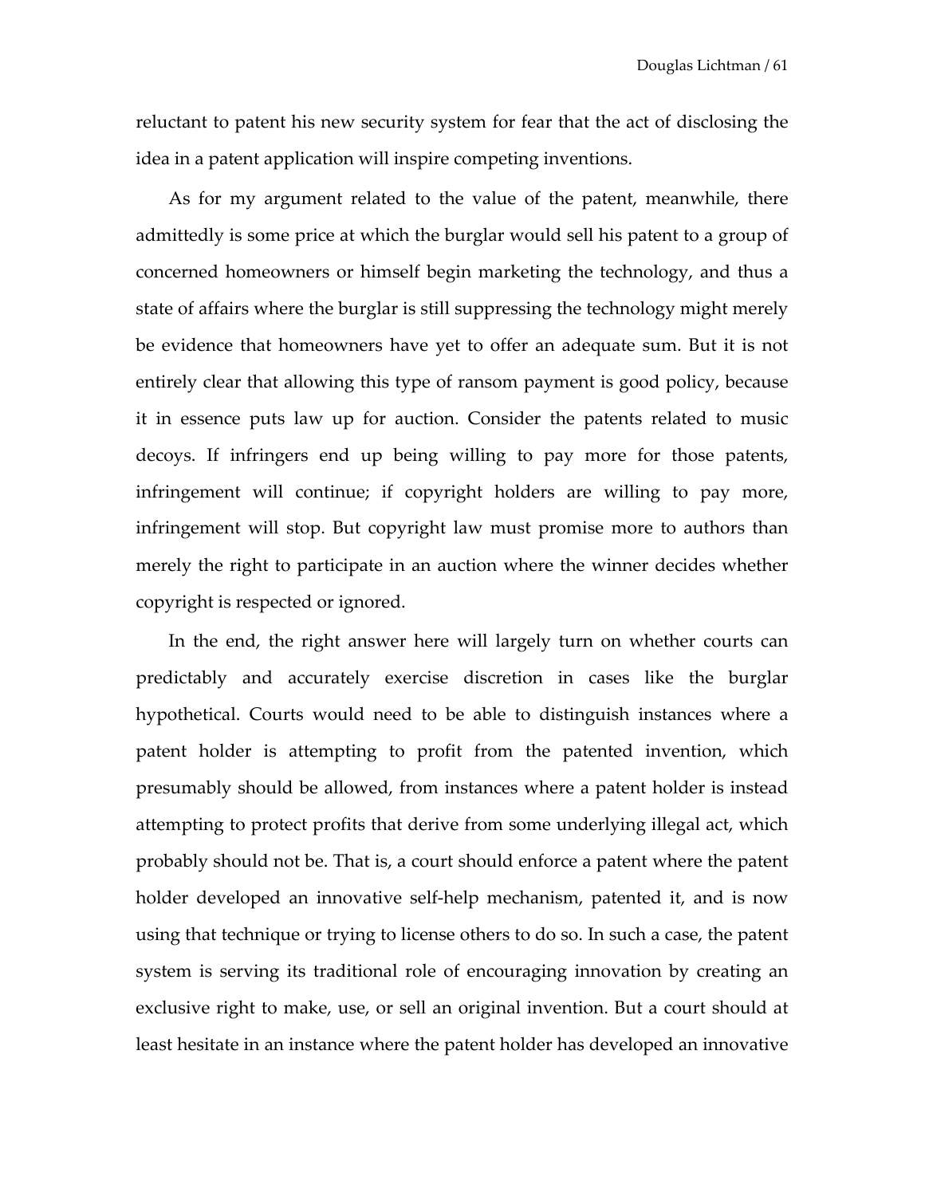reluctant to patent his new security system for fear that the act of disclosing the idea in a patent application will inspire competing inventions.

As for my argument related to the value of the patent, meanwhile, there admittedly is some price at which the burglar would sell his patent to a group of concerned homeowners or himself begin marketing the technology, and thus a state of affairs where the burglar is still suppressing the technology might merely be evidence that homeowners have yet to offer an adequate sum. But it is not entirely clear that allowing this type of ransom payment is good policy, because it in essence puts law up for auction. Consider the patents related to music decoys. If infringers end up being willing to pay more for those patents, infringement will continue; if copyright holders are willing to pay more, infringement will stop. But copyright law must promise more to authors than merely the right to participate in an auction where the winner decides whether copyright is respected or ignored.

In the end, the right answer here will largely turn on whether courts can predictably and accurately exercise discretion in cases like the burglar hypothetical. Courts would need to be able to distinguish instances where a patent holder is attempting to profit from the patented invention, which presumably should be allowed, from instances where a patent holder is instead attempting to protect profits that derive from some underlying illegal act, which probably should not be. That is, a court should enforce a patent where the patent holder developed an innovative self-help mechanism, patented it, and is now using that technique or trying to license others to do so. In such a case, the patent system is serving its traditional role of encouraging innovation by creating an exclusive right to make, use, or sell an original invention. But a court should at least hesitate in an instance where the patent holder has developed an innovative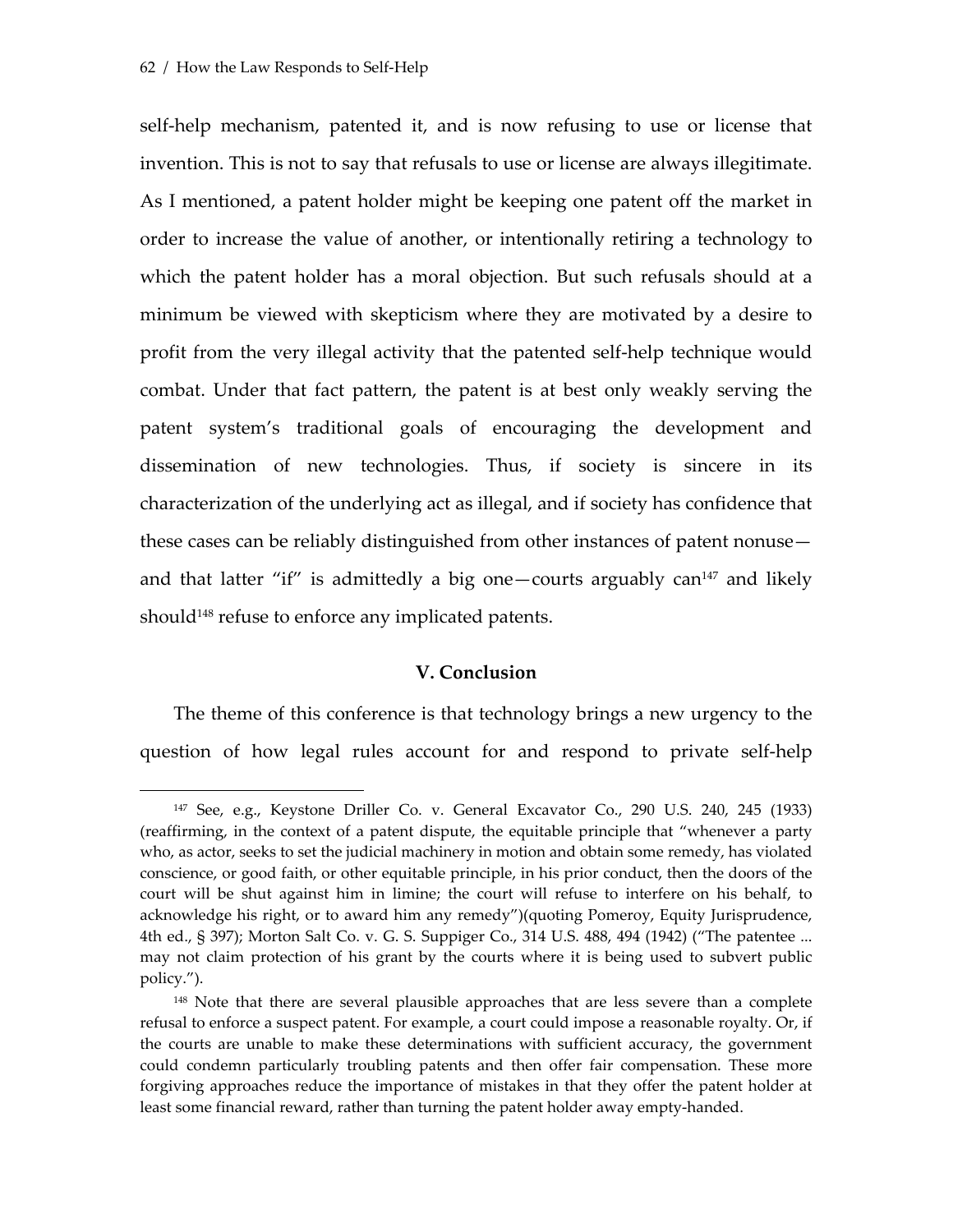self-help mechanism, patented it, and is now refusing to use or license that invention. This is not to say that refusals to use or license are always illegitimate. As I mentioned, a patent holder might be keeping one patent off the market in order to increase the value of another, or intentionally retiring a technology to which the patent holder has a moral objection. But such refusals should at a minimum be viewed with skepticism where they are motivated by a desire to profit from the very illegal activity that the patented self-help technique would combat. Under that fact pattern, the patent is at best only weakly serving the patent system's traditional goals of encouraging the development and dissemination of new technologies. Thus, if society is sincere in its characterization of the underlying act as illegal, and if society has confidence that these cases can be reliably distinguished from other instances of patent nonuse—and that latter "if" is admittedly a big one—courts arguably can[147] and likely should[148] refuse to enforce any implicated patents.

## V. Conclusion

The theme of this conference is that technology brings a new urgency to the question of how legal rules account for and respond to private self-help

---

[147] See, e.g., Keystone Driller Co. v. General Excavator Co., 290 U.S. 240, 245 (1933) (reaffirming, in the context of a patent dispute, the equitable principle that "whenever a party who, as actor, seeks to set the judicial machinery in motion and obtain some remedy, has violated conscience, or good faith, or other equitable principle, in his prior conduct, then the doors of the court will be shut against him in limine; the court will refuse to interfere on his behalf, to acknowledge his right, or to award him any remedy")(quoting Pomeroy, Equity Jurisprudence, 4th ed., § 397); Morton Salt Co. v. G. S. Suppiger Co., 314 U.S. 488, 494 (1942) ("The patentee ... may not claim protection of his grant by the courts where it is being used to subvert public policy.").

[148] Note that there are several plausible approaches that are less severe than a complete refusal to enforce a suspect patent. For example, a court could impose a reasonable royalty. Or, if the courts are unable to make these determinations with sufficient accuracy, the government could condemn particularly troubling patents and then offer fair compensation. These more forgiving approaches reduce the importance of mistakes in that they offer the patent holder at least some financial reward, rather than turning the patent holder away empty-handed.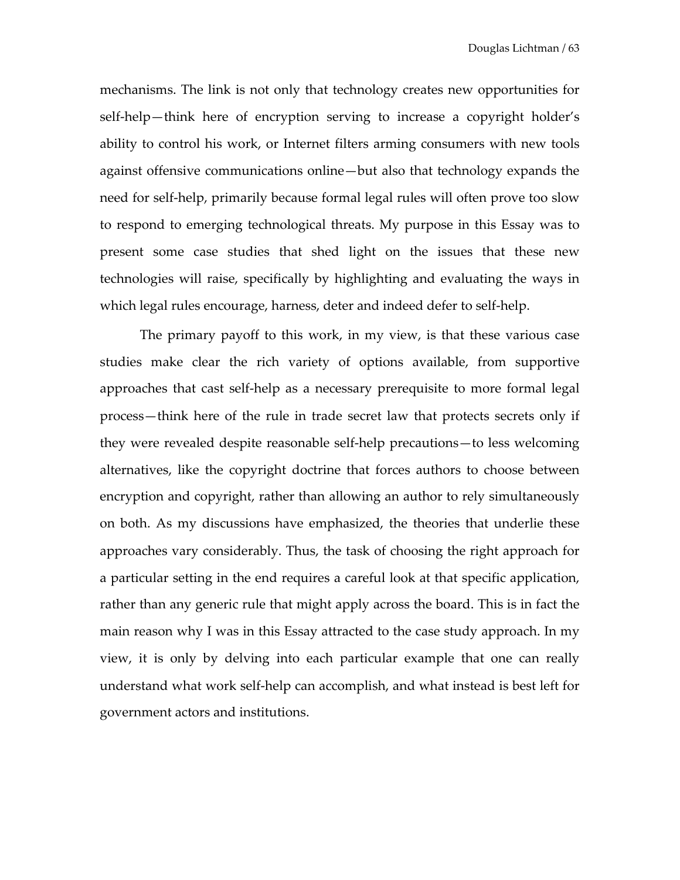mechanisms. The link is not only that technology creates new opportunities for self-help—think here of encryption serving to increase a copyright holder's ability to control his work, or Internet filters arming consumers with new tools against offensive communications online—but also that technology expands the need for self-help, primarily because formal legal rules will often prove too slow to respond to emerging technological threats. My purpose in this Essay was to present some case studies that shed light on the issues that these new technologies will raise, specifically by highlighting and evaluating the ways in which legal rules encourage, harness, deter and indeed defer to self-help.

The primary payoff to this work, in my view, is that these various case studies make clear the rich variety of options available, from supportive approaches that cast self-help as a necessary prerequisite to more formal legal process—think here of the rule in trade secret law that protects secrets only if they were revealed despite reasonable self-help precautions—to less welcoming alternatives, like the copyright doctrine that forces authors to choose between encryption and copyright, rather than allowing an author to rely simultaneously on both. As my discussions have emphasized, the theories that underlie these approaches vary considerably. Thus, the task of choosing the right approach for a particular setting in the end requires a careful look at that specific application, rather than any generic rule that might apply across the board. This is in fact the main reason why I was in this Essay attracted to the case study approach. In my view, it is only by delving into each particular example that one can really understand what work self-help can accomplish, and what instead is best left for government actors and institutions.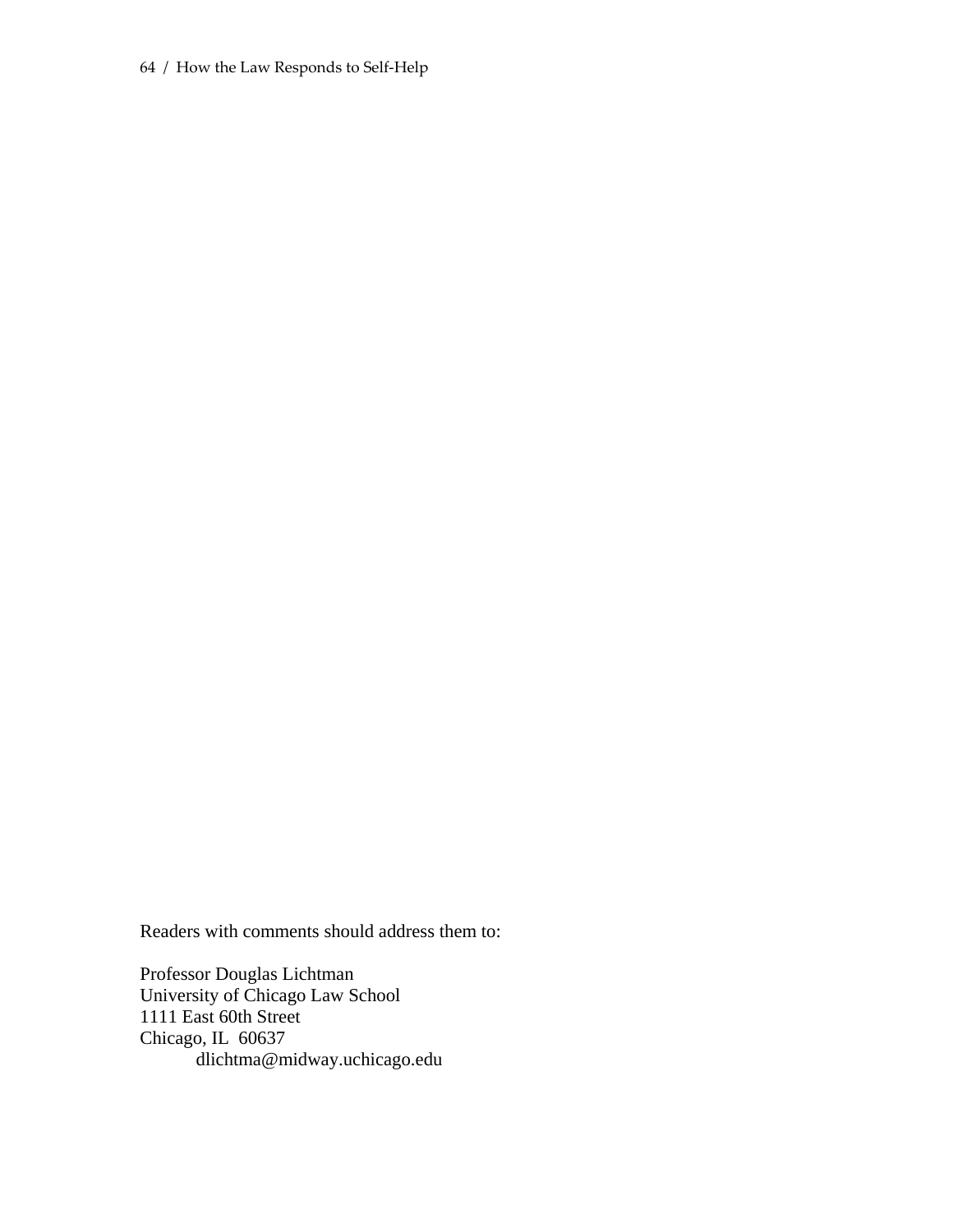Readers with comments should address them to:

Professor Douglas Lichtman
University of Chicago Law School
1111 East 60th Street
Chicago, IL 60637
dlichtma@midway.uchicago.edu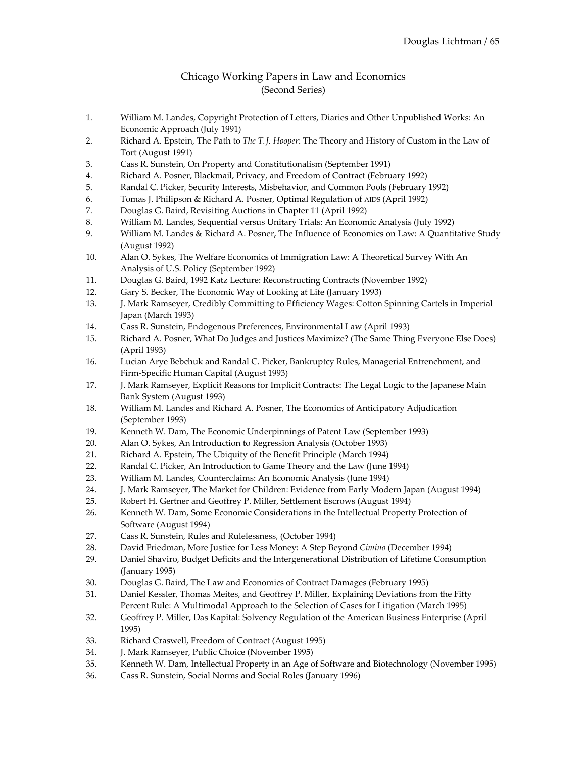# Chicago Working Papers in Law and Economics
(Second Series)

1. William M. Landes, Copyright Protection of Letters, Diaries and Other Unpublished Works: An Economic Approach (July 1991)
2. Richard A. Epstein, The Path to *The T. J. Hooper*: The Theory and History of Custom in the Law of Tort (August 1991)
3. Cass R. Sunstein, On Property and Constitutionalism (September 1991)
4. Richard A. Posner, Blackmail, Privacy, and Freedom of Contract (February 1992)
5. Randal C. Picker, Security Interests, Misbehavior, and Common Pools (February 1992)
6. Tomas J. Philipson & Richard A. Posner, Optimal Regulation of AIDS (April 1992)
7. Douglas G. Baird, Revisiting Auctions in Chapter 11 (April 1992)
8. William M. Landes, Sequential versus Unitary Trials: An Economic Analysis (July 1992)
9. William M. Landes & Richard A. Posner, The Influence of Economics on Law: A Quantitative Study (August 1992)
10. Alan O. Sykes, The Welfare Economics of Immigration Law: A Theoretical Survey With An Analysis of U.S. Policy (September 1992)
11. Douglas G. Baird, 1992 Katz Lecture: Reconstructing Contracts (November 1992)
12. Gary S. Becker, The Economic Way of Looking at Life (January 1993)
13. J. Mark Ramseyer, Credibly Committing to Efficiency Wages: Cotton Spinning Cartels in Imperial Japan (March 1993)
14. Cass R. Sunstein, Endogenous Preferences, Environmental Law (April 1993)
15. Richard A. Posner, What Do Judges and Justices Maximize? (The Same Thing Everyone Else Does) (April 1993)
16. Lucian Arye Bebchuk and Randal C. Picker, Bankruptcy Rules, Managerial Entrenchment, and Firm-Specific Human Capital (August 1993)
17. J. Mark Ramseyer, Explicit Reasons for Implicit Contracts: The Legal Logic to the Japanese Main Bank System (August 1993)
18. William M. Landes and Richard A. Posner, The Economics of Anticipatory Adjudication (September 1993)
19. Kenneth W. Dam, The Economic Underpinnings of Patent Law (September 1993)
20. Alan O. Sykes, An Introduction to Regression Analysis (October 1993)
21. Richard A. Epstein, The Ubiquity of the Benefit Principle (March 1994)
22. Randal C. Picker, An Introduction to Game Theory and the Law (June 1994)
23. William M. Landes, Counterclaims: An Economic Analysis (June 1994)
24. J. Mark Ramseyer, The Market for Children: Evidence from Early Modern Japan (August 1994)
25. Robert H. Gertner and Geoffrey P. Miller, Settlement Escrows (August 1994)
26. Kenneth W. Dam, Some Economic Considerations in the Intellectual Property Protection of Software (August 1994)
27. Cass R. Sunstein, Rules and Rulelessness, (October 1994)
28. David Friedman, More Justice for Less Money: A Step Beyond *Cimino* (December 1994)
29. Daniel Shaviro, Budget Deficits and the Intergenerational Distribution of Lifetime Consumption (January 1995)
30. Douglas G. Baird, The Law and Economics of Contract Damages (February 1995)
31. Daniel Kessler, Thomas Meites, and Geoffrey P. Miller, Explaining Deviations from the Fifty Percent Rule: A Multimodal Approach to the Selection of Cases for Litigation (March 1995)
32. Geoffrey P. Miller, Das Kapital: Solvency Regulation of the American Business Enterprise (April 1995)
33. Richard Craswell, Freedom of Contract (August 1995)
34. J. Mark Ramseyer, Public Choice (November 1995)
35. Kenneth W. Dam, Intellectual Property in an Age of Software and Biotechnology (November 1995)
36. Cass R. Sunstein, Social Norms and Social Roles (January 1996)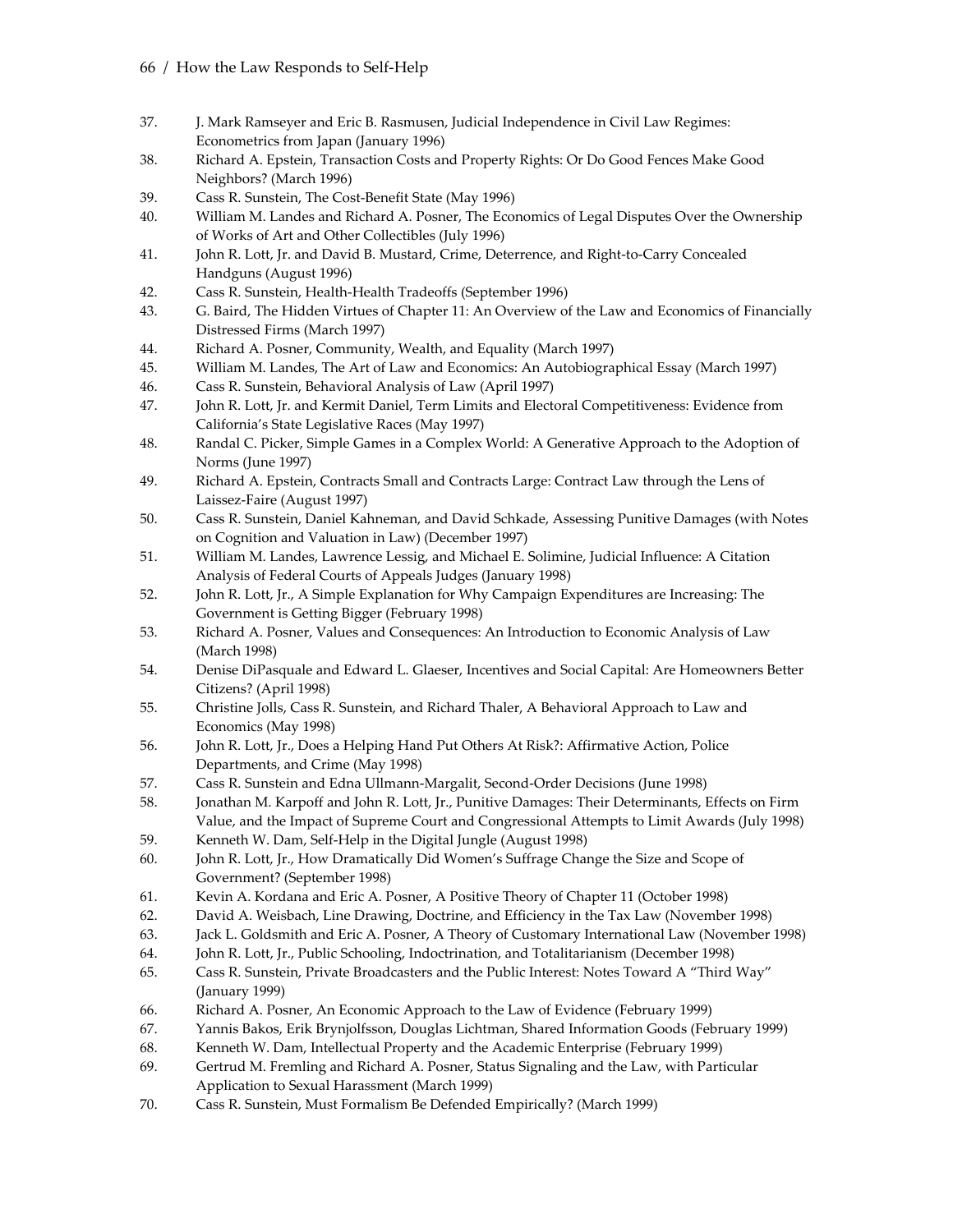37. J. Mark Ramseyer and Eric B. Rasmusen, Judicial Independence in Civil Law Regimes: Econometrics from Japan (January 1996)
38. Richard A. Epstein, Transaction Costs and Property Rights: Or Do Good Fences Make Good Neighbors? (March 1996)
39. Cass R. Sunstein, The Cost-Benefit State (May 1996)
40. William M. Landes and Richard A. Posner, The Economics of Legal Disputes Over the Ownership of Works of Art and Other Collectibles (July 1996)
41. John R. Lott, Jr. and David B. Mustard, Crime, Deterrence, and Right-to-Carry Concealed Handguns (August 1996)
42. Cass R. Sunstein, Health-Health Tradeoffs (September 1996)
43. G. Baird, The Hidden Virtues of Chapter 11: An Overview of the Law and Economics of Financially Distressed Firms (March 1997)
44. Richard A. Posner, Community, Wealth, and Equality (March 1997)
45. William M. Landes, The Art of Law and Economics: An Autobiographical Essay (March 1997)
46. Cass R. Sunstein, Behavioral Analysis of Law (April 1997)
47. John R. Lott, Jr. and Kermit Daniel, Term Limits and Electoral Competitiveness: Evidence from California's State Legislative Races (May 1997)
48. Randal C. Picker, Simple Games in a Complex World: A Generative Approach to the Adoption of Norms (June 1997)
49. Richard A. Epstein, Contracts Small and Contracts Large: Contract Law through the Lens of Laissez-Faire (August 1997)
50. Cass R. Sunstein, Daniel Kahneman, and David Schkade, Assessing Punitive Damages (with Notes on Cognition and Valuation in Law) (December 1997)
51. William M. Landes, Lawrence Lessig, and Michael E. Solimine, Judicial Influence: A Citation Analysis of Federal Courts of Appeals Judges (January 1998)
52. John R. Lott, Jr., A Simple Explanation for Why Campaign Expenditures are Increasing: The Government is Getting Bigger (February 1998)
53. Richard A. Posner, Values and Consequences: An Introduction to Economic Analysis of Law (March 1998)
54. Denise DiPasquale and Edward L. Glaeser, Incentives and Social Capital: Are Homeowners Better Citizens? (April 1998)
55. Christine Jolls, Cass R. Sunstein, and Richard Thaler, A Behavioral Approach to Law and Economics (May 1998)
56. John R. Lott, Jr., Does a Helping Hand Put Others At Risk?: Affirmative Action, Police Departments, and Crime (May 1998)
57. Cass R. Sunstein and Edna Ullmann-Margalit, Second-Order Decisions (June 1998)
58. Jonathan M. Karpoff and John R. Lott, Jr., Punitive Damages: Their Determinants, Effects on Firm Value, and the Impact of Supreme Court and Congressional Attempts to Limit Awards (July 1998)
59. Kenneth W. Dam, Self-Help in the Digital Jungle (August 1998)
60. John R. Lott, Jr., How Dramatically Did Women's Suffrage Change the Size and Scope of Government? (September 1998)
61. Kevin A. Kordana and Eric A. Posner, A Positive Theory of Chapter 11 (October 1998)
62. David A. Weisbach, Line Drawing, Doctrine, and Efficiency in the Tax Law (November 1998)
63. Jack L. Goldsmith and Eric A. Posner, A Theory of Customary International Law (November 1998)
64. John R. Lott, Jr., Public Schooling, Indoctrination, and Totalitarianism (December 1998)
65. Cass R. Sunstein, Private Broadcasters and the Public Interest: Notes Toward A "Third Way" (January 1999)
66. Richard A. Posner, An Economic Approach to the Law of Evidence (February 1999)
67. Yannis Bakos, Erik Brynjolfsson, Douglas Lichtman, Shared Information Goods (February 1999)
68. Kenneth W. Dam, Intellectual Property and the Academic Enterprise (February 1999)
69. Gertrud M. Fremling and Richard A. Posner, Status Signaling and the Law, with Particular Application to Sexual Harassment (March 1999)
70. Cass R. Sunstein, Must Formalism Be Defended Empirically? (March 1999)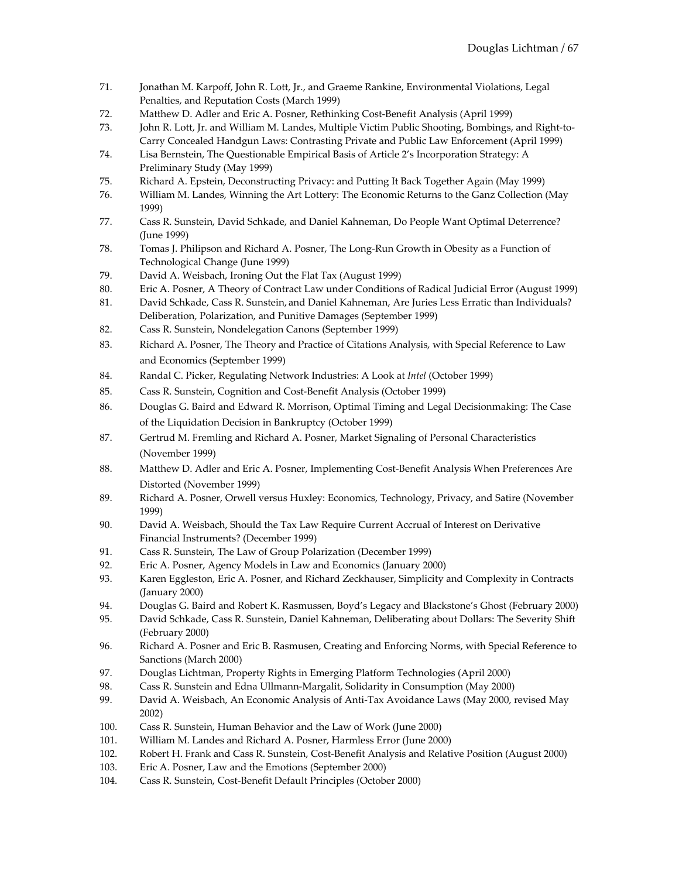71. Jonathan M. Karpoff, John R. Lott, Jr., and Graeme Rankine, Environmental Violations, Legal Penalties, and Reputation Costs (March 1999)
72. Matthew D. Adler and Eric A. Posner, Rethinking Cost-Benefit Analysis (April 1999)
73. John R. Lott, Jr. and William M. Landes, Multiple Victim Public Shooting, Bombings, and Right-to-Carry Concealed Handgun Laws: Contrasting Private and Public Law Enforcement (April 1999)
74. Lisa Bernstein, The Questionable Empirical Basis of Article 2's Incorporation Strategy: A Preliminary Study (May 1999)
75. Richard A. Epstein, Deconstructing Privacy: and Putting It Back Together Again (May 1999)
76. William M. Landes, Winning the Art Lottery: The Economic Returns to the Ganz Collection (May 1999)
77. Cass R. Sunstein, David Schkade, and Daniel Kahneman, Do People Want Optimal Deterrence? (June 1999)
78. Tomas J. Philipson and Richard A. Posner, The Long-Run Growth in Obesity as a Function of Technological Change (June 1999)
79. David A. Weisbach, Ironing Out the Flat Tax (August 1999)
80. Eric A. Posner, A Theory of Contract Law under Conditions of Radical Judicial Error (August 1999)
81. David Schkade, Cass R. Sunstein, and Daniel Kahneman, Are Juries Less Erratic than Individuals? Deliberation, Polarization, and Punitive Damages (September 1999)
82. Cass R. Sunstein, Nondelegation Canons (September 1999)
83. Richard A. Posner, The Theory and Practice of Citations Analysis, with Special Reference to Law and Economics (September 1999)
84. Randal C. Picker, Regulating Network Industries: A Look at *Intel* (October 1999)
85. Cass R. Sunstein, Cognition and Cost-Benefit Analysis (October 1999)
86. Douglas G. Baird and Edward R. Morrison, Optimal Timing and Legal Decisionmaking: The Case of the Liquidation Decision in Bankruptcy (October 1999)
87. Gertrud M. Fremling and Richard A. Posner, Market Signaling of Personal Characteristics (November 1999)
88. Matthew D. Adler and Eric A. Posner, Implementing Cost-Benefit Analysis When Preferences Are Distorted (November 1999)
89. Richard A. Posner, Orwell versus Huxley: Economics, Technology, Privacy, and Satire (November 1999)
90. David A. Weisbach, Should the Tax Law Require Current Accrual of Interest on Derivative Financial Instruments? (December 1999)
91. Cass R. Sunstein, The Law of Group Polarization (December 1999)
92. Eric A. Posner, Agency Models in Law and Economics (January 2000)
93. Karen Eggleston, Eric A. Posner, and Richard Zeckhauser, Simplicity and Complexity in Contracts (January 2000)
94. Douglas G. Baird and Robert K. Rasmussen, Boyd's Legacy and Blackstone's Ghost (February 2000)
95. David Schkade, Cass R. Sunstein, Daniel Kahneman, Deliberating about Dollars: The Severity Shift (February 2000)
96. Richard A. Posner and Eric B. Rasmusen, Creating and Enforcing Norms, with Special Reference to Sanctions (March 2000)
97. Douglas Lichtman, Property Rights in Emerging Platform Technologies (April 2000)
98. Cass R. Sunstein and Edna Ullmann-Margalit, Solidarity in Consumption (May 2000)
99. David A. Weisbach, An Economic Analysis of Anti-Tax Avoidance Laws (May 2000, revised May 2002)
100. Cass R. Sunstein, Human Behavior and the Law of Work (June 2000)
101. William M. Landes and Richard A. Posner, Harmless Error (June 2000)
102. Robert H. Frank and Cass R. Sunstein, Cost-Benefit Analysis and Relative Position (August 2000)
103. Eric A. Posner, Law and the Emotions (September 2000)
104. Cass R. Sunstein, Cost-Benefit Default Principles (October 2000)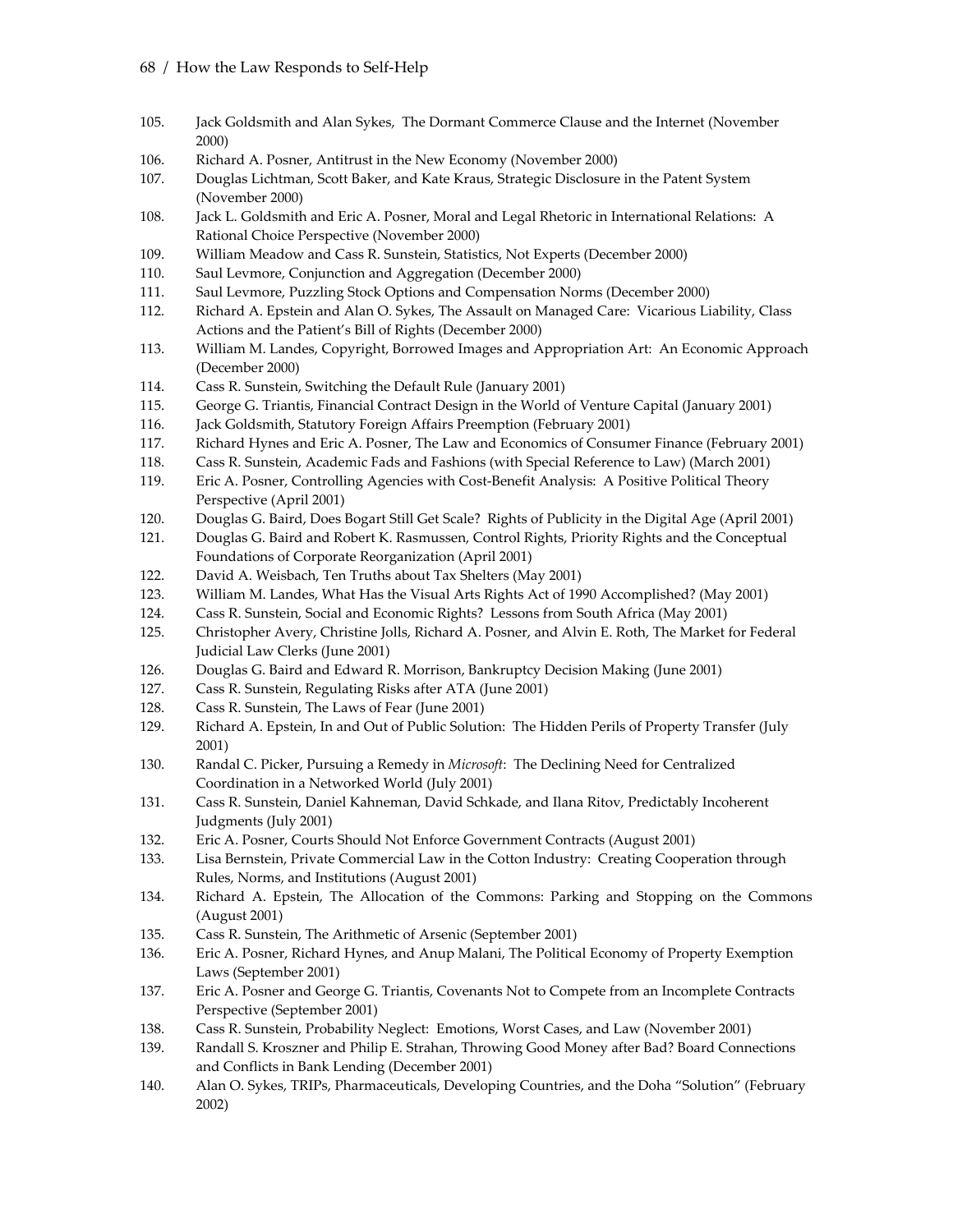105. Jack Goldsmith and Alan Sykes, The Dormant Commerce Clause and the Internet (November 2000)
106. Richard A. Posner, Antitrust in the New Economy (November 2000)
107. Douglas Lichtman, Scott Baker, and Kate Kraus, Strategic Disclosure in the Patent System (November 2000)
108. Jack L. Goldsmith and Eric A. Posner, Moral and Legal Rhetoric in International Relations: A Rational Choice Perspective (November 2000)
109. William Meadow and Cass R. Sunstein, Statistics, Not Experts (December 2000)
110. Saul Levmore, Conjunction and Aggregation (December 2000)
111. Saul Levmore, Puzzling Stock Options and Compensation Norms (December 2000)
112. Richard A. Epstein and Alan O. Sykes, The Assault on Managed Care: Vicarious Liability, Class Actions and the Patient's Bill of Rights (December 2000)
113. William M. Landes, Copyright, Borrowed Images and Appropriation Art: An Economic Approach (December 2000)
114. Cass R. Sunstein, Switching the Default Rule (January 2001)
115. George G. Triantis, Financial Contract Design in the World of Venture Capital (January 2001)
116. Jack Goldsmith, Statutory Foreign Affairs Preemption (February 2001)
117. Richard Hynes and Eric A. Posner, The Law and Economics of Consumer Finance (February 2001)
118. Cass R. Sunstein, Academic Fads and Fashions (with Special Reference to Law) (March 2001)
119. Eric A. Posner, Controlling Agencies with Cost-Benefit Analysis: A Positive Political Theory Perspective (April 2001)
120. Douglas G. Baird, Does Bogart Still Get Scale? Rights of Publicity in the Digital Age (April 2001)
121. Douglas G. Baird and Robert K. Rasmussen, Control Rights, Priority Rights and the Conceptual Foundations of Corporate Reorganization (April 2001)
122. David A. Weisbach, Ten Truths about Tax Shelters (May 2001)
123. William M. Landes, What Has the Visual Arts Rights Act of 1990 Accomplished? (May 2001)
124. Cass R. Sunstein, Social and Economic Rights? Lessons from South Africa (May 2001)
125. Christopher Avery, Christine Jolls, Richard A. Posner, and Alvin E. Roth, The Market for Federal Judicial Law Clerks (June 2001)
126. Douglas G. Baird and Edward R. Morrison, Bankruptcy Decision Making (June 2001)
127. Cass R. Sunstein, Regulating Risks after ATA (June 2001)
128. Cass R. Sunstein, The Laws of Fear (June 2001)
129. Richard A. Epstein, In and Out of Public Solution: The Hidden Perils of Property Transfer (July 2001)
130. Randal C. Picker, Pursuing a Remedy in *Microsoft*: The Declining Need for Centralized Coordination in a Networked World (July 2001)
131. Cass R. Sunstein, Daniel Kahneman, David Schkade, and Ilana Ritov, Predictably Incoherent Judgments (July 2001)
132. Eric A. Posner, Courts Should Not Enforce Government Contracts (August 2001)
133. Lisa Bernstein, Private Commercial Law in the Cotton Industry: Creating Cooperation through Rules, Norms, and Institutions (August 2001)
134. Richard A. Epstein, The Allocation of the Commons: Parking and Stopping on the Commons (August 2001)
135. Cass R. Sunstein, The Arithmetic of Arsenic (September 2001)
136. Eric A. Posner, Richard Hynes, and Anup Malani, The Political Economy of Property Exemption Laws (September 2001)
137. Eric A. Posner and George G. Triantis, Covenants Not to Compete from an Incomplete Contracts Perspective (September 2001)
138. Cass R. Sunstein, Probability Neglect: Emotions, Worst Cases, and Law (November 2001)
139. Randall S. Kroszner and Philip E. Strahan, Throwing Good Money after Bad? Board Connections and Conflicts in Bank Lending (December 2001)
140. Alan O. Sykes, TRIPs, Pharmaceuticals, Developing Countries, and the Doha "Solution" (February 2002)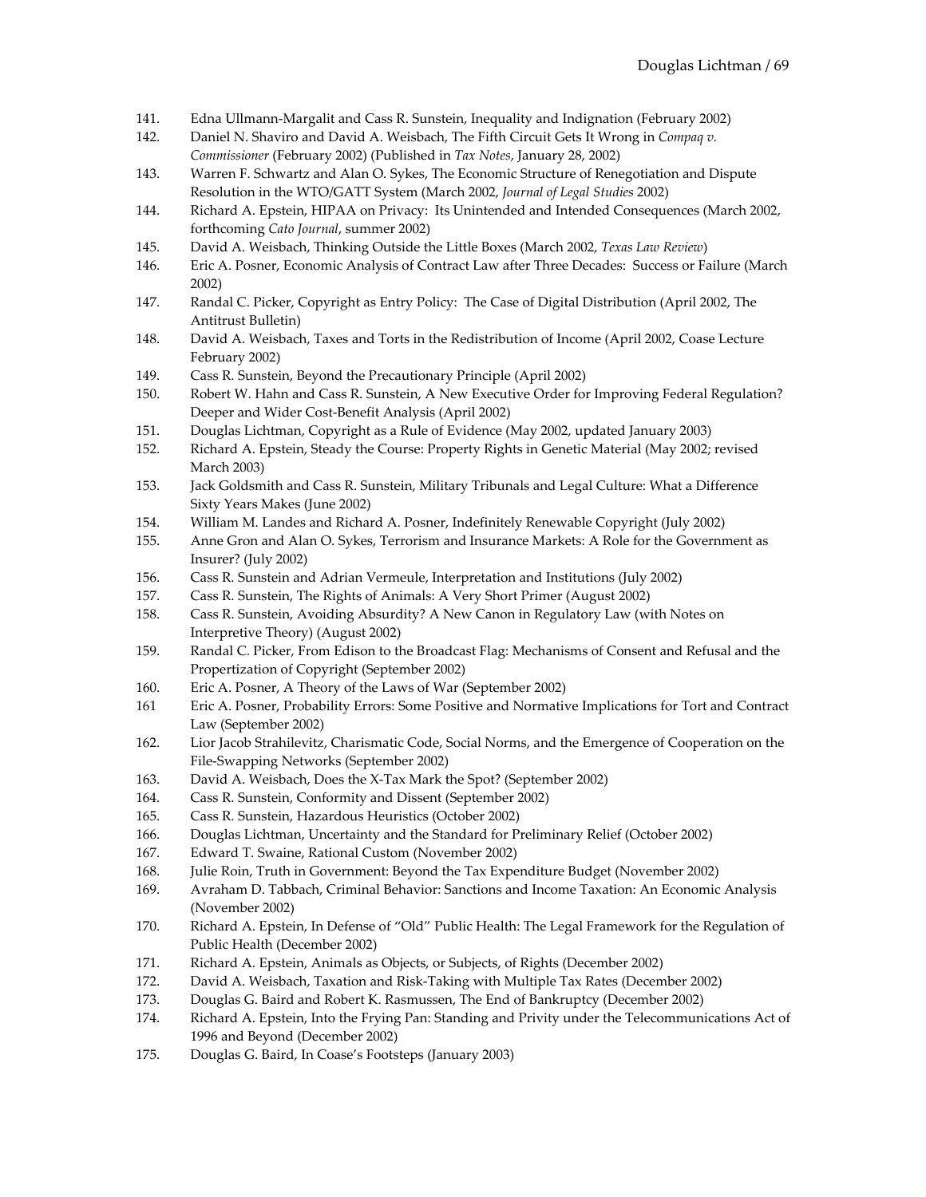141. Edna Ullmann-Margalit and Cass R. Sunstein, Inequality and Indignation (February 2002)
142. Daniel N. Shaviro and David A. Weisbach, The Fifth Circuit Gets It Wrong in *Compaq v. Commissioner* (February 2002) (Published in *Tax Notes*, January 28, 2002)
143. Warren F. Schwartz and Alan O. Sykes, The Economic Structure of Renegotiation and Dispute Resolution in the WTO/GATT System (March 2002, *Journal of Legal Studies* 2002)
144. Richard A. Epstein, HIPAA on Privacy: Its Unintended and Intended Consequences (March 2002, forthcoming *Cato Journal*, summer 2002)
145. David A. Weisbach, Thinking Outside the Little Boxes (March 2002, *Texas Law Review*)
146. Eric A. Posner, Economic Analysis of Contract Law after Three Decades: Success or Failure (March 2002)
147. Randal C. Picker, Copyright as Entry Policy: The Case of Digital Distribution (April 2002, The Antitrust Bulletin)
148. David A. Weisbach, Taxes and Torts in the Redistribution of Income (April 2002, Coase Lecture February 2002)
149. Cass R. Sunstein, Beyond the Precautionary Principle (April 2002)
150. Robert W. Hahn and Cass R. Sunstein, A New Executive Order for Improving Federal Regulation? Deeper and Wider Cost-Benefit Analysis (April 2002)
151. Douglas Lichtman, Copyright as a Rule of Evidence (May 2002, updated January 2003)
152. Richard A. Epstein, Steady the Course: Property Rights in Genetic Material (May 2002; revised March 2003)
153. Jack Goldsmith and Cass R. Sunstein, Military Tribunals and Legal Culture: What a Difference Sixty Years Makes (June 2002)
154. William M. Landes and Richard A. Posner, Indefinitely Renewable Copyright (July 2002)
155. Anne Gron and Alan O. Sykes, Terrorism and Insurance Markets: A Role for the Government as Insurer? (July 2002)
156. Cass R. Sunstein and Adrian Vermeule, Interpretation and Institutions (July 2002)
157. Cass R. Sunstein, The Rights of Animals: A Very Short Primer (August 2002)
158. Cass R. Sunstein, Avoiding Absurdity? A New Canon in Regulatory Law (with Notes on Interpretive Theory) (August 2002)
159. Randal C. Picker, From Edison to the Broadcast Flag: Mechanisms of Consent and Refusal and the Propertization of Copyright (September 2002)
160. Eric A. Posner, A Theory of the Laws of War (September 2002)
161 Eric A. Posner, Probability Errors: Some Positive and Normative Implications for Tort and Contract Law (September 2002)
162. Lior Jacob Strahilevitz, Charismatic Code, Social Norms, and the Emergence of Cooperation on the File-Swapping Networks (September 2002)
163. David A. Weisbach, Does the X-Tax Mark the Spot? (September 2002)
164. Cass R. Sunstein, Conformity and Dissent (September 2002)
165. Cass R. Sunstein, Hazardous Heuristics (October 2002)
166. Douglas Lichtman, Uncertainty and the Standard for Preliminary Relief (October 2002)
167. Edward T. Swaine, Rational Custom (November 2002)
168. Julie Roin, Truth in Government: Beyond the Tax Expenditure Budget (November 2002)
169. Avraham D. Tabbach, Criminal Behavior: Sanctions and Income Taxation: An Economic Analysis (November 2002)
170. Richard A. Epstein, In Defense of "Old" Public Health: The Legal Framework for the Regulation of Public Health (December 2002)
171. Richard A. Epstein, Animals as Objects, or Subjects, of Rights (December 2002)
172. David A. Weisbach, Taxation and Risk-Taking with Multiple Tax Rates (December 2002)
173. Douglas G. Baird and Robert K. Rasmussen, The End of Bankruptcy (December 2002)
174. Richard A. Epstein, Into the Frying Pan: Standing and Privity under the Telecommunications Act of 1996 and Beyond (December 2002)
175. Douglas G. Baird, In Coase's Footsteps (January 2003)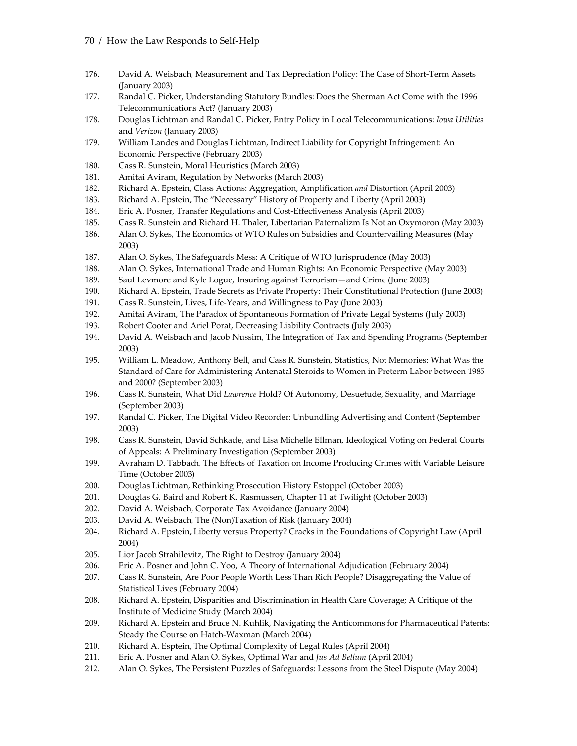176. David A. Weisbach, Measurement and Tax Depreciation Policy: The Case of Short-Term Assets (January 2003)
177. Randal C. Picker, Understanding Statutory Bundles: Does the Sherman Act Come with the 1996 Telecommunications Act? (January 2003)
178. Douglas Lichtman and Randal C. Picker, Entry Policy in Local Telecommunications: *Iowa Utilities* and *Verizon* (January 2003)
179. William Landes and Douglas Lichtman, Indirect Liability for Copyright Infringement: An Economic Perspective (February 2003)
180. Cass R. Sunstein, Moral Heuristics (March 2003)
181. Amitai Aviram, Regulation by Networks (March 2003)
182. Richard A. Epstein, Class Actions: Aggregation, Amplification *and* Distortion (April 2003)
183. Richard A. Epstein, The "Necessary" History of Property and Liberty (April 2003)
184. Eric A. Posner, Transfer Regulations and Cost-Effectiveness Analysis (April 2003)
185. Cass R. Sunstein and Richard H. Thaler, Libertarian Paternalizm Is Not an Oxymoron (May 2003)
186. Alan O. Sykes, The Economics of WTO Rules on Subsidies and Countervailing Measures (May 2003)
187. Alan O. Sykes, The Safeguards Mess: A Critique of WTO Jurisprudence (May 2003)
188. Alan O. Sykes, International Trade and Human Rights: An Economic Perspective (May 2003)
189. Saul Levmore and Kyle Logue, Insuring against Terrorism—and Crime (June 2003)
190. Richard A. Epstein, Trade Secrets as Private Property: Their Constitutional Protection (June 2003)
191. Cass R. Sunstein, Lives, Life-Years, and Willingness to Pay (June 2003)
192. Amitai Aviram, The Paradox of Spontaneous Formation of Private Legal Systems (July 2003)
193. Robert Cooter and Ariel Porat, Decreasing Liability Contracts (July 2003)
194. David A. Weisbach and Jacob Nussim, The Integration of Tax and Spending Programs (September 2003)
195. William L. Meadow, Anthony Bell, and Cass R. Sunstein, Statistics, Not Memories: What Was the Standard of Care for Administering Antenatal Steroids to Women in Preterm Labor between 1985 and 2000? (September 2003)
196. Cass R. Sunstein, What Did *Lawrence* Hold? Of Autonomy, Desuetude, Sexuality, and Marriage (September 2003)
197. Randal C. Picker, The Digital Video Recorder: Unbundling Advertising and Content (September 2003)
198. Cass R. Sunstein, David Schkade, and Lisa Michelle Ellman, Ideological Voting on Federal Courts of Appeals: A Preliminary Investigation (September 2003)
199. Avraham D. Tabbach, The Effects of Taxation on Income Producing Crimes with Variable Leisure Time (October 2003)
200. Douglas Lichtman, Rethinking Prosecution History Estoppel (October 2003)
201. Douglas G. Baird and Robert K. Rasmussen, Chapter 11 at Twilight (October 2003)
202. David A. Weisbach, Corporate Tax Avoidance (January 2004)
203. David A. Weisbach, The (Non)Taxation of Risk (January 2004)
204. Richard A. Epstein, Liberty versus Property? Cracks in the Foundations of Copyright Law (April 2004)
205. Lior Jacob Strahilevitz, The Right to Destroy (January 2004)
206. Eric A. Posner and John C. Yoo, A Theory of International Adjudication (February 2004)
207. Cass R. Sunstein, Are Poor People Worth Less Than Rich People? Disaggregating the Value of Statistical Lives (February 2004)
208. Richard A. Epstein, Disparities and Discrimination in Health Care Coverage; A Critique of the Institute of Medicine Study (March 2004)
209. Richard A. Epstein and Bruce N. Kuhlik, Navigating the Anticommons for Pharmaceutical Patents: Steady the Course on Hatch-Waxman (March 2004)
210. Richard A. Esptein, The Optimal Complexity of Legal Rules (April 2004)
211. Eric A. Posner and Alan O. Sykes, Optimal War and *Jus Ad Bellum* (April 2004)
212. Alan O. Sykes, The Persistent Puzzles of Safeguards: Lessons from the Steel Dispute (May 2004)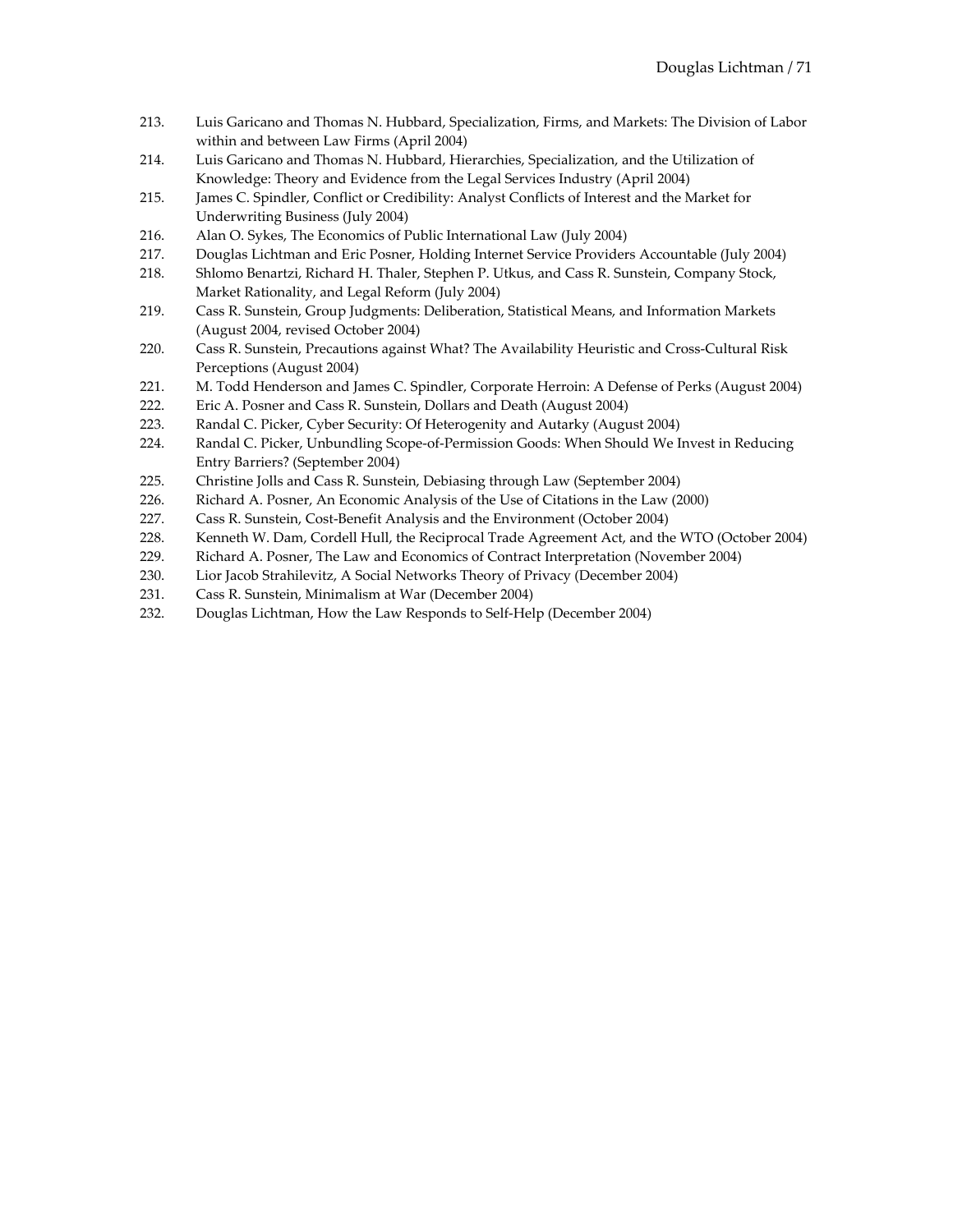213. Luis Garicano and Thomas N. Hubbard, Specialization, Firms, and Markets: The Division of Labor within and between Law Firms (April 2004)
214. Luis Garicano and Thomas N. Hubbard, Hierarchies, Specialization, and the Utilization of Knowledge: Theory and Evidence from the Legal Services Industry (April 2004)
215. James C. Spindler, Conflict or Credibility: Analyst Conflicts of Interest and the Market for Underwriting Business (July 2004)
216. Alan O. Sykes, The Economics of Public International Law (July 2004)
217. Douglas Lichtman and Eric Posner, Holding Internet Service Providers Accountable (July 2004)
218. Shlomo Benartzi, Richard H. Thaler, Stephen P. Utkus, and Cass R. Sunstein, Company Stock, Market Rationality, and Legal Reform (July 2004)
219. Cass R. Sunstein, Group Judgments: Deliberation, Statistical Means, and Information Markets (August 2004, revised October 2004)
220. Cass R. Sunstein, Precautions against What? The Availability Heuristic and Cross-Cultural Risk Perceptions (August 2004)
221. M. Todd Henderson and James C. Spindler, Corporate Herroin: A Defense of Perks (August 2004)
222. Eric A. Posner and Cass R. Sunstein, Dollars and Death (August 2004)
223. Randal C. Picker, Cyber Security: Of Heterogenity and Autarky (August 2004)
224. Randal C. Picker, Unbundling Scope-of-Permission Goods: When Should We Invest in Reducing Entry Barriers? (September 2004)
225. Christine Jolls and Cass R. Sunstein, Debiasing through Law (September 2004)
226. Richard A. Posner, An Economic Analysis of the Use of Citations in the Law (2000)
227. Cass R. Sunstein, Cost-Benefit Analysis and the Environment (October 2004)
228. Kenneth W. Dam, Cordell Hull, the Reciprocal Trade Agreement Act, and the WTO (October 2004)
229. Richard A. Posner, The Law and Economics of Contract Interpretation (November 2004)
230. Lior Jacob Strahilevitz, A Social Networks Theory of Privacy (December 2004)
231. Cass R. Sunstein, Minimalism at War (December 2004)
232. Douglas Lichtman, How the Law Responds to Self-Help (December 2004)